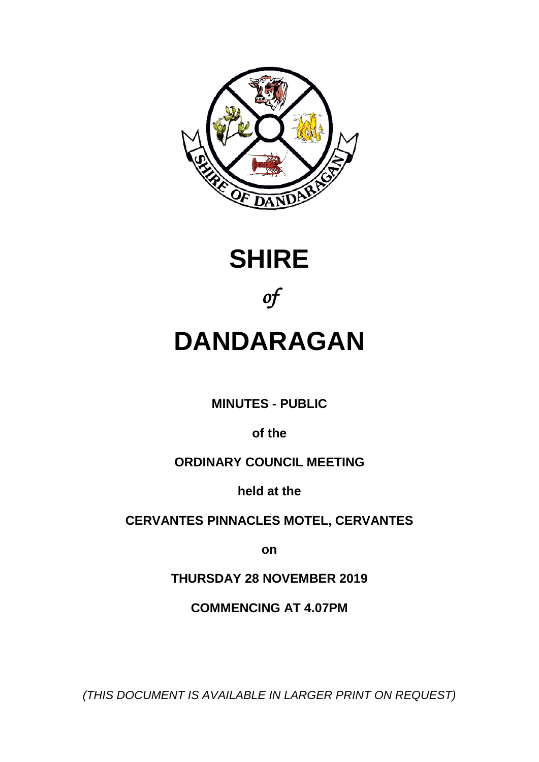# SHIRE

*of*

# DANDARAGAN

**MINUTES - PUBLIC**

**of the**

**ORDINARY COUNCIL MEETING**

**held at the**

**CERVANTES PINNACLES MOTEL, CERVANTES**

**on**

**THURSDAY 28 NOVEMBER 2019**

**COMMENCING AT 4.07PM**

*(THIS DOCUMENT IS AVAILABLE IN LARGER PRINT ON REQUEST)*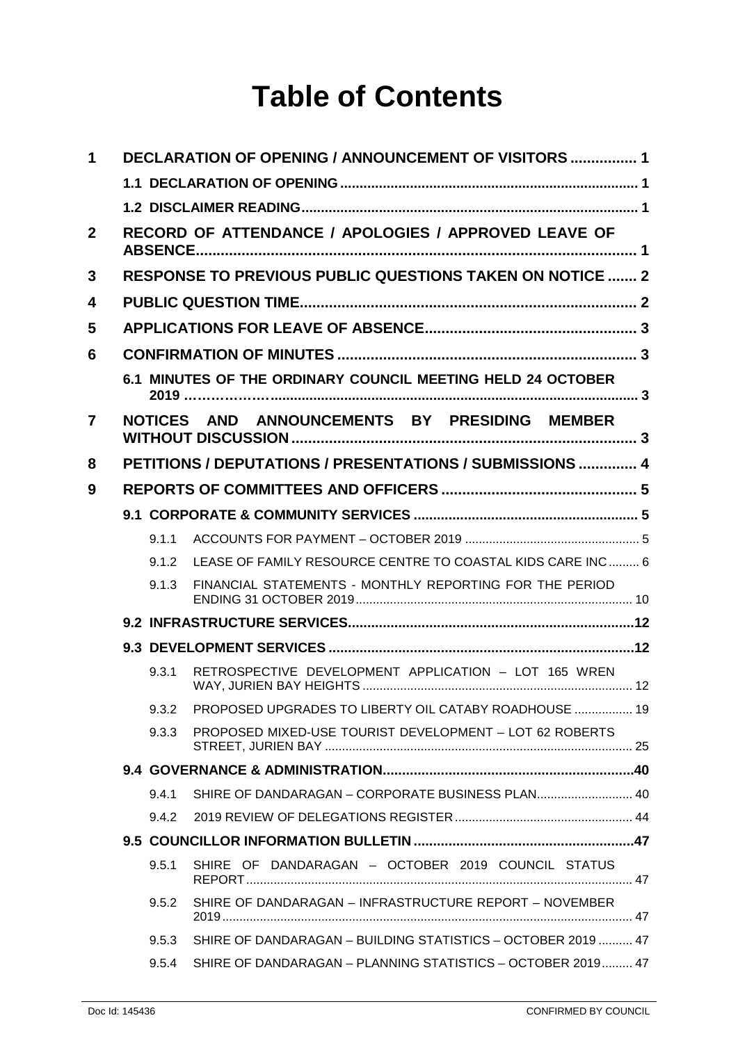# Table of Contents

**1 DECLARATION OF OPENING / ANNOUNCEMENT OF VISITORS ................ 1**

**1.1 DECLARATION OF OPENING ............................................................................ 1**

**1.2 DISCLAIMER READING...................................................................................... 1**

**2 RECORD OF ATTENDANCE / APOLOGIES / APPROVED LEAVE OF ABSENCE........................................................................................................... 1**

**3 RESPONSE TO PREVIOUS PUBLIC QUESTIONS TAKEN ON NOTICE ....... 2**

**4 PUBLIC QUESTION TIME................................................................................ 2**

**5 APPLICATIONS FOR LEAVE OF ABSENCE................................................... 3**

**6 CONFIRMATION OF MINUTES ........................................................................ 3**

**6.1 MINUTES OF THE ORDINARY COUNCIL MEETING HELD 24 OCTOBER 2019 ……………….............................................................................................. 3**

**7 NOTICES AND ANNOUNCEMENTS BY PRESIDING MEMBER WITHOUT DISCUSSION .................................................................................. 3**

**8 PETITIONS / DEPUTATIONS / PRESENTATIONS / SUBMISSIONS .............. 4**

**9 REPORTS OF COMMITTEES AND OFFICERS ............................................... 5**

**9.1 CORPORATE & COMMUNITY SERVICES ......................................................... 5**

9.1.1 ACCOUNTS FOR PAYMENT – OCTOBER 2019 .................................................. 5

9.1.2 LEASE OF FAMILY RESOURCE CENTRE TO COASTAL KIDS CARE INC ......... 6

9.1.3 FINANCIAL STATEMENTS - MONTHLY REPORTING FOR THE PERIOD ENDING 31 OCTOBER 2019................................................................................ 10

**9.2 INFRASTRUCTURE SERVICES.........................................................................12**

**9.3 DEVELOPMENT SERVICES ...............................................................................12**

9.3.1 RETROSPECTIVE DEVELOPMENT APPLICATION – LOT 165 WREN WAY, JURIEN BAY HEIGHTS .............................................................................. 12

9.3.2 PROPOSED UPGRADES TO LIBERTY OIL CATABY ROADHOUSE ................. 19

9.3.3 PROPOSED MIXED-USE TOURIST DEVELOPMENT – LOT 62 ROBERTS STREET, JURIEN BAY ......................................................................................... 25

**9.4 GOVERNANCE & ADMINISTRATION................................................................40**

9.4.1 SHIRE OF DANDARAGAN – CORPORATE BUSINESS PLAN............................ 40

9.4.2 2019 REVIEW OF DELEGATIONS REGISTER .................................................... 44

**9.5 COUNCILLOR INFORMATION BULLETIN .........................................................47**

9.5.1 SHIRE OF DANDARAGAN – OCTOBER 2019 COUNCIL STATUS REPORT................................................................................................................ 47

9.5.2 SHIRE OF DANDARAGAN – INFRASTRUCTURE REPORT – NOVEMBER 2019....................................................................................................................... 47

9.5.3 SHIRE OF DANDARAGAN – BUILDING STATISTICS – OCTOBER 2019 .......... 47

9.5.4 SHIRE OF DANDARAGAN – PLANNING STATISTICS – OCTOBER 2019......... 47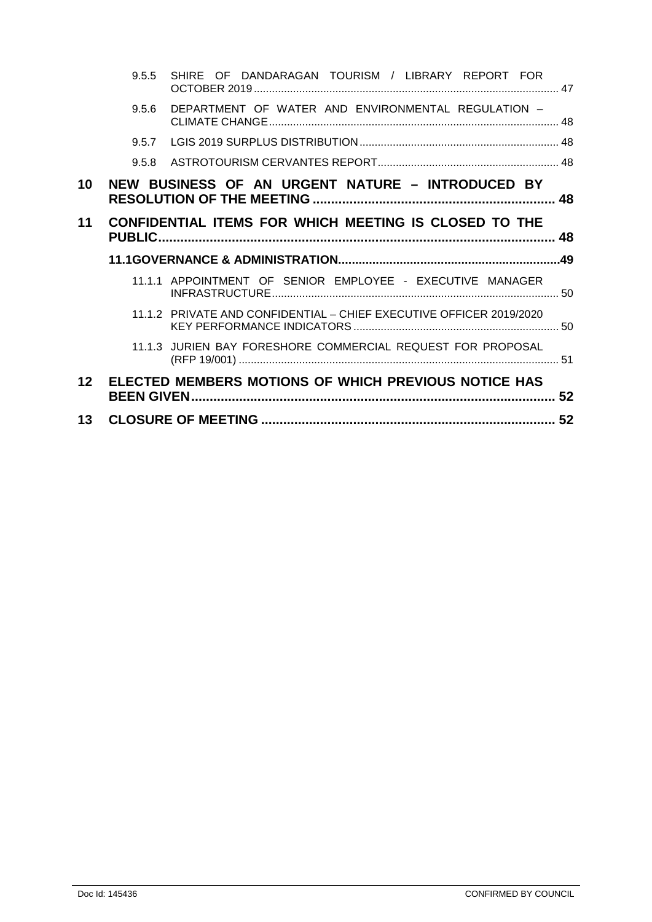9.5.5 SHIRE OF DANDARAGAN TOURISM / LIBRARY REPORT FOR OCTOBER 2019 ..... 47

9.5.6 DEPARTMENT OF WATER AND ENVIRONMENTAL REGULATION – CLIMATE CHANGE ..... 48

9.5.7 LGIS 2019 SURPLUS DISTRIBUTION ..... 48

9.5.8 ASTROTOURISM CERVANTES REPORT ..... 48

**10 NEW BUSINESS OF AN URGENT NATURE – INTRODUCED BY RESOLUTION OF THE MEETING ..... 48**

**11 CONFIDENTIAL ITEMS FOR WHICH MEETING IS CLOSED TO THE PUBLIC ..... 48**

**11.1GOVERNANCE & ADMINISTRATION ..... 49**

11.1.1 APPOINTMENT OF SENIOR EMPLOYEE - EXECUTIVE MANAGER INFRASTRUCTURE ..... 50

11.1.2 PRIVATE AND CONFIDENTIAL – CHIEF EXECUTIVE OFFICER 2019/2020 KEY PERFORMANCE INDICATORS ..... 50

11.1.3 JURIEN BAY FORESHORE COMMERCIAL REQUEST FOR PROPOSAL (RFP 19/001) ..... 51

**12 ELECTED MEMBERS MOTIONS OF WHICH PREVIOUS NOTICE HAS BEEN GIVEN ..... 52**

**13 CLOSURE OF MEETING ..... 52**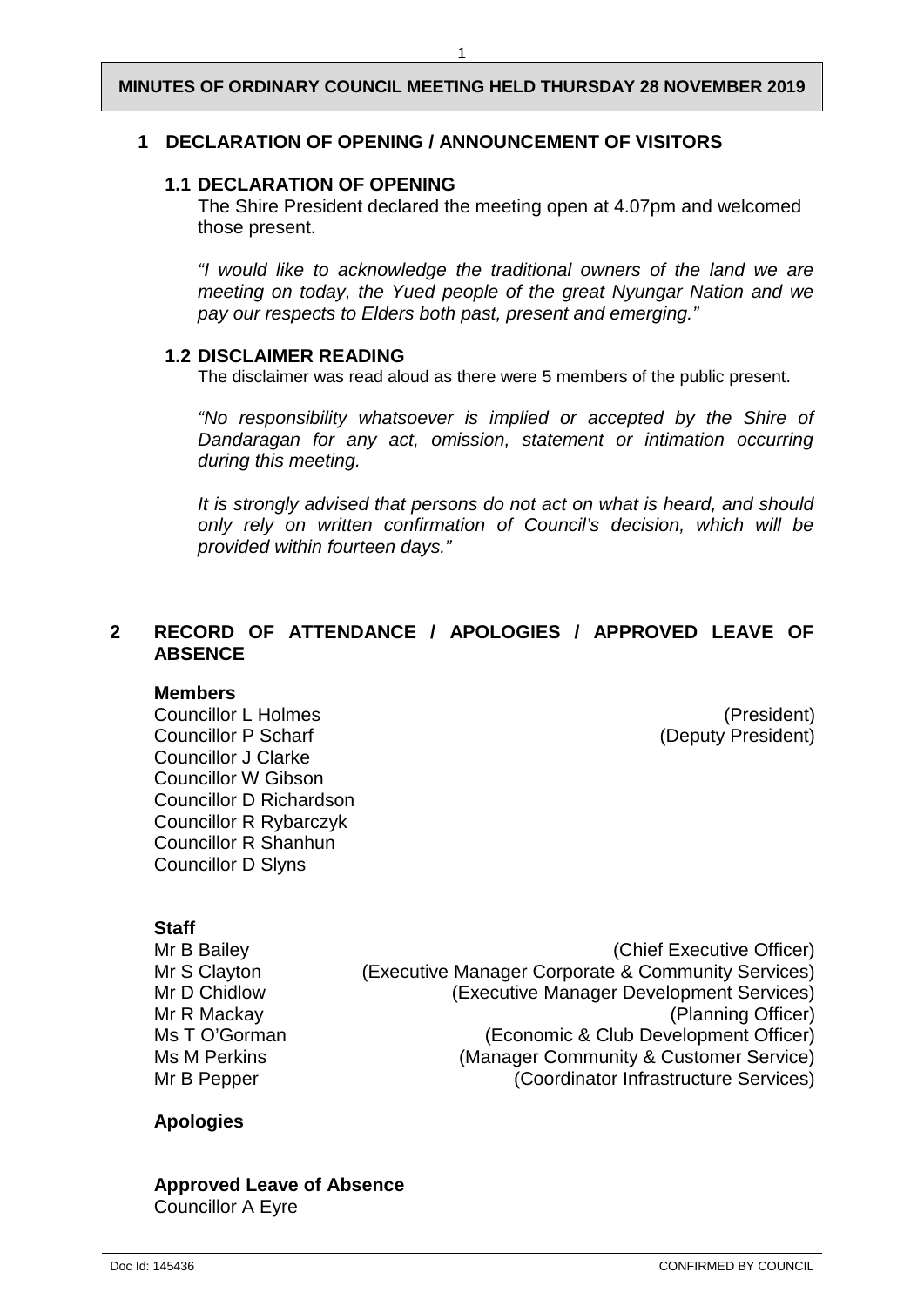**MINUTES OF ORDINARY COUNCIL MEETING HELD THURSDAY 28 NOVEMBER 2019**

# 1 DECLARATION OF OPENING / ANNOUNCEMENT OF VISITORS

## 1.1 DECLARATION OF OPENING

The Shire President declared the meeting open at 4.07pm and welcomed those present.

*"I would like to acknowledge the traditional owners of the land we are meeting on today, the Yued people of the great Nyungar Nation and we pay our respects to Elders both past, present and emerging."*

## 1.2 DISCLAIMER READING

The disclaimer was read aloud as there were 5 members of the public present.

*"No responsibility whatsoever is implied or accepted by the Shire of Dandaragan for any act, omission, statement or intimation occurring during this meeting.*

*It is strongly advised that persons do not act on what is heard, and should only rely on written confirmation of Council's decision, which will be provided within fourteen days."*

# 2 RECORD OF ATTENDANCE / APOLOGIES / APPROVED LEAVE OF ABSENCE

**Members**

| | |
|---|---|
| Councillor L Holmes | (President) |
| Councillor P Scharf | (Deputy President) |
| Councillor J Clarke | |
| Councillor W Gibson | |
| Councillor D Richardson | |
| Councillor R Rybarczyk | |
| Councillor R Shanhun | |
| Councillor D Slyns | |

**Staff**

| | |
|---|---|
| Mr B Bailey | (Chief Executive Officer) |
| Mr S Clayton | (Executive Manager Corporate & Community Services) |
| Mr D Chidlow | (Executive Manager Development Services) |
| Mr R Mackay | (Planning Officer) |
| Ms T O'Gorman | (Economic & Club Development Officer) |
| Ms M Perkins | (Manager Community & Customer Service) |
| Mr B Pepper | (Coordinator Infrastructure Services) |

**Apologies**

**Approved Leave of Absence**

Councillor A Eyre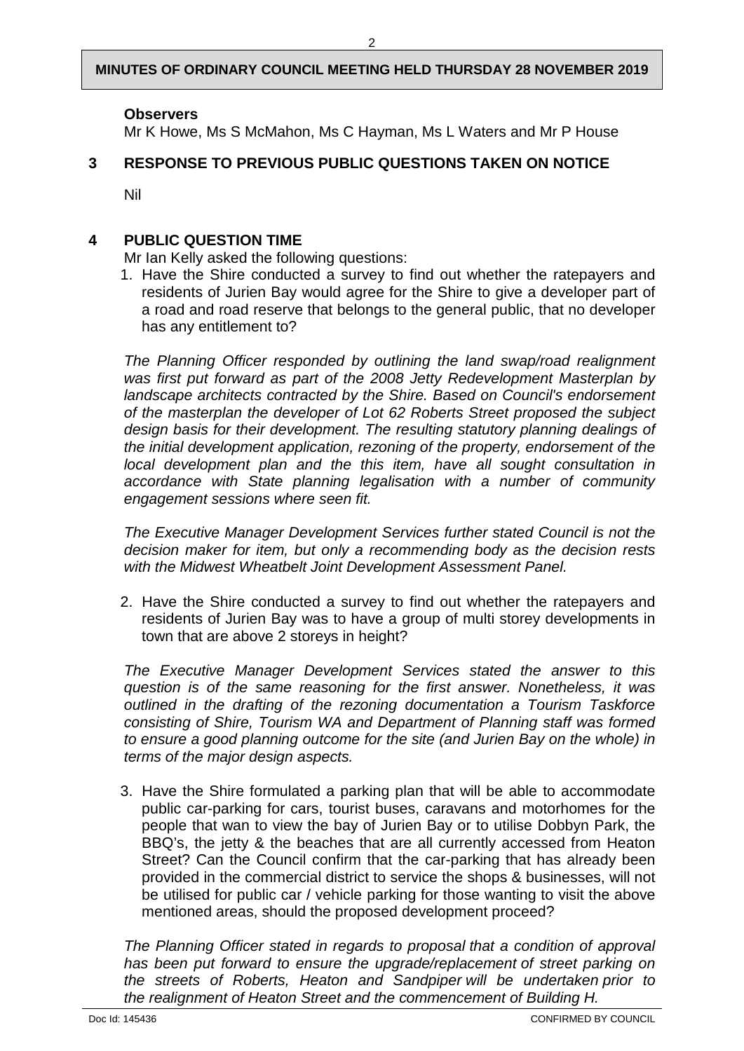**Observers**

Mr K Howe, Ms S McMahon, Ms C Hayman, Ms L Waters and Mr P House

## 3 RESPONSE TO PREVIOUS PUBLIC QUESTIONS TAKEN ON NOTICE

Nil

## 4 PUBLIC QUESTION TIME

Mr Ian Kelly asked the following questions:

1. Have the Shire conducted a survey to find out whether the ratepayers and residents of Jurien Bay would agree for the Shire to give a developer part of a road and road reserve that belongs to the general public, that no developer has any entitlement to?

*The Planning Officer responded by outlining the land swap/road realignment was first put forward as part of the 2008 Jetty Redevelopment Masterplan by landscape architects contracted by the Shire. Based on Council's endorsement of the masterplan the developer of Lot 62 Roberts Street proposed the subject design basis for their development. The resulting statutory planning dealings of the initial development application, rezoning of the property, endorsement of the local development plan and the this item, have all sought consultation in accordance with State planning legalisation with a number of community engagement sessions where seen fit.*

*The Executive Manager Development Services further stated Council is not the decision maker for item, but only a recommending body as the decision rests with the Midwest Wheatbelt Joint Development Assessment Panel.*

2. Have the Shire conducted a survey to find out whether the ratepayers and residents of Jurien Bay was to have a group of multi storey developments in town that are above 2 storeys in height?

*The Executive Manager Development Services stated the answer to this question is of the same reasoning for the first answer. Nonetheless, it was outlined in the drafting of the rezoning documentation a Tourism Taskforce consisting of Shire, Tourism WA and Department of Planning staff was formed to ensure a good planning outcome for the site (and Jurien Bay on the whole) in terms of the major design aspects.*

3. Have the Shire formulated a parking plan that will be able to accommodate public car-parking for cars, tourist buses, caravans and motorhomes for the people that wan to view the bay of Jurien Bay or to utilise Dobbyn Park, the BBQ's, the jetty & the beaches that are all currently accessed from Heaton Street? Can the Council confirm that the car-parking that has already been provided in the commercial district to service the shops & businesses, will not be utilised for public car / vehicle parking for those wanting to visit the above mentioned areas, should the proposed development proceed?

*The Planning Officer stated in regards to proposal that a condition of approval has been put forward to ensure the upgrade/replacement of street parking on the streets of Roberts, Heaton and Sandpiper will be undertaken prior to the realignment of Heaton Street and the commencement of Building H.*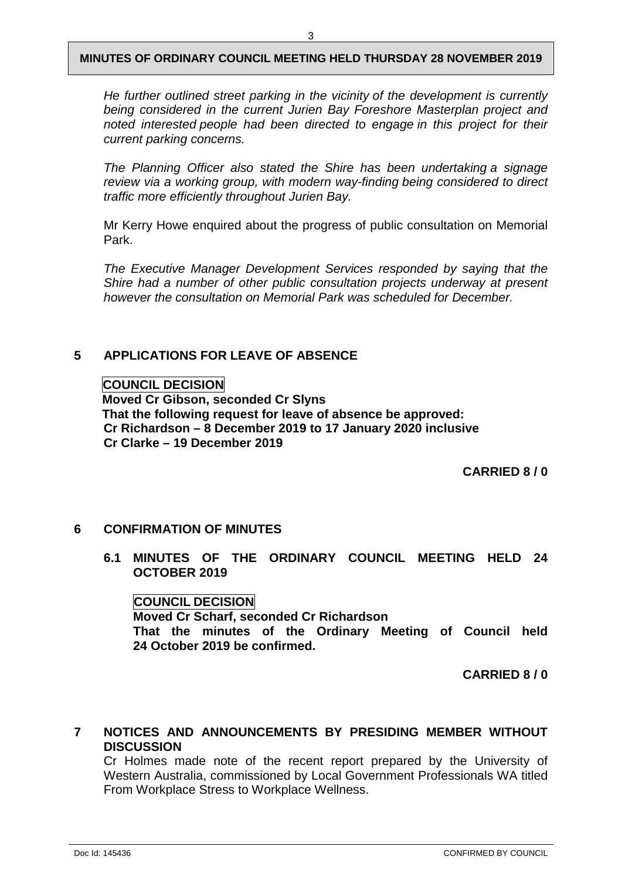*He further outlined street parking in the vicinity of the development is currently being considered in the current Jurien Bay Foreshore Masterplan project and noted interested people had been directed to engage in this project for their current parking concerns.*

*The Planning Officer also stated the Shire has been undertaking a signage review via a working group, with modern way-finding being considered to direct traffic more efficiently throughout Jurien Bay.*

Mr Kerry Howe enquired about the progress of public consultation on Memorial Park.

*The Executive Manager Development Services responded by saying that the Shire had a number of other public consultation projects underway at present however the consultation on Memorial Park was scheduled for December.*

## 5 APPLICATIONS FOR LEAVE OF ABSENCE

**COUNCIL DECISION**
**Moved Cr Gibson, seconded Cr Slyns**
**That the following request for leave of absence be approved:**
**Cr Richardson – 8 December 2019 to 17 January 2020 inclusive**
**Cr Clarke – 19 December 2019**

**CARRIED 8 / 0**

## 6 CONFIRMATION OF MINUTES

### 6.1 MINUTES OF THE ORDINARY COUNCIL MEETING HELD 24 OCTOBER 2019

**COUNCIL DECISION**
**Moved Cr Scharf, seconded Cr Richardson**
**That the minutes of the Ordinary Meeting of Council held 24 October 2019 be confirmed.**

**CARRIED 8 / 0**

## 7 NOTICES AND ANNOUNCEMENTS BY PRESIDING MEMBER WITHOUT DISCUSSION

Cr Holmes made note of the recent report prepared by the University of Western Australia, commissioned by Local Government Professionals WA titled From Workplace Stress to Workplace Wellness.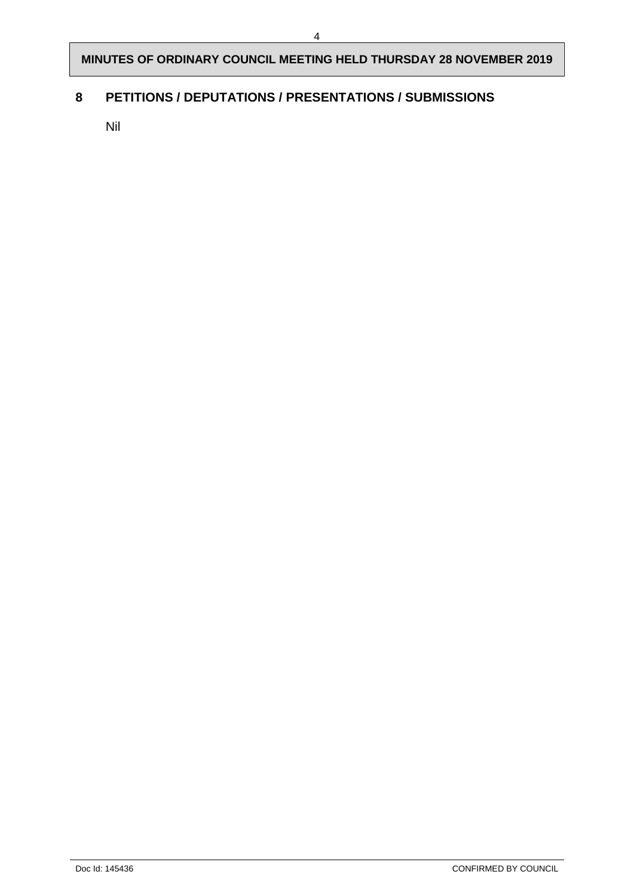## 8 PETITIONS / DEPUTATIONS / PRESENTATIONS / SUBMISSIONS

Nil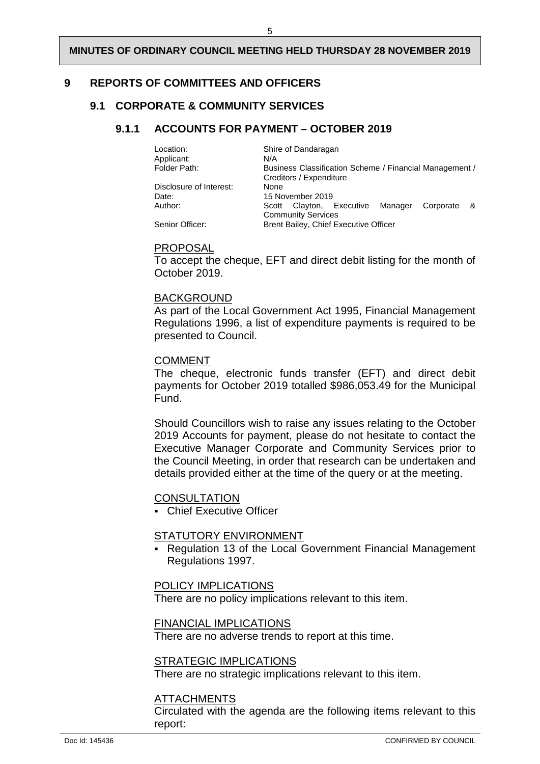## 9 REPORTS OF COMMITTEES AND OFFICERS

### 9.1 CORPORATE & COMMUNITY SERVICES

#### 9.1.1 ACCOUNTS FOR PAYMENT – OCTOBER 2019

| | |
|---|---|
| Location: | Shire of Dandaragan |
| Applicant: | N/A |
| Folder Path: | Business Classification Scheme / Financial Management / Creditors / Expenditure |
| Disclosure of Interest: | None |
| Date: | 15 November 2019 |
| Author: | Scott Clayton, Executive Manager Corporate & Community Services |
| Senior Officer: | Brent Bailey, Chief Executive Officer |

PROPOSAL

To accept the cheque, EFT and direct debit listing for the month of October 2019.

BACKGROUND

As part of the Local Government Act 1995, Financial Management Regulations 1996, a list of expenditure payments is required to be presented to Council.

COMMENT

The cheque, electronic funds transfer (EFT) and direct debit payments for October 2019 totalled $986,053.49 for the Municipal Fund.

Should Councillors wish to raise any issues relating to the October 2019 Accounts for payment, please do not hesitate to contact the Executive Manager Corporate and Community Services prior to the Council Meeting, in order that research can be undertaken and details provided either at the time of the query or at the meeting.

CONSULTATION

- Chief Executive Officer

STATUTORY ENVIRONMENT

- Regulation 13 of the Local Government Financial Management Regulations 1997.

POLICY IMPLICATIONS

There are no policy implications relevant to this item.

FINANCIAL IMPLICATIONS

There are no adverse trends to report at this time.

STRATEGIC IMPLICATIONS

There are no strategic implications relevant to this item.

ATTACHMENTS

Circulated with the agenda are the following items relevant to this report: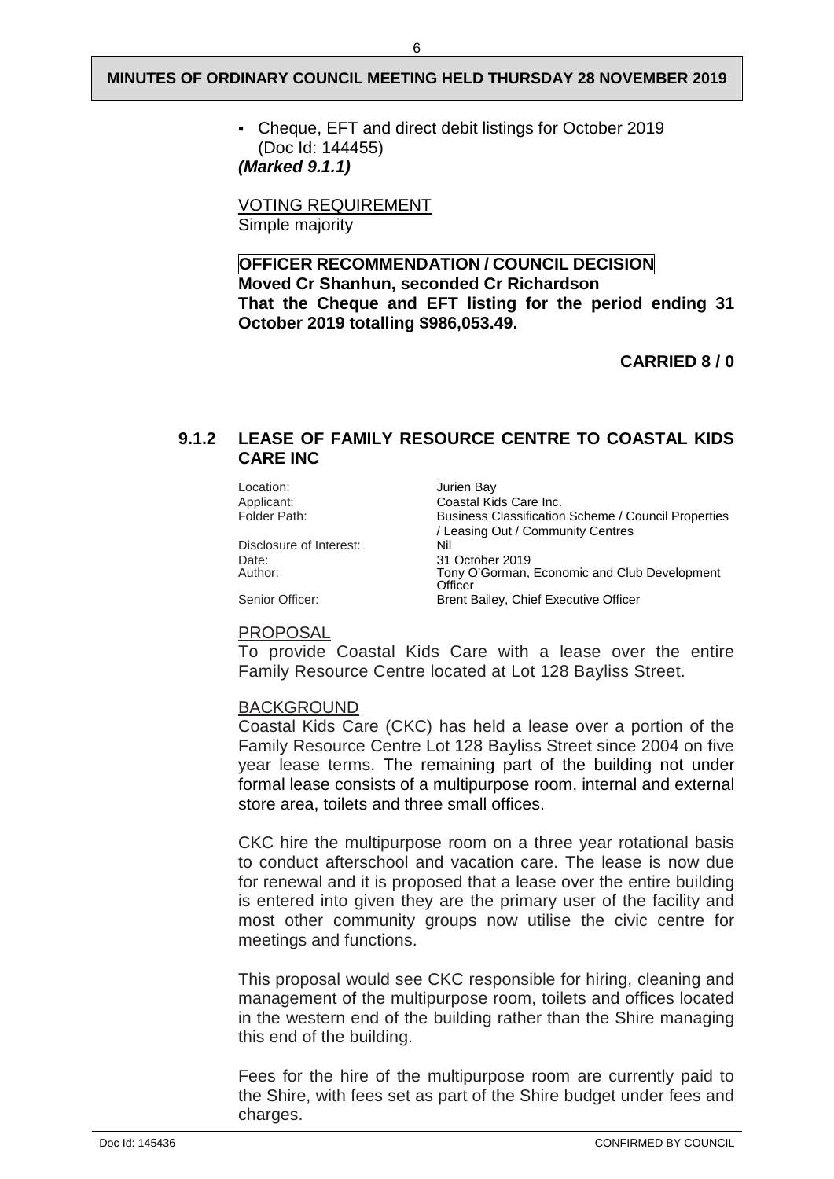- Cheque, EFT and direct debit listings for October 2019 (Doc Id: 144455)

***(Marked 9.1.1)***

VOTING REQUIREMENT
Simple majority

**OFFICER RECOMMENDATION / COUNCIL DECISION**
**Moved Cr Shanhun, seconded Cr Richardson**
**That the Cheque and EFT listing for the period ending 31 October 2019 totalling $986,053.49.**

**CARRIED 8 / 0**

### 9.1.2 LEASE OF FAMILY RESOURCE CENTRE TO COASTAL KIDS CARE INC

| | |
|---|---|
| Location: | Jurien Bay |
| Applicant: | Coastal Kids Care Inc. |
| Folder Path: | Business Classification Scheme / Council Properties / Leasing Out / Community Centres |
| Disclosure of Interest: | Nil |
| Date: | 31 October 2019 |
| Author: | Tony O'Gorman, Economic and Club Development Officer |
| Senior Officer: | Brent Bailey, Chief Executive Officer |

PROPOSAL

To provide Coastal Kids Care with a lease over the entire Family Resource Centre located at Lot 128 Bayliss Street.

BACKGROUND

Coastal Kids Care (CKC) has held a lease over a portion of the Family Resource Centre Lot 128 Bayliss Street since 2004 on five year lease terms. The remaining part of the building not under formal lease consists of a multipurpose room, internal and external store area, toilets and three small offices.

CKC hire the multipurpose room on a three year rotational basis to conduct afterschool and vacation care. The lease is now due for renewal and it is proposed that a lease over the entire building is entered into given they are the primary user of the facility and most other community groups now utilise the civic centre for meetings and functions.

This proposal would see CKC responsible for hiring, cleaning and management of the multipurpose room, toilets and offices located in the western end of the building rather than the Shire managing this end of the building.

Fees for the hire of the multipurpose room are currently paid to the Shire, with fees set as part of the Shire budget under fees and charges.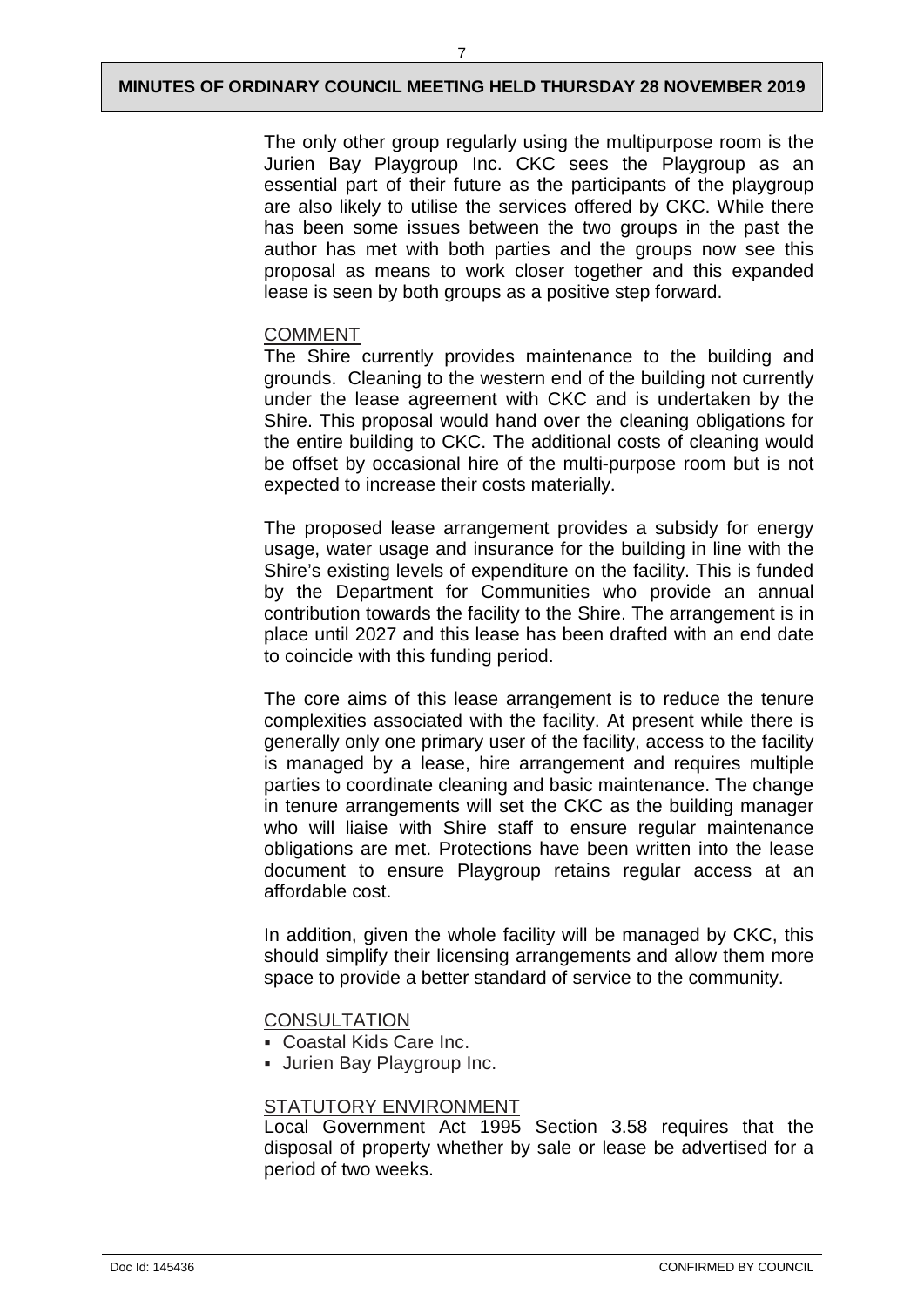The only other group regularly using the multipurpose room is the Jurien Bay Playgroup Inc. CKC sees the Playgroup as an essential part of their future as the participants of the playgroup are also likely to utilise the services offered by CKC. While there has been some issues between the two groups in the past the author has met with both parties and the groups now see this proposal as means to work closer together and this expanded lease is seen by both groups as a positive step forward.

COMMENT

The Shire currently provides maintenance to the building and grounds. Cleaning to the western end of the building not currently under the lease agreement with CKC and is undertaken by the Shire. This proposal would hand over the cleaning obligations for the entire building to CKC. The additional costs of cleaning would be offset by occasional hire of the multi-purpose room but is not expected to increase their costs materially.

The proposed lease arrangement provides a subsidy for energy usage, water usage and insurance for the building in line with the Shire's existing levels of expenditure on the facility. This is funded by the Department for Communities who provide an annual contribution towards the facility to the Shire. The arrangement is in place until 2027 and this lease has been drafted with an end date to coincide with this funding period.

The core aims of this lease arrangement is to reduce the tenure complexities associated with the facility. At present while there is generally only one primary user of the facility, access to the facility is managed by a lease, hire arrangement and requires multiple parties to coordinate cleaning and basic maintenance. The change in tenure arrangements will set the CKC as the building manager who will liaise with Shire staff to ensure regular maintenance obligations are met. Protections have been written into the lease document to ensure Playgroup retains regular access at an affordable cost.

In addition, given the whole facility will be managed by CKC, this should simplify their licensing arrangements and allow them more space to provide a better standard of service to the community.

CONSULTATION

- Coastal Kids Care Inc.
- Jurien Bay Playgroup Inc.

STATUTORY ENVIRONMENT

Local Government Act 1995 Section 3.58 requires that the disposal of property whether by sale or lease be advertised for a period of two weeks.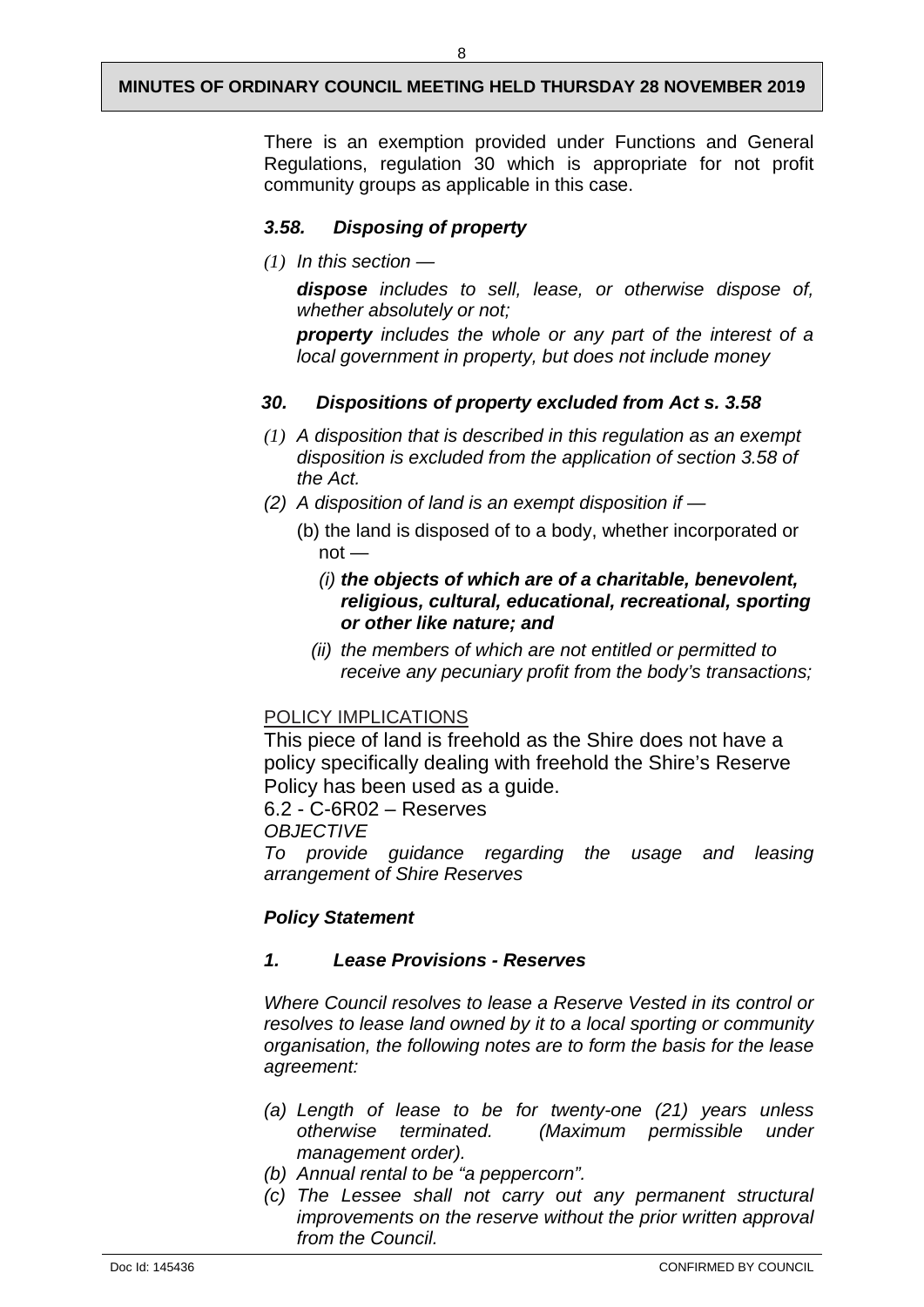There is an exemption provided under Functions and General Regulations, regulation 30 which is appropriate for not profit community groups as applicable in this case.

### *3.58. Disposing of property*

*(1) In this section —*

***dispose*** *includes to sell, lease, or otherwise dispose of, whether absolutely or not;*

***property*** *includes the whole or any part of the interest of a local government in property, but does not include money*

### *30. Dispositions of property excluded from Act s. 3.58*

*(1) A disposition that is described in this regulation as an exempt disposition is excluded from the application of section 3.58 of the Act.*

*(2) A disposition of land is an exempt disposition if —*

(b) the land is disposed of to a body, whether incorporated or not —

*(i)* ***the objects of which are of a charitable, benevolent, religious, cultural, educational, recreational, sporting or other like nature; and***

*(ii) the members of which are not entitled or permitted to receive any pecuniary profit from the body's transactions;*

POLICY IMPLICATIONS

This piece of land is freehold as the Shire does not have a policy specifically dealing with freehold the Shire's Reserve Policy has been used as a guide.

6.2 - C-6R02 – Reserves

*OBJECTIVE*

*To provide guidance regarding the usage and leasing arrangement of Shire Reserves*

***Policy Statement***

### *1. Lease Provisions - Reserves*

*Where Council resolves to lease a Reserve Vested in its control or resolves to lease land owned by it to a local sporting or community organisation, the following notes are to form the basis for the lease agreement:*

- *(a) Length of lease to be for twenty-one (21) years unless otherwise terminated. (Maximum permissible under management order).*
- *(b) Annual rental to be "a peppercorn".*
- *(c) The Lessee shall not carry out any permanent structural improvements on the reserve without the prior written approval from the Council.*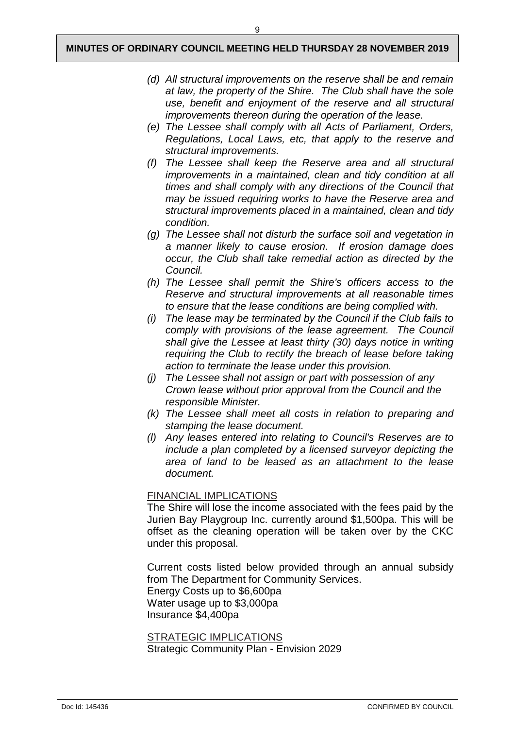*(d) All structural improvements on the reserve shall be and remain at law, the property of the Shire. The Club shall have the sole use, benefit and enjoyment of the reserve and all structural improvements thereon during the operation of the lease.*

*(e) The Lessee shall comply with all Acts of Parliament, Orders, Regulations, Local Laws, etc, that apply to the reserve and structural improvements.*

*(f) The Lessee shall keep the Reserve area and all structural improvements in a maintained, clean and tidy condition at all times and shall comply with any directions of the Council that may be issued requiring works to have the Reserve area and structural improvements placed in a maintained, clean and tidy condition.*

*(g) The Lessee shall not disturb the surface soil and vegetation in a manner likely to cause erosion. If erosion damage does occur, the Club shall take remedial action as directed by the Council.*

*(h) The Lessee shall permit the Shire's officers access to the Reserve and structural improvements at all reasonable times to ensure that the lease conditions are being complied with.*

*(i) The lease may be terminated by the Council if the Club fails to comply with provisions of the lease agreement. The Council shall give the Lessee at least thirty (30) days notice in writing requiring the Club to rectify the breach of lease before taking action to terminate the lease under this provision.*

*(j) The Lessee shall not assign or part with possession of any Crown lease without prior approval from the Council and the responsible Minister.*

*(k) The Lessee shall meet all costs in relation to preparing and stamping the lease document.*

*(l) Any leases entered into relating to Council's Reserves are to include a plan completed by a licensed surveyor depicting the area of land to be leased as an attachment to the lease document.*

FINANCIAL IMPLICATIONS

The Shire will lose the income associated with the fees paid by the Jurien Bay Playgroup Inc. currently around $1,500pa. This will be offset as the cleaning operation will be taken over by the CKC under this proposal.

Current costs listed below provided through an annual subsidy from The Department for Community Services.
Energy Costs up to $6,600pa
Water usage up to $3,000pa
Insurance $4,400pa

STRATEGIC IMPLICATIONS

Strategic Community Plan - Envision 2029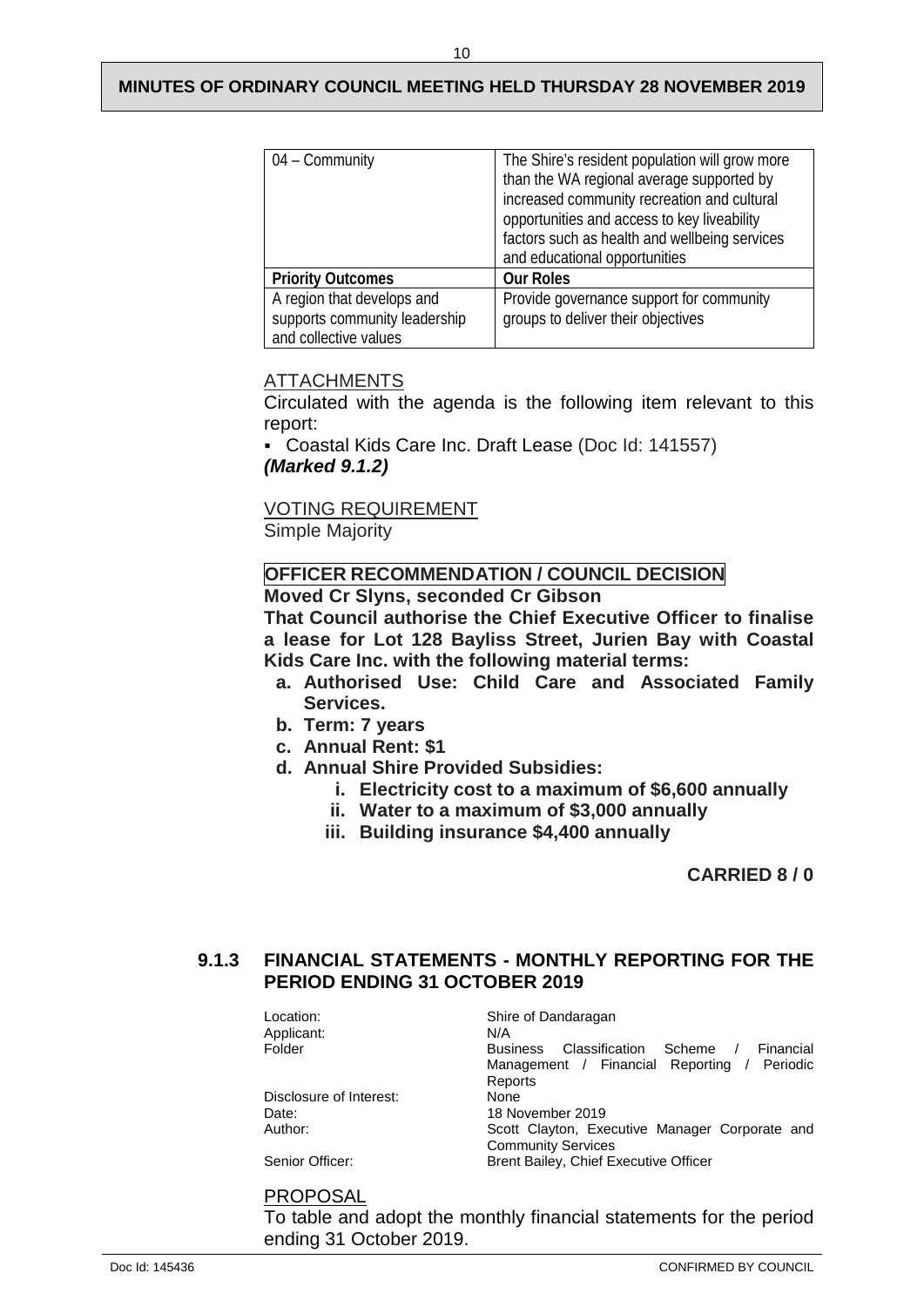| 04 – Community | The Shire's resident population will grow more than the WA regional average supported by increased community recreation and cultural opportunities and access to key liveability factors such as health and wellbeing services and educational opportunities |
|---|---|
| **Priority Outcomes** | **Our Roles** |
| A region that develops and supports community leadership and collective values | Provide governance support for community groups to deliver their objectives |

ATTACHMENTS

Circulated with the agenda is the following item relevant to this report:

- Coastal Kids Care Inc. Draft Lease (Doc Id: 141557) ***(Marked 9.1.2)***

VOTING REQUIREMENT

Simple Majority

**OFFICER RECOMMENDATION / COUNCIL DECISION**

**Moved Cr Slyns, seconded Cr Gibson**

**That Council authorise the Chief Executive Officer to finalise a lease for Lot 128 Bayliss Street, Jurien Bay with Coastal Kids Care Inc. with the following material terms:**

- **a. Authorised Use: Child Care and Associated Family Services.**
- **b. Term: 7 years**
- **c. Annual Rent: $1**
- **d. Annual Shire Provided Subsidies:**
  - **i. Electricity cost to a maximum of $6,600 annually**
  - **ii. Water to a maximum of $3,000 annually**
  - **iii. Building insurance $4,400 annually**

**CARRIED 8 / 0**

### 9.1.3 FINANCIAL STATEMENTS - MONTHLY REPORTING FOR THE PERIOD ENDING 31 OCTOBER 2019

| | |
|---|---|
| Location: | Shire of Dandaragan |
| Applicant: | N/A |
| Folder | Business Classification Scheme / Financial Management / Financial Reporting / Periodic Reports |
| Disclosure of Interest: | None |
| Date: | 18 November 2019 |
| Author: | Scott Clayton, Executive Manager Corporate and Community Services |
| Senior Officer: | Brent Bailey, Chief Executive Officer |

PROPOSAL

To table and adopt the monthly financial statements for the period ending 31 October 2019.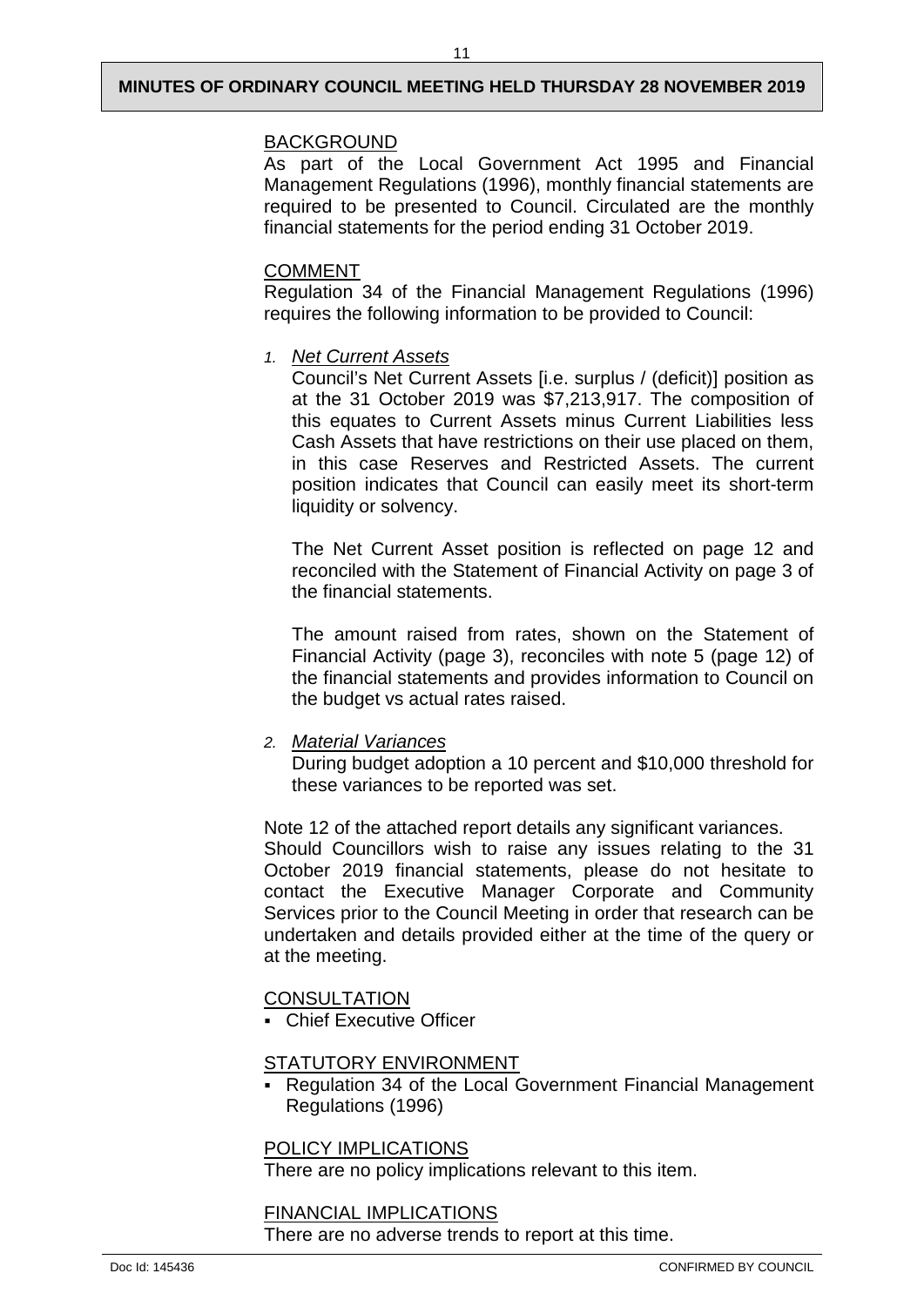BACKGROUND

As part of the Local Government Act 1995 and Financial Management Regulations (1996), monthly financial statements are required to be presented to Council. Circulated are the monthly financial statements for the period ending 31 October 2019.

COMMENT

Regulation 34 of the Financial Management Regulations (1996) requires the following information to be provided to Council:

1. *Net Current Assets*

   Council's Net Current Assets [i.e. surplus / (deficit)] position as at the 31 October 2019 was $7,213,917. The composition of this equates to Current Assets minus Current Liabilities less Cash Assets that have restrictions on their use placed on them, in this case Reserves and Restricted Assets. The current position indicates that Council can easily meet its short-term liquidity or solvency.

   The Net Current Asset position is reflected on page 12 and reconciled with the Statement of Financial Activity on page 3 of the financial statements.

   The amount raised from rates, shown on the Statement of Financial Activity (page 3), reconciles with note 5 (page 12) of the financial statements and provides information to Council on the budget vs actual rates raised.

2. *Material Variances*

   During budget adoption a 10 percent and $10,000 threshold for these variances to be reported was set.

Note 12 of the attached report details any significant variances.
Should Councillors wish to raise any issues relating to the 31 October 2019 financial statements, please do not hesitate to contact the Executive Manager Corporate and Community Services prior to the Council Meeting in order that research can be undertaken and details provided either at the time of the query or at the meeting.

CONSULTATION

- Chief Executive Officer

STATUTORY ENVIRONMENT

- Regulation 34 of the Local Government Financial Management Regulations (1996)

POLICY IMPLICATIONS

There are no policy implications relevant to this item.

FINANCIAL IMPLICATIONS

There are no adverse trends to report at this time.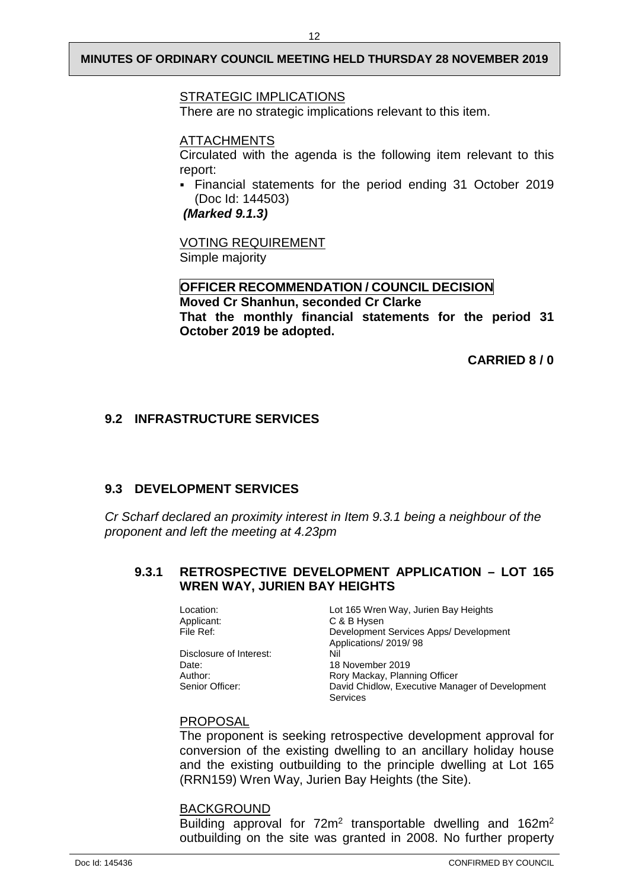STRATEGIC IMPLICATIONS

There are no strategic implications relevant to this item.

ATTACHMENTS

Circulated with the agenda is the following item relevant to this report:

- Financial statements for the period ending 31 October 2019 (Doc Id: 144503)

***(Marked 9.1.3)***

VOTING REQUIREMENT

Simple majority

**OFFICER RECOMMENDATION / COUNCIL DECISION**

**Moved Cr Shanhun, seconded Cr Clarke**

**That the monthly financial statements for the period 31 October 2019 be adopted.**

**CARRIED 8 / 0**

## 9.2 INFRASTRUCTURE SERVICES

## 9.3 DEVELOPMENT SERVICES

*Cr Scharf declared an proximity interest in Item 9.3.1 being a neighbour of the proponent and left the meeting at 4.23pm*

### 9.3.1 RETROSPECTIVE DEVELOPMENT APPLICATION – LOT 165 WREN WAY, JURIEN BAY HEIGHTS

| | |
|---|---|
| Location: | Lot 165 Wren Way, Jurien Bay Heights |
| Applicant: | C & B Hysen |
| File Ref: | Development Services Apps/ Development Applications/ 2019/ 98 |
| Disclosure of Interest: | Nil |
| Date: | 18 November 2019 |
| Author: | Rory Mackay, Planning Officer |
| Senior Officer: | David Chidlow, Executive Manager of Development Services |

PROPOSAL

The proponent is seeking retrospective development approval for conversion of the existing dwelling to an ancillary holiday house and the existing outbuilding to the principle dwelling at Lot 165 (RRN159) Wren Way, Jurien Bay Heights (the Site).

BACKGROUND

Building approval for $72m^2$ transportable dwelling and $162m^2$ outbuilding on the site was granted in 2008. No further property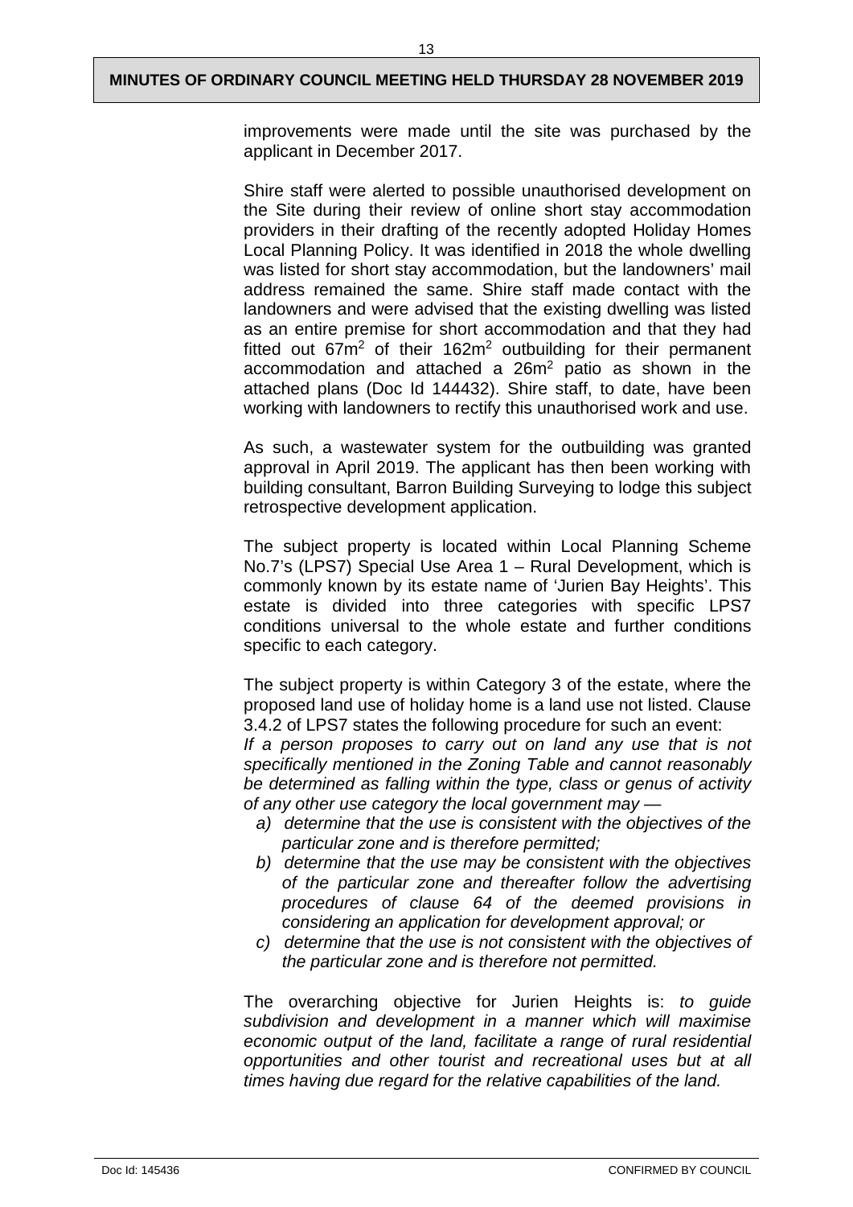improvements were made until the site was purchased by the applicant in December 2017.

Shire staff were alerted to possible unauthorised development on the Site during their review of online short stay accommodation providers in their drafting of the recently adopted Holiday Homes Local Planning Policy. It was identified in 2018 the whole dwelling was listed for short stay accommodation, but the landowners' mail address remained the same. Shire staff made contact with the landowners and were advised that the existing dwelling was listed as an entire premise for short accommodation and that they had fitted out $67m^2$ of their $162m^2$ outbuilding for their permanent accommodation and attached a $26m^2$ patio as shown in the attached plans (Doc Id 144432). Shire staff, to date, have been working with landowners to rectify this unauthorised work and use.

As such, a wastewater system for the outbuilding was granted approval in April 2019. The applicant has then been working with building consultant, Barron Building Surveying to lodge this subject retrospective development application.

The subject property is located within Local Planning Scheme No.7's (LPS7) Special Use Area 1 – Rural Development, which is commonly known by its estate name of 'Jurien Bay Heights'. This estate is divided into three categories with specific LPS7 conditions universal to the whole estate and further conditions specific to each category.

The subject property is within Category 3 of the estate, where the proposed land use of holiday home is a land use not listed. Clause 3.4.2 of LPS7 states the following procedure for such an event:
*If a person proposes to carry out on land any use that is not specifically mentioned in the Zoning Table and cannot reasonably be determined as falling within the type, class or genus of activity of any other use category the local government may —*

*a) determine that the use is consistent with the objectives of the particular zone and is therefore permitted;*
*b) determine that the use may be consistent with the objectives of the particular zone and thereafter follow the advertising procedures of clause 64 of the deemed provisions in considering an application for development approval; or*
*c) determine that the use is not consistent with the objectives of the particular zone and is therefore not permitted.*

The overarching objective for Jurien Heights is: *to guide subdivision and development in a manner which will maximise economic output of the land, facilitate a range of rural residential opportunities and other tourist and recreational uses but at all times having due regard for the relative capabilities of the land.*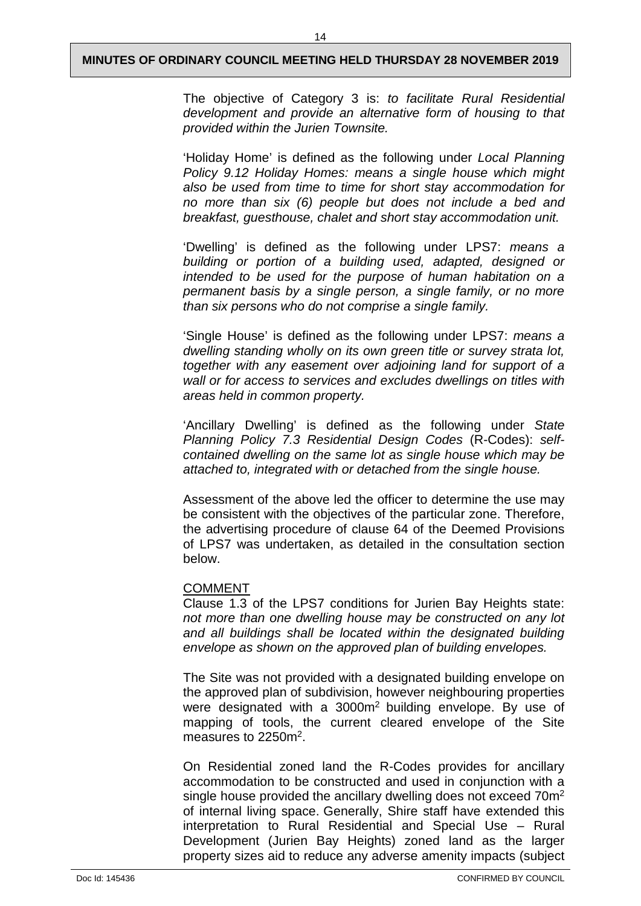The objective of Category 3 is: *to facilitate Rural Residential development and provide an alternative form of housing to that provided within the Jurien Townsite.*

'Holiday Home' is defined as the following under *Local Planning Policy 9.12 Holiday Homes: means a single house which might also be used from time to time for short stay accommodation for no more than six (6) people but does not include a bed and breakfast, guesthouse, chalet and short stay accommodation unit.*

'Dwelling' is defined as the following under LPS7: *means a building or portion of a building used, adapted, designed or intended to be used for the purpose of human habitation on a permanent basis by a single person, a single family, or no more than six persons who do not comprise a single family.*

'Single House' is defined as the following under LPS7: *means a dwelling standing wholly on its own green title or survey strata lot, together with any easement over adjoining land for support of a wall or for access to services and excludes dwellings on titles with areas held in common property.*

'Ancillary Dwelling' is defined as the following under *State Planning Policy 7.3 Residential Design Codes* (R-Codes): *self-contained dwelling on the same lot as single house which may be attached to, integrated with or detached from the single house.*

Assessment of the above led the officer to determine the use may be consistent with the objectives of the particular zone. Therefore, the advertising procedure of clause 64 of the Deemed Provisions of LPS7 was undertaken, as detailed in the consultation section below.

COMMENT

Clause 1.3 of the LPS7 conditions for Jurien Bay Heights state: *not more than one dwelling house may be constructed on any lot and all buildings shall be located within the designated building envelope as shown on the approved plan of building envelopes.*

The Site was not provided with a designated building envelope on the approved plan of subdivision, however neighbouring properties were designated with a 3000m$^2$ building envelope. By use of mapping of tools, the current cleared envelope of the Site measures to 2250m$^2$.

On Residential zoned land the R-Codes provides for ancillary accommodation to be constructed and used in conjunction with a single house provided the ancillary dwelling does not exceed 70m$^2$ of internal living space. Generally, Shire staff have extended this interpretation to Rural Residential and Special Use – Rural Development (Jurien Bay Heights) zoned land as the larger property sizes aid to reduce any adverse amenity impacts (subject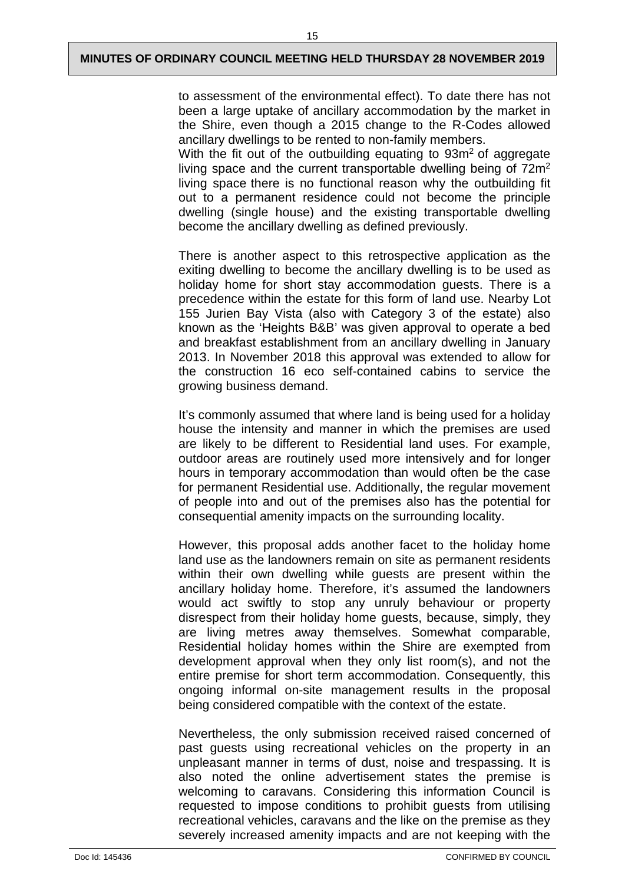to assessment of the environmental effect). To date there has not been a large uptake of ancillary accommodation by the market in the Shire, even though a 2015 change to the R-Codes allowed ancillary dwellings to be rented to non-family members.

With the fit out of the outbuilding equating to 93m$^2$ of aggregate living space and the current transportable dwelling being of 72m$^2$ living space there is no functional reason why the outbuilding fit out to a permanent residence could not become the principle dwelling (single house) and the existing transportable dwelling become the ancillary dwelling as defined previously.

There is another aspect to this retrospective application as the exiting dwelling to become the ancillary dwelling is to be used as holiday home for short stay accommodation guests. There is a precedence within the estate for this form of land use. Nearby Lot 155 Jurien Bay Vista (also with Category 3 of the estate) also known as the 'Heights B&B' was given approval to operate a bed and breakfast establishment from an ancillary dwelling in January 2013. In November 2018 this approval was extended to allow for the construction 16 eco self-contained cabins to service the growing business demand.

It's commonly assumed that where land is being used for a holiday house the intensity and manner in which the premises are used are likely to be different to Residential land uses. For example, outdoor areas are routinely used more intensively and for longer hours in temporary accommodation than would often be the case for permanent Residential use. Additionally, the regular movement of people into and out of the premises also has the potential for consequential amenity impacts on the surrounding locality.

However, this proposal adds another facet to the holiday home land use as the landowners remain on site as permanent residents within their own dwelling while guests are present within the ancillary holiday home. Therefore, it's assumed the landowners would act swiftly to stop any unruly behaviour or property disrespect from their holiday home guests, because, simply, they are living metres away themselves. Somewhat comparable, Residential holiday homes within the Shire are exempted from development approval when they only list room(s), and not the entire premise for short term accommodation. Consequently, this ongoing informal on-site management results in the proposal being considered compatible with the context of the estate.

Nevertheless, the only submission received raised concerned of past guests using recreational vehicles on the property in an unpleasant manner in terms of dust, noise and trespassing. It is also noted the online advertisement states the premise is welcoming to caravans. Considering this information Council is requested to impose conditions to prohibit guests from utilising recreational vehicles, caravans and the like on the premise as they severely increased amenity impacts and are not keeping with the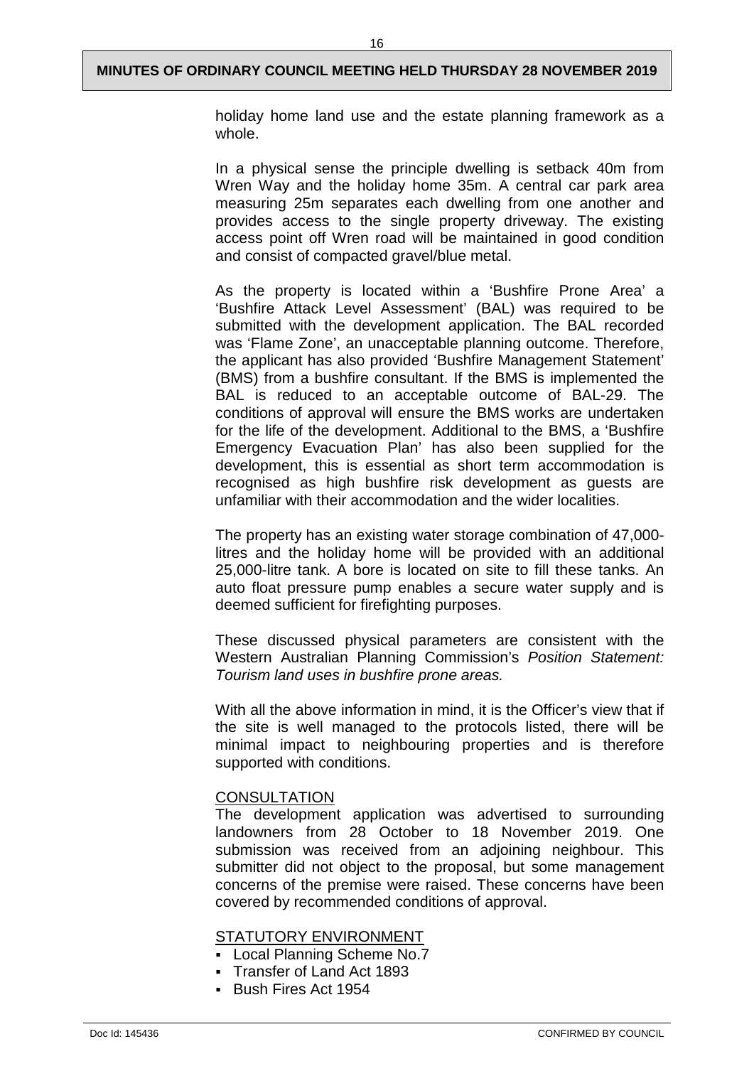holiday home land use and the estate planning framework as a whole.

In a physical sense the principle dwelling is setback 40m from Wren Way and the holiday home 35m. A central car park area measuring 25m separates each dwelling from one another and provides access to the single property driveway. The existing access point off Wren road will be maintained in good condition and consist of compacted gravel/blue metal.

As the property is located within a 'Bushfire Prone Area' a 'Bushfire Attack Level Assessment' (BAL) was required to be submitted with the development application. The BAL recorded was 'Flame Zone', an unacceptable planning outcome. Therefore, the applicant has also provided 'Bushfire Management Statement' (BMS) from a bushfire consultant. If the BMS is implemented the BAL is reduced to an acceptable outcome of BAL-29. The conditions of approval will ensure the BMS works are undertaken for the life of the development. Additional to the BMS, a 'Bushfire Emergency Evacuation Plan' has also been supplied for the development, this is essential as short term accommodation is recognised as high bushfire risk development as guests are unfamiliar with their accommodation and the wider localities.

The property has an existing water storage combination of 47,000-litres and the holiday home will be provided with an additional 25,000-litre tank. A bore is located on site to fill these tanks. An auto float pressure pump enables a secure water supply and is deemed sufficient for firefighting purposes.

These discussed physical parameters are consistent with the Western Australian Planning Commission's *Position Statement: Tourism land uses in bushfire prone areas.*

With all the above information in mind, it is the Officer's view that if the site is well managed to the protocols listed, there will be minimal impact to neighbouring properties and is therefore supported with conditions.

## CONSULTATION

The development application was advertised to surrounding landowners from 28 October to 18 November 2019. One submission was received from an adjoining neighbour. This submitter did not object to the proposal, but some management concerns of the premise were raised. These concerns have been covered by recommended conditions of approval.

## STATUTORY ENVIRONMENT

- Local Planning Scheme No.7
- Transfer of Land Act 1893
- Bush Fires Act 1954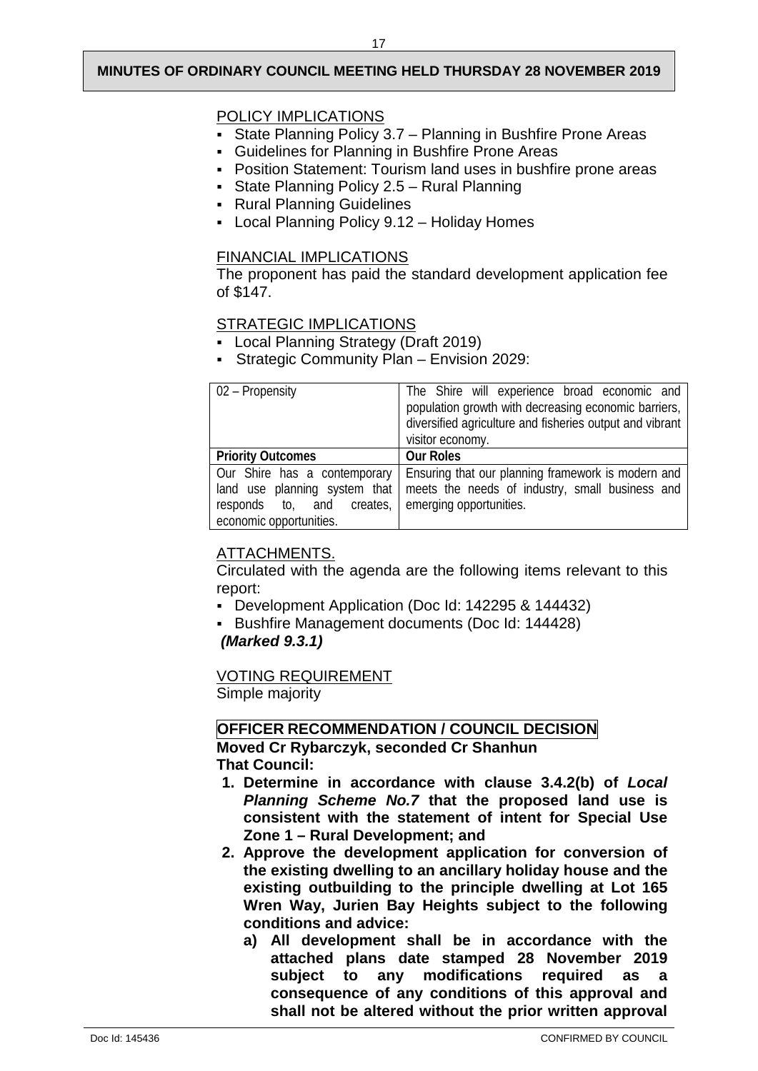POLICY IMPLICATIONS

- State Planning Policy 3.7 – Planning in Bushfire Prone Areas
- Guidelines for Planning in Bushfire Prone Areas
- Position Statement: Tourism land uses in bushfire prone areas
- State Planning Policy 2.5 – Rural Planning
- Rural Planning Guidelines
- Local Planning Policy 9.12 – Holiday Homes

FINANCIAL IMPLICATIONS

The proponent has paid the standard development application fee of $147.

STRATEGIC IMPLICATIONS

- Local Planning Strategy (Draft 2019)
- Strategic Community Plan – Envision 2029:

| 02 – Propensity | The Shire will experience broad economic and population growth with decreasing economic barriers, diversified agriculture and fisheries output and vibrant visitor economy. |
|---|---|
| **Priority Outcomes** | **Our Roles** |
| Our Shire has a contemporary land use planning system that responds to, and creates, economic opportunities. | Ensuring that our planning framework is modern and meets the needs of industry, small business and emerging opportunities. |

ATTACHMENTS.

Circulated with the agenda are the following items relevant to this report:

- Development Application (Doc Id: 142295 & 144432)
- Bushfire Management documents (Doc Id: 144428)

***(Marked 9.3.1)***

VOTING REQUIREMENT

Simple majority

**OFFICER RECOMMENDATION / COUNCIL DECISION**

**Moved Cr Rybarczyk, seconded Cr Shanhun**

**That Council:**

1. **Determine in accordance with clause 3.4.2(b) of *Local Planning Scheme No.7* that the proposed land use is consistent with the statement of intent for Special Use Zone 1 – Rural Development; and**
2. **Approve the development application for conversion of the existing dwelling to an ancillary holiday house and the existing outbuilding to the principle dwelling at Lot 165 Wren Way, Jurien Bay Heights subject to the following conditions and advice:**
   a) **All development shall be in accordance with the attached plans date stamped 28 November 2019 subject to any modifications required as a consequence of any conditions of this approval and shall not be altered without the prior written approval**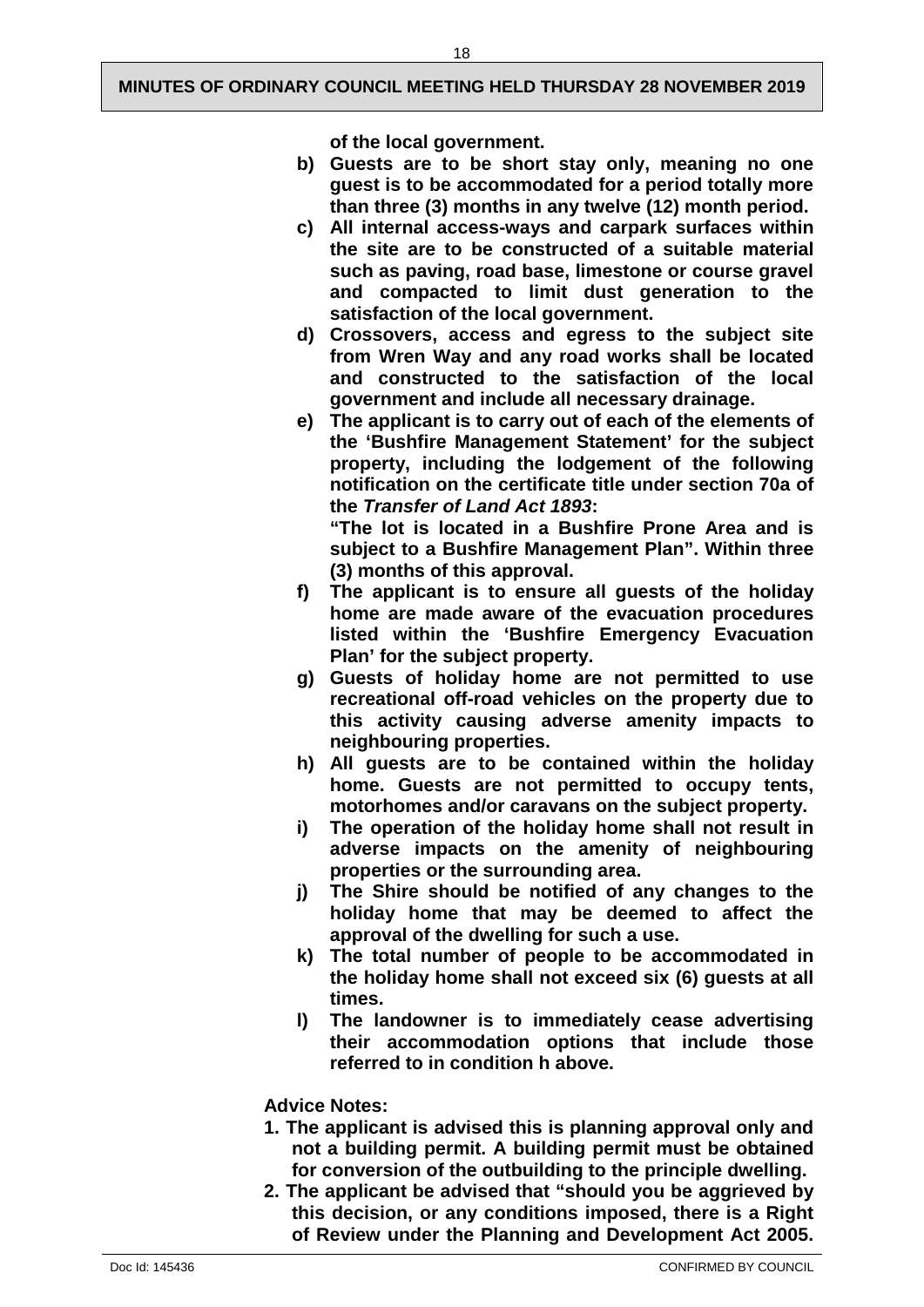**of the local government.**

- **b) Guests are to be short stay only, meaning no one guest is to be accommodated for a period totally more than three (3) months in any twelve (12) month period.**
- **c) All internal access-ways and carpark surfaces within the site are to be constructed of a suitable material such as paving, road base, limestone or course gravel and compacted to limit dust generation to the satisfaction of the local government.**
- **d) Crossovers, access and egress to the subject site from Wren Way and any road works shall be located and constructed to the satisfaction of the local government and include all necessary drainage.**
- **e) The applicant is to carry out of each of the elements of the 'Bushfire Management Statement' for the subject property, including the lodgement of the following notification on the certificate title under section 70a of the *Transfer of Land Act 1893*:**

  **"The lot is located in a Bushfire Prone Area and is subject to a Bushfire Management Plan". Within three (3) months of this approval.**
- **f) The applicant is to ensure all guests of the holiday home are made aware of the evacuation procedures listed within the 'Bushfire Emergency Evacuation Plan' for the subject property.**
- **g) Guests of holiday home are not permitted to use recreational off-road vehicles on the property due to this activity causing adverse amenity impacts to neighbouring properties.**
- **h) All guests are to be contained within the holiday home. Guests are not permitted to occupy tents, motorhomes and/or caravans on the subject property.**
- **i) The operation of the holiday home shall not result in adverse impacts on the amenity of neighbouring properties or the surrounding area.**
- **j) The Shire should be notified of any changes to the holiday home that may be deemed to affect the approval of the dwelling for such a use.**
- **k) The total number of people to be accommodated in the holiday home shall not exceed six (6) guests at all times.**
- **l) The landowner is to immediately cease advertising their accommodation options that include those referred to in condition h above.**

**Advice Notes:**

1. **The applicant is advised this is planning approval only and not a building permit. A building permit must be obtained for conversion of the outbuilding to the principle dwelling.**
2. **The applicant be advised that "should you be aggrieved by this decision, or any conditions imposed, there is a Right of Review under the Planning and Development Act 2005.**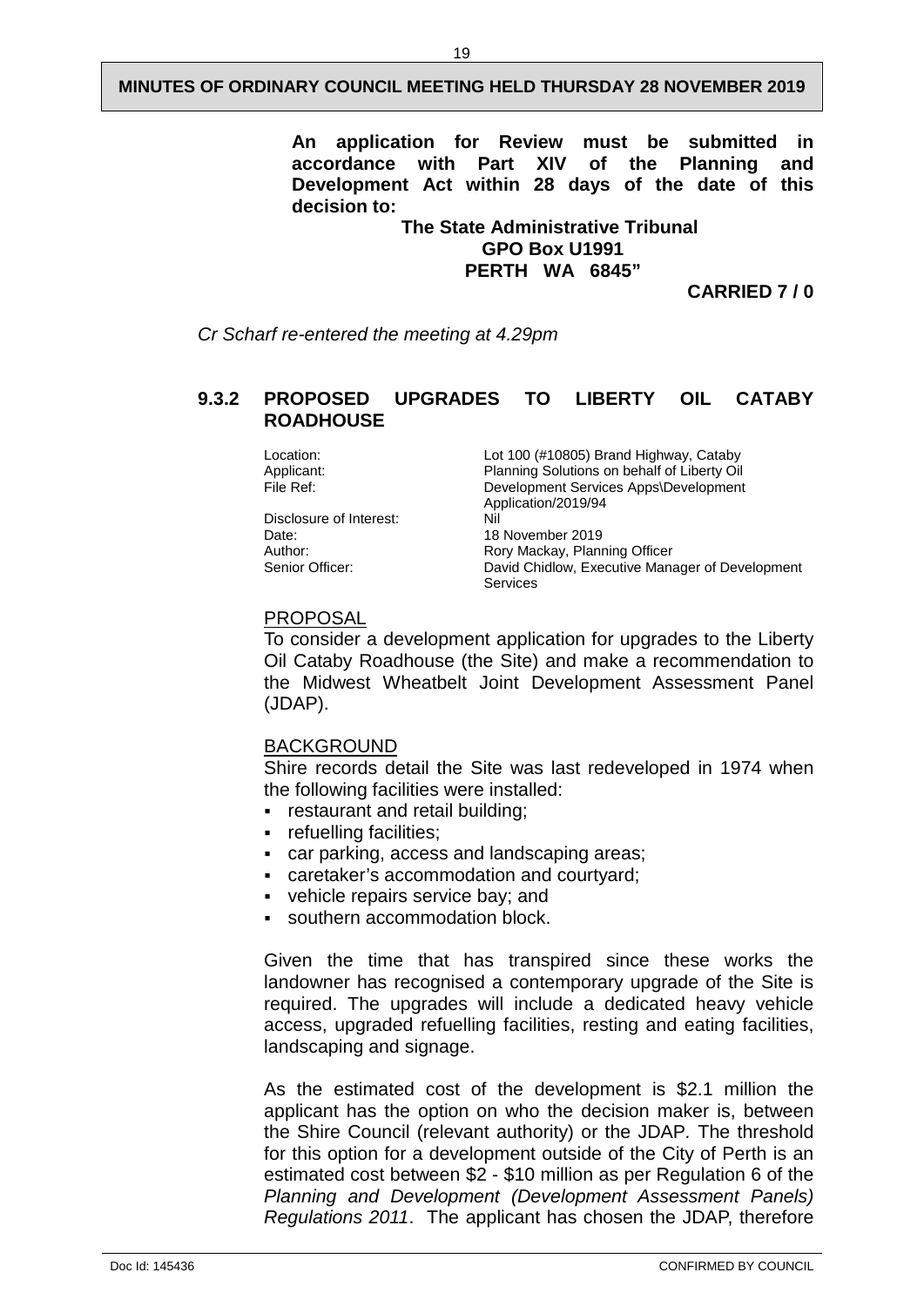**An application for Review must be submitted in accordance with Part XIV of the Planning and Development Act within 28 days of the date of this decision to:**

**The State Administrative Tribunal**
**GPO Box U1991**
**PERTH WA 6845"**

**CARRIED 7 / 0**

*Cr Scharf re-entered the meeting at 4.29pm*

## 9.3.2 PROPOSED UPGRADES TO LIBERTY OIL CATABY ROADHOUSE

| | |
|---|---|
| Location: | Lot 100 (#10805) Brand Highway, Cataby |
| Applicant: | Planning Solutions on behalf of Liberty Oil |
| File Ref: | Development Services Apps\Development Application/2019/94 |
| Disclosure of Interest: | Nil |
| Date: | 18 November 2019 |
| Author: | Rory Mackay, Planning Officer |
| Senior Officer: | David Chidlow, Executive Manager of Development Services |

PROPOSAL

To consider a development application for upgrades to the Liberty Oil Cataby Roadhouse (the Site) and make a recommendation to the Midwest Wheatbelt Joint Development Assessment Panel (JDAP).

BACKGROUND

Shire records detail the Site was last redeveloped in 1974 when the following facilities were installed:

- restaurant and retail building;
- refuelling facilities;
- car parking, access and landscaping areas;
- caretaker's accommodation and courtyard;
- vehicle repairs service bay; and
- southern accommodation block.

Given the time that has transpired since these works the landowner has recognised a contemporary upgrade of the Site is required. The upgrades will include a dedicated heavy vehicle access, upgraded refuelling facilities, resting and eating facilities, landscaping and signage.

As the estimated cost of the development is $2.1 million the applicant has the option on who the decision maker is, between the Shire Council (relevant authority) or the JDAP. The threshold for this option for a development outside of the City of Perth is an estimated cost between $2 - $10 million as per Regulation 6 of the *Planning and Development (Development Assessment Panels) Regulations 2011*. The applicant has chosen the JDAP, therefore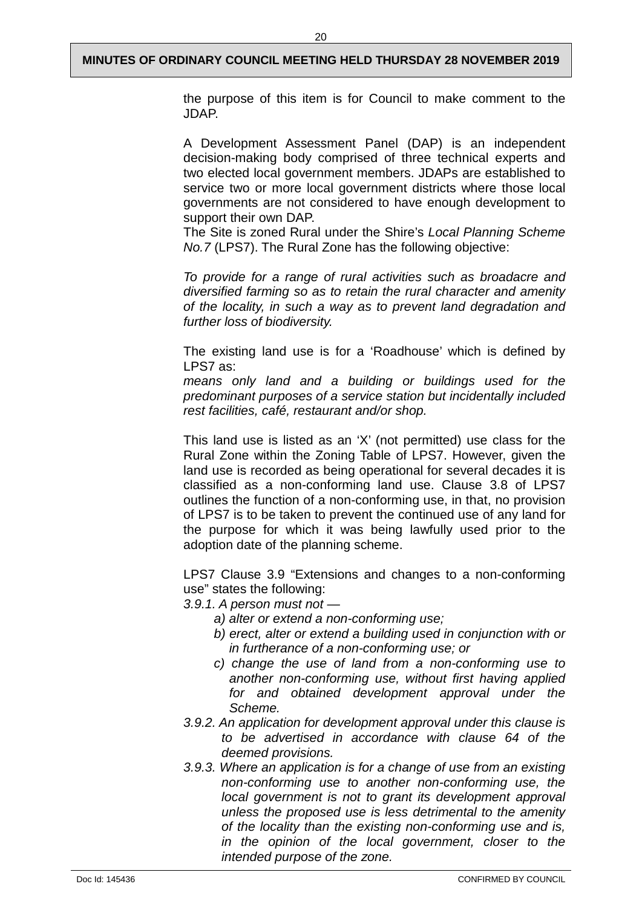the purpose of this item is for Council to make comment to the JDAP.

A Development Assessment Panel (DAP) is an independent decision-making body comprised of three technical experts and two elected local government members. JDAPs are established to service two or more local government districts where those local governments are not considered to have enough development to support their own DAP.

The Site is zoned Rural under the Shire's *Local Planning Scheme No.7* (LPS7). The Rural Zone has the following objective:

*To provide for a range of rural activities such as broadacre and diversified farming so as to retain the rural character and amenity of the locality, in such a way as to prevent land degradation and further loss of biodiversity.*

The existing land use is for a 'Roadhouse' which is defined by LPS7 as:

*means only land and a building or buildings used for the predominant purposes of a service station but incidentally included rest facilities, café, restaurant and/or shop.*

This land use is listed as an 'X' (not permitted) use class for the Rural Zone within the Zoning Table of LPS7. However, given the land use is recorded as being operational for several decades it is classified as a non-conforming land use. Clause 3.8 of LPS7 outlines the function of a non-conforming use, in that, no provision of LPS7 is to be taken to prevent the continued use of any land for the purpose for which it was being lawfully used prior to the adoption date of the planning scheme.

LPS7 Clause 3.9 "Extensions and changes to a non-conforming use" states the following:

*3.9.1. A person must not —*

- *a) alter or extend a non-conforming use;*
- *b) erect, alter or extend a building used in conjunction with or in furtherance of a non-conforming use; or*
- *c) change the use of land from a non-conforming use to another non-conforming use, without first having applied for and obtained development approval under the Scheme.*

*3.9.2. An application for development approval under this clause is to be advertised in accordance with clause 64 of the deemed provisions.*

*3.9.3. Where an application is for a change of use from an existing non-conforming use to another non-conforming use, the local government is not to grant its development approval unless the proposed use is less detrimental to the amenity of the locality than the existing non-conforming use and is, in the opinion of the local government, closer to the intended purpose of the zone.*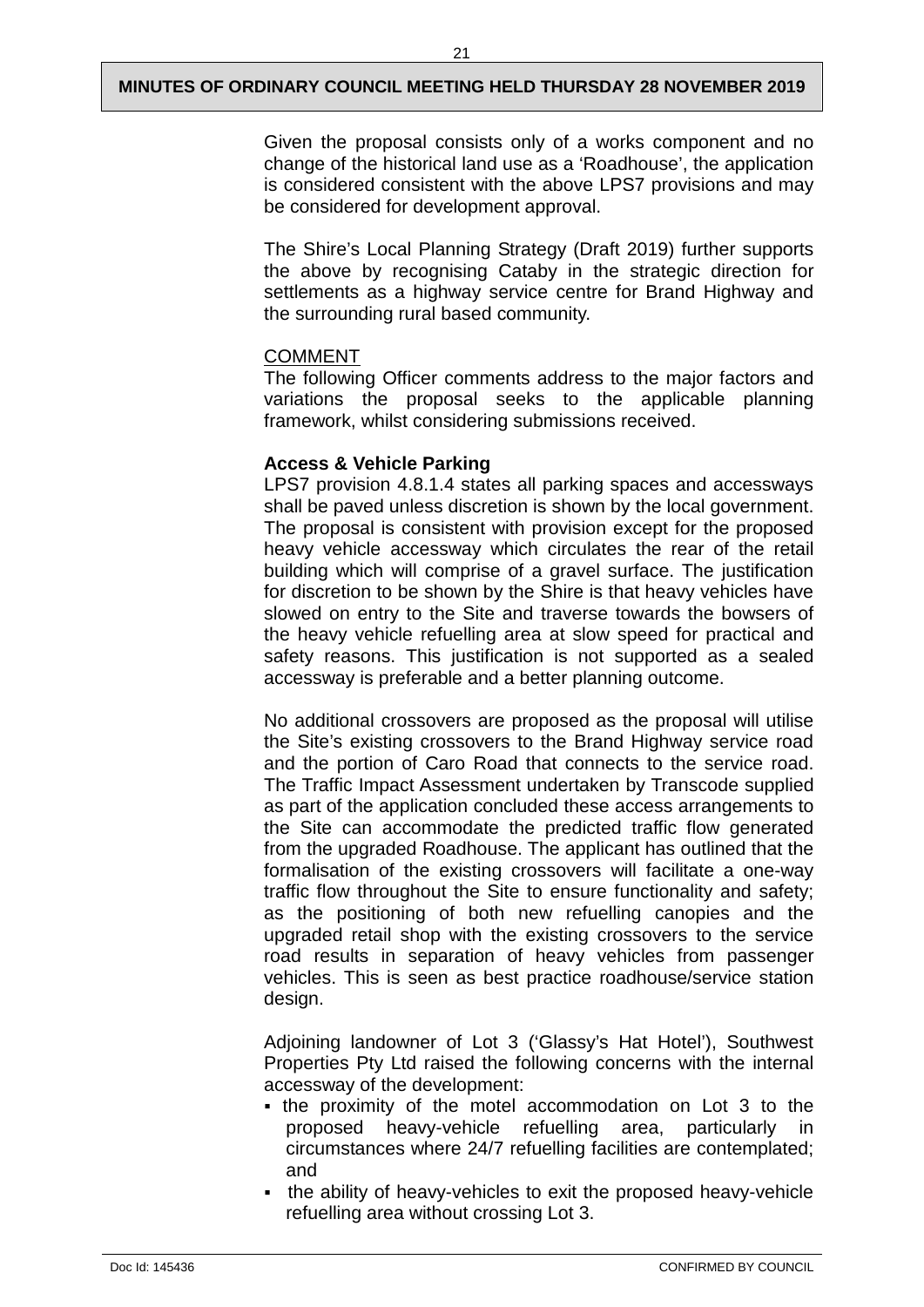Given the proposal consists only of a works component and no change of the historical land use as a 'Roadhouse', the application is considered consistent with the above LPS7 provisions and may be considered for development approval.

The Shire's Local Planning Strategy (Draft 2019) further supports the above by recognising Cataby in the strategic direction for settlements as a highway service centre for Brand Highway and the surrounding rural based community.

COMMENT

The following Officer comments address to the major factors and variations the proposal seeks to the applicable planning framework, whilst considering submissions received.

**Access & Vehicle Parking**

LPS7 provision 4.8.1.4 states all parking spaces and accessways shall be paved unless discretion is shown by the local government. The proposal is consistent with provision except for the proposed heavy vehicle accessway which circulates the rear of the retail building which will comprise of a gravel surface. The justification for discretion to be shown by the Shire is that heavy vehicles have slowed on entry to the Site and traverse towards the bowsers of the heavy vehicle refuelling area at slow speed for practical and safety reasons. This justification is not supported as a sealed accessway is preferable and a better planning outcome.

No additional crossovers are proposed as the proposal will utilise the Site's existing crossovers to the Brand Highway service road and the portion of Caro Road that connects to the service road. The Traffic Impact Assessment undertaken by Transcode supplied as part of the application concluded these access arrangements to the Site can accommodate the predicted traffic flow generated from the upgraded Roadhouse. The applicant has outlined that the formalisation of the existing crossovers will facilitate a one-way traffic flow throughout the Site to ensure functionality and safety; as the positioning of both new refuelling canopies and the upgraded retail shop with the existing crossovers to the service road results in separation of heavy vehicles from passenger vehicles. This is seen as best practice roadhouse/service station design.

Adjoining landowner of Lot 3 ('Glassy's Hat Hotel'), Southwest Properties Pty Ltd raised the following concerns with the internal accessway of the development:

- the proximity of the motel accommodation on Lot 3 to the proposed heavy-vehicle refuelling area, particularly in circumstances where 24/7 refuelling facilities are contemplated; and
- the ability of heavy-vehicles to exit the proposed heavy-vehicle refuelling area without crossing Lot 3.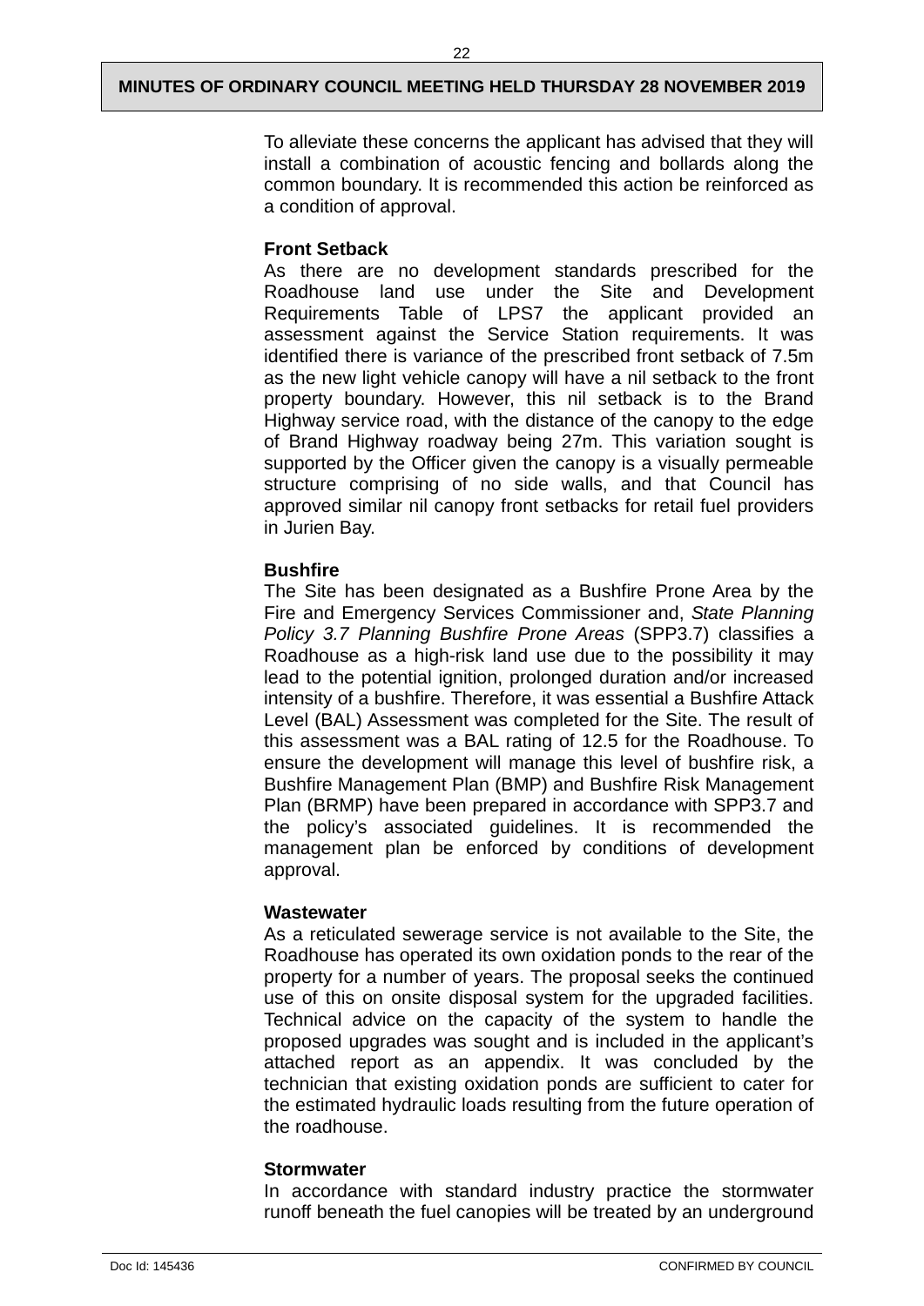To alleviate these concerns the applicant has advised that they will install a combination of acoustic fencing and bollards along the common boundary. It is recommended this action be reinforced as a condition of approval.

**Front Setback**

As there are no development standards prescribed for the Roadhouse land use under the Site and Development Requirements Table of LPS7 the applicant provided an assessment against the Service Station requirements. It was identified there is variance of the prescribed front setback of 7.5m as the new light vehicle canopy will have a nil setback to the front property boundary. However, this nil setback is to the Brand Highway service road, with the distance of the canopy to the edge of Brand Highway roadway being 27m. This variation sought is supported by the Officer given the canopy is a visually permeable structure comprising of no side walls, and that Council has approved similar nil canopy front setbacks for retail fuel providers in Jurien Bay.

**Bushfire**

The Site has been designated as a Bushfire Prone Area by the Fire and Emergency Services Commissioner and, *State Planning Policy 3.7 Planning Bushfire Prone Areas* (SPP3.7) classifies a Roadhouse as a high-risk land use due to the possibility it may lead to the potential ignition, prolonged duration and/or increased intensity of a bushfire. Therefore, it was essential a Bushfire Attack Level (BAL) Assessment was completed for the Site. The result of this assessment was a BAL rating of 12.5 for the Roadhouse. To ensure the development will manage this level of bushfire risk, a Bushfire Management Plan (BMP) and Bushfire Risk Management Plan (BRMP) have been prepared in accordance with SPP3.7 and the policy's associated guidelines. It is recommended the management plan be enforced by conditions of development approval.

**Wastewater**

As a reticulated sewerage service is not available to the Site, the Roadhouse has operated its own oxidation ponds to the rear of the property for a number of years. The proposal seeks the continued use of this on onsite disposal system for the upgraded facilities. Technical advice on the capacity of the system to handle the proposed upgrades was sought and is included in the applicant's attached report as an appendix. It was concluded by the technician that existing oxidation ponds are sufficient to cater for the estimated hydraulic loads resulting from the future operation of the roadhouse.

**Stormwater**

In accordance with standard industry practice the stormwater runoff beneath the fuel canopies will be treated by an underground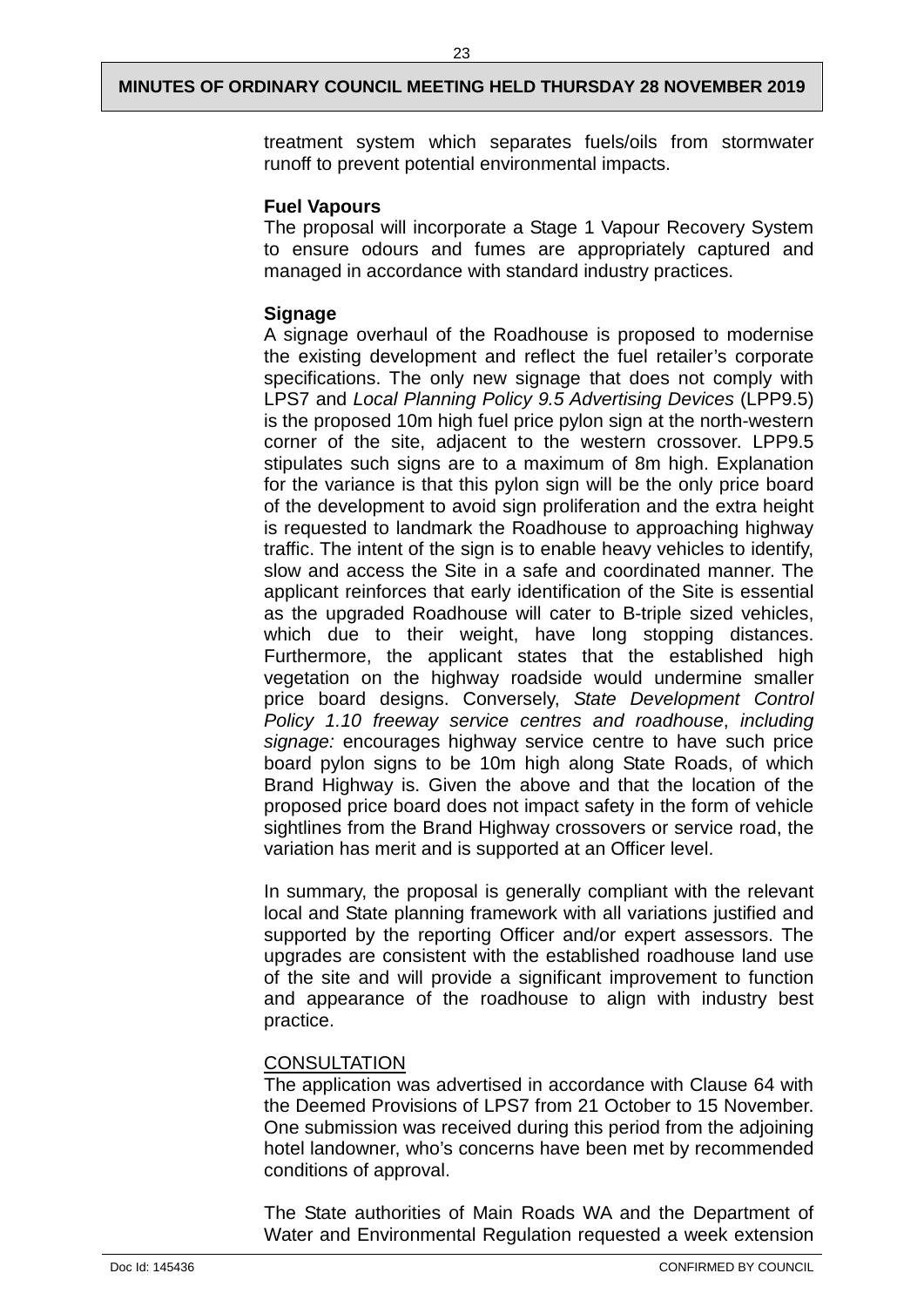treatment system which separates fuels/oils from stormwater runoff to prevent potential environmental impacts.

**Fuel Vapours**

The proposal will incorporate a Stage 1 Vapour Recovery System to ensure odours and fumes are appropriately captured and managed in accordance with standard industry practices.

**Signage**

A signage overhaul of the Roadhouse is proposed to modernise the existing development and reflect the fuel retailer's corporate specifications. The only new signage that does not comply with LPS7 and *Local Planning Policy 9.5 Advertising Devices* (LPP9.5) is the proposed 10m high fuel price pylon sign at the north-western corner of the site, adjacent to the western crossover. LPP9.5 stipulates such signs are to a maximum of 8m high. Explanation for the variance is that this pylon sign will be the only price board of the development to avoid sign proliferation and the extra height is requested to landmark the Roadhouse to approaching highway traffic. The intent of the sign is to enable heavy vehicles to identify, slow and access the Site in a safe and coordinated manner. The applicant reinforces that early identification of the Site is essential as the upgraded Roadhouse will cater to B-triple sized vehicles, which due to their weight, have long stopping distances. Furthermore, the applicant states that the established high vegetation on the highway roadside would undermine smaller price board designs. Conversely, *State Development Control Policy 1.10 freeway service centres and roadhouse*, *including signage:* encourages highway service centre to have such price board pylon signs to be 10m high along State Roads, of which Brand Highway is. Given the above and that the location of the proposed price board does not impact safety in the form of vehicle sightlines from the Brand Highway crossovers or service road, the variation has merit and is supported at an Officer level.

In summary, the proposal is generally compliant with the relevant local and State planning framework with all variations justified and supported by the reporting Officer and/or expert assessors. The upgrades are consistent with the established roadhouse land use of the site and will provide a significant improvement to function and appearance of the roadhouse to align with industry best practice.

<u>CONSULTATION</u>

The application was advertised in accordance with Clause 64 with the Deemed Provisions of LPS7 from 21 October to 15 November. One submission was received during this period from the adjoining hotel landowner, who's concerns have been met by recommended conditions of approval.

The State authorities of Main Roads WA and the Department of Water and Environmental Regulation requested a week extension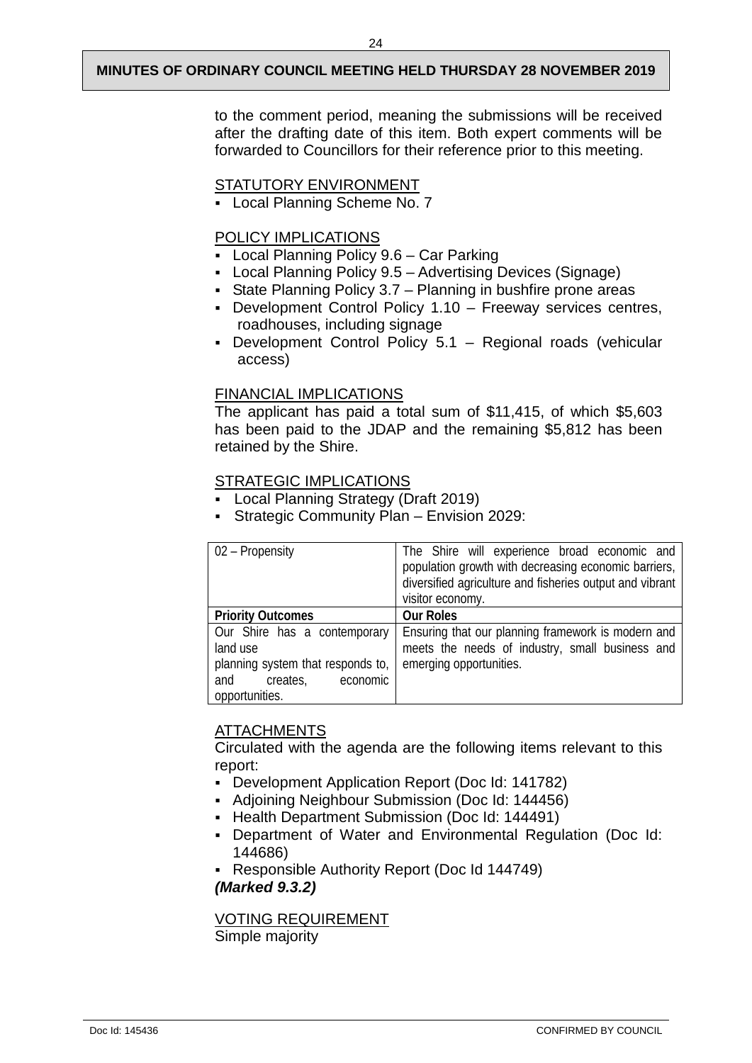to the comment period, meaning the submissions will be received after the drafting date of this item. Both expert comments will be forwarded to Councillors for their reference prior to this meeting.

STATUTORY ENVIRONMENT

- Local Planning Scheme No. 7

POLICY IMPLICATIONS

- Local Planning Policy 9.6 – Car Parking
- Local Planning Policy 9.5 – Advertising Devices (Signage)
- State Planning Policy 3.7 – Planning in bushfire prone areas
- Development Control Policy 1.10 – Freeway services centres, roadhouses, including signage
- Development Control Policy 5.1 – Regional roads (vehicular access)

FINANCIAL IMPLICATIONS

The applicant has paid a total sum of $11,415, of which $5,603 has been paid to the JDAP and the remaining $5,812 has been retained by the Shire.

STRATEGIC IMPLICATIONS

- Local Planning Strategy (Draft 2019)
- Strategic Community Plan – Envision 2029:

| 02 – Propensity | The Shire will experience broad economic and population growth with decreasing economic barriers, diversified agriculture and fisheries output and vibrant visitor economy. |
|---|---|
| **Priority Outcomes** | **Our Roles** |
| Our Shire has a contemporary land use planning system that responds to, and creates, economic opportunities. | Ensuring that our planning framework is modern and meets the needs of industry, small business and emerging opportunities. |

ATTACHMENTS

Circulated with the agenda are the following items relevant to this report:

- Development Application Report (Doc Id: 141782)
- Adjoining Neighbour Submission (Doc Id: 144456)
- Health Department Submission (Doc Id: 144491)
- Department of Water and Environmental Regulation (Doc Id: 144686)
- Responsible Authority Report (Doc Id 144749)

***(Marked 9.3.2)***

VOTING REQUIREMENT

Simple majority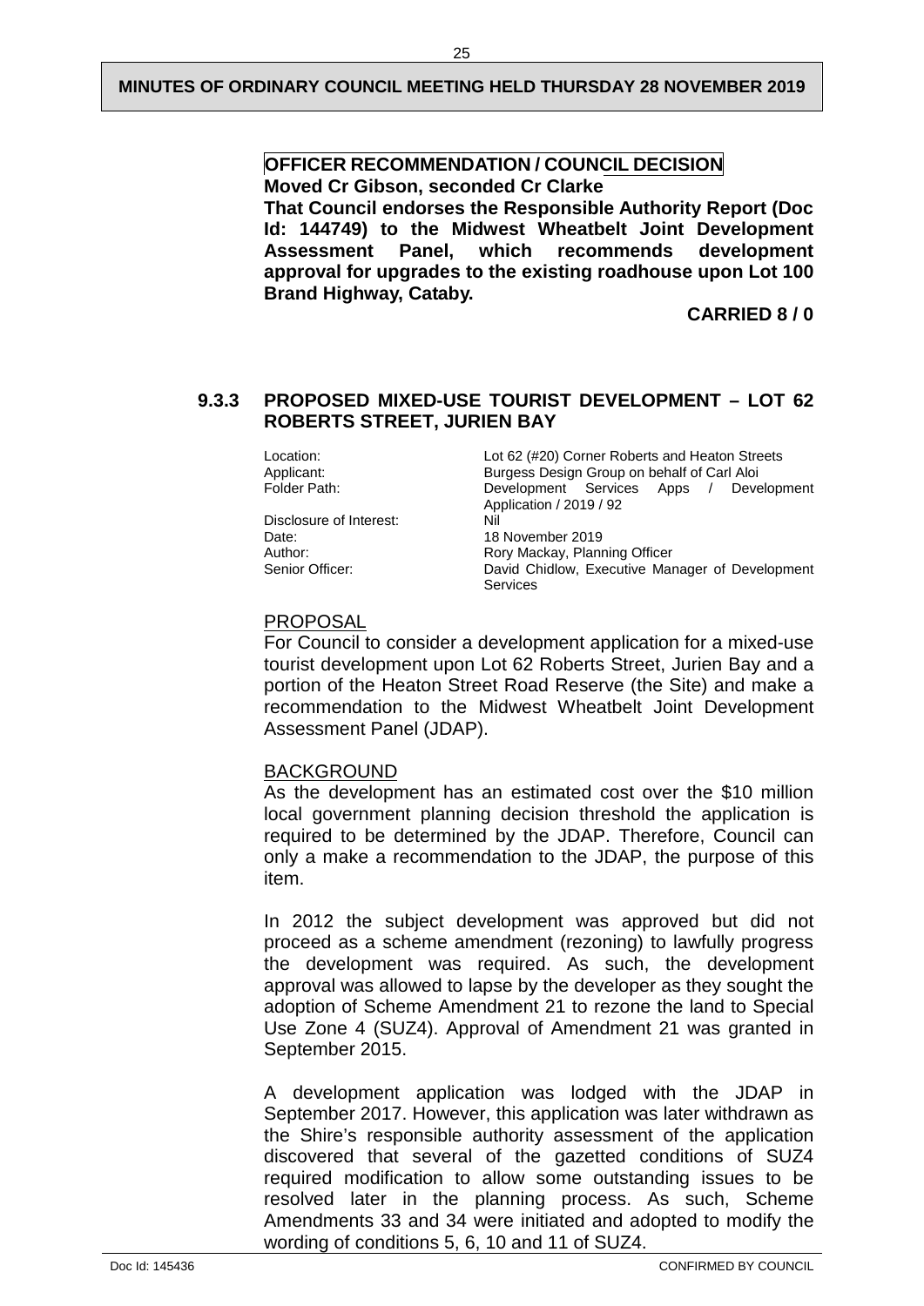**OFFICER RECOMMENDATION / COUNCIL DECISION**

**Moved Cr Gibson, seconded Cr Clarke**

**That Council endorses the Responsible Authority Report (Doc Id: 144749) to the Midwest Wheatbelt Joint Development Assessment Panel, which recommends development approval for upgrades to the existing roadhouse upon Lot 100 Brand Highway, Cataby.**

**CARRIED 8 / 0**

### 9.3.3 PROPOSED MIXED-USE TOURIST DEVELOPMENT – LOT 62 ROBERTS STREET, JURIEN BAY

| | |
|---|---|
| Location: | Lot 62 (#20) Corner Roberts and Heaton Streets |
| Applicant: | Burgess Design Group on behalf of Carl Aloi |
| Folder Path: | Development Services Apps / Development Application / 2019 / 92 |
| Disclosure of Interest: | Nil |
| Date: | 18 November 2019 |
| Author: | Rory Mackay, Planning Officer |
| Senior Officer: | David Chidlow, Executive Manager of Development Services |

PROPOSAL

For Council to consider a development application for a mixed-use tourist development upon Lot 62 Roberts Street, Jurien Bay and a portion of the Heaton Street Road Reserve (the Site) and make a recommendation to the Midwest Wheatbelt Joint Development Assessment Panel (JDAP).

BACKGROUND

As the development has an estimated cost over the $10 million local government planning decision threshold the application is required to be determined by the JDAP. Therefore, Council can only a make a recommendation to the JDAP, the purpose of this item.

In 2012 the subject development was approved but did not proceed as a scheme amendment (rezoning) to lawfully progress the development was required. As such, the development approval was allowed to lapse by the developer as they sought the adoption of Scheme Amendment 21 to rezone the land to Special Use Zone 4 (SUZ4). Approval of Amendment 21 was granted in September 2015.

A development application was lodged with the JDAP in September 2017. However, this application was later withdrawn as the Shire's responsible authority assessment of the application discovered that several of the gazetted conditions of SUZ4 required modification to allow some outstanding issues to be resolved later in the planning process. As such, Scheme Amendments 33 and 34 were initiated and adopted to modify the wording of conditions 5, 6, 10 and 11 of SUZ4.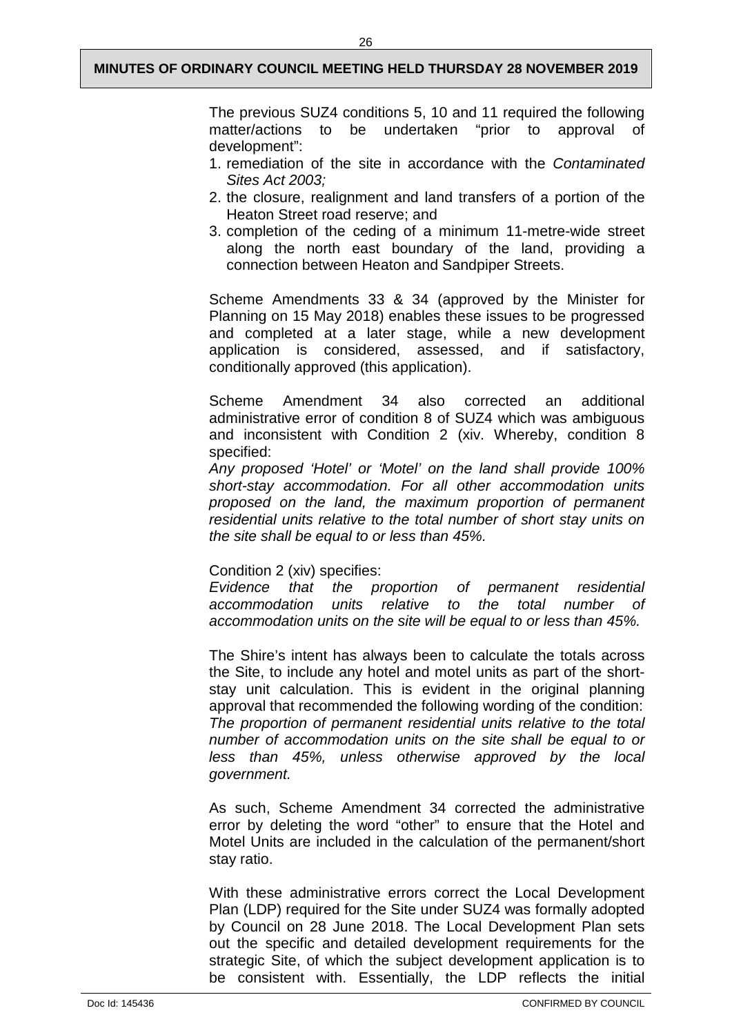The previous SUZ4 conditions 5, 10 and 11 required the following matter/actions to be undertaken "prior to approval of development":

1. remediation of the site in accordance with the *Contaminated Sites Act 2003;*
2. the closure, realignment and land transfers of a portion of the Heaton Street road reserve; and
3. completion of the ceding of a minimum 11-metre-wide street along the north east boundary of the land, providing a connection between Heaton and Sandpiper Streets.

Scheme Amendments 33 & 34 (approved by the Minister for Planning on 15 May 2018) enables these issues to be progressed and completed at a later stage, while a new development application is considered, assessed, and if satisfactory, conditionally approved (this application).

Scheme Amendment 34 also corrected an additional administrative error of condition 8 of SUZ4 which was ambiguous and inconsistent with Condition 2 (xiv. Whereby, condition 8 specified:

*Any proposed 'Hotel' or 'Motel' on the land shall provide 100% short-stay accommodation. For all other accommodation units proposed on the land, the maximum proportion of permanent residential units relative to the total number of short stay units on the site shall be equal to or less than 45%.*

Condition 2 (xiv) specifies:

*Evidence that the proportion of permanent residential accommodation units relative to the total number of accommodation units on the site will be equal to or less than 45%.*

The Shire's intent has always been to calculate the totals across the Site, to include any hotel and motel units as part of the short-stay unit calculation. This is evident in the original planning approval that recommended the following wording of the condition:

*The proportion of permanent residential units relative to the total number of accommodation units on the site shall be equal to or less than 45%, unless otherwise approved by the local government.*

As such, Scheme Amendment 34 corrected the administrative error by deleting the word "other" to ensure that the Hotel and Motel Units are included in the calculation of the permanent/short stay ratio.

With these administrative errors correct the Local Development Plan (LDP) required for the Site under SUZ4 was formally adopted by Council on 28 June 2018. The Local Development Plan sets out the specific and detailed development requirements for the strategic Site, of which the subject development application is to be consistent with. Essentially, the LDP reflects the initial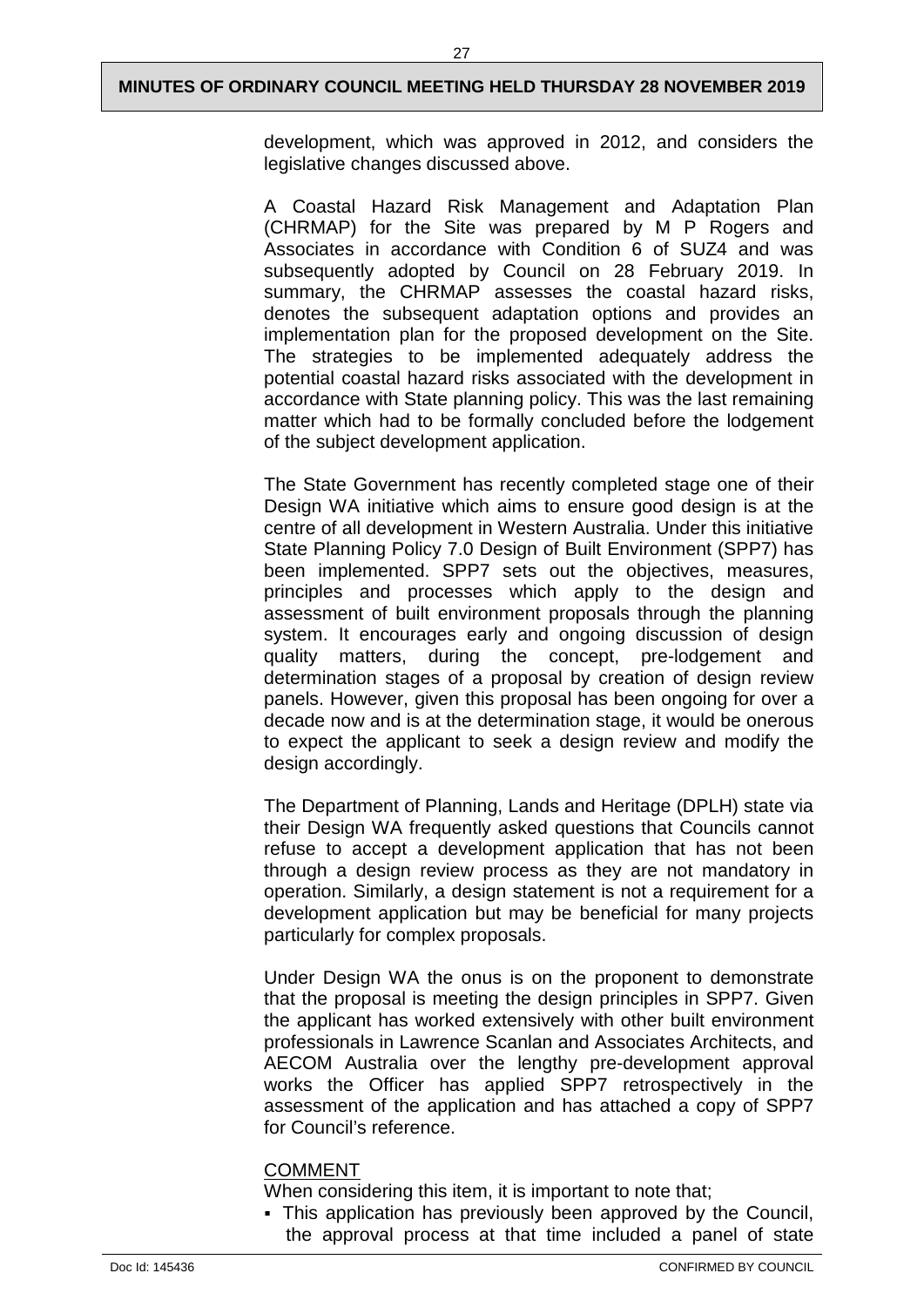development, which was approved in 2012, and considers the legislative changes discussed above.

A Coastal Hazard Risk Management and Adaptation Plan (CHRMAP) for the Site was prepared by M P Rogers and Associates in accordance with Condition 6 of SUZ4 and was subsequently adopted by Council on 28 February 2019. In summary, the CHRMAP assesses the coastal hazard risks, denotes the subsequent adaptation options and provides an implementation plan for the proposed development on the Site. The strategies to be implemented adequately address the potential coastal hazard risks associated with the development in accordance with State planning policy. This was the last remaining matter which had to be formally concluded before the lodgement of the subject development application.

The State Government has recently completed stage one of their Design WA initiative which aims to ensure good design is at the centre of all development in Western Australia. Under this initiative State Planning Policy 7.0 Design of Built Environment (SPP7) has been implemented. SPP7 sets out the objectives, measures, principles and processes which apply to the design and assessment of built environment proposals through the planning system. It encourages early and ongoing discussion of design quality matters, during the concept, pre-lodgement and determination stages of a proposal by creation of design review panels. However, given this proposal has been ongoing for over a decade now and is at the determination stage, it would be onerous to expect the applicant to seek a design review and modify the design accordingly.

The Department of Planning, Lands and Heritage (DPLH) state via their Design WA frequently asked questions that Councils cannot refuse to accept a development application that has not been through a design review process as they are not mandatory in operation. Similarly, a design statement is not a requirement for a development application but may be beneficial for many projects particularly for complex proposals.

Under Design WA the onus is on the proponent to demonstrate that the proposal is meeting the design principles in SPP7. Given the applicant has worked extensively with other built environment professionals in Lawrence Scanlan and Associates Architects, and AECOM Australia over the lengthy pre-development approval works the Officer has applied SPP7 retrospectively in the assessment of the application and has attached a copy of SPP7 for Council's reference.

COMMENT

When considering this item, it is important to note that;

- This application has previously been approved by the Council, the approval process at that time included a panel of state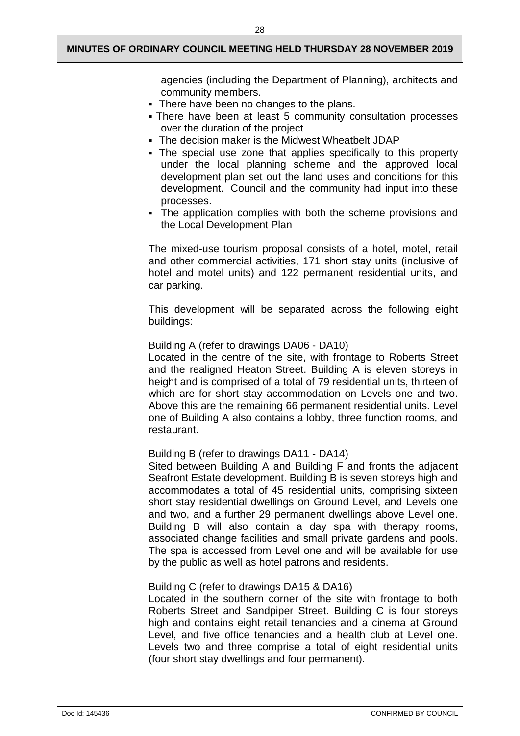agencies (including the Department of Planning), architects and community members.

- There have been no changes to the plans.
- There have been at least 5 community consultation processes over the duration of the project
- The decision maker is the Midwest Wheatbelt JDAP
- The special use zone that applies specifically to this property under the local planning scheme and the approved local development plan set out the land uses and conditions for this development. Council and the community had input into these processes.
- The application complies with both the scheme provisions and the Local Development Plan

The mixed-use tourism proposal consists of a hotel, motel, retail and other commercial activities, 171 short stay units (inclusive of hotel and motel units) and 122 permanent residential units, and car parking.

This development will be separated across the following eight buildings:

Building A (refer to drawings DA06 - DA10)
Located in the centre of the site, with frontage to Roberts Street and the realigned Heaton Street. Building A is eleven storeys in height and is comprised of a total of 79 residential units, thirteen of which are for short stay accommodation on Levels one and two. Above this are the remaining 66 permanent residential units. Level one of Building A also contains a lobby, three function rooms, and restaurant.

Building B (refer to drawings DA11 - DA14)
Sited between Building A and Building F and fronts the adjacent Seafront Estate development. Building B is seven storeys high and accommodates a total of 45 residential units, comprising sixteen short stay residential dwellings on Ground Level, and Levels one and two, and a further 29 permanent dwellings above Level one. Building B will also contain a day spa with therapy rooms, associated change facilities and small private gardens and pools. The spa is accessed from Level one and will be available for use by the public as well as hotel patrons and residents.

Building C (refer to drawings DA15 & DA16)
Located in the southern corner of the site with frontage to both Roberts Street and Sandpiper Street. Building C is four storeys high and contains eight retail tenancies and a cinema at Ground Level, and five office tenancies and a health club at Level one. Levels two and three comprise a total of eight residential units (four short stay dwellings and four permanent).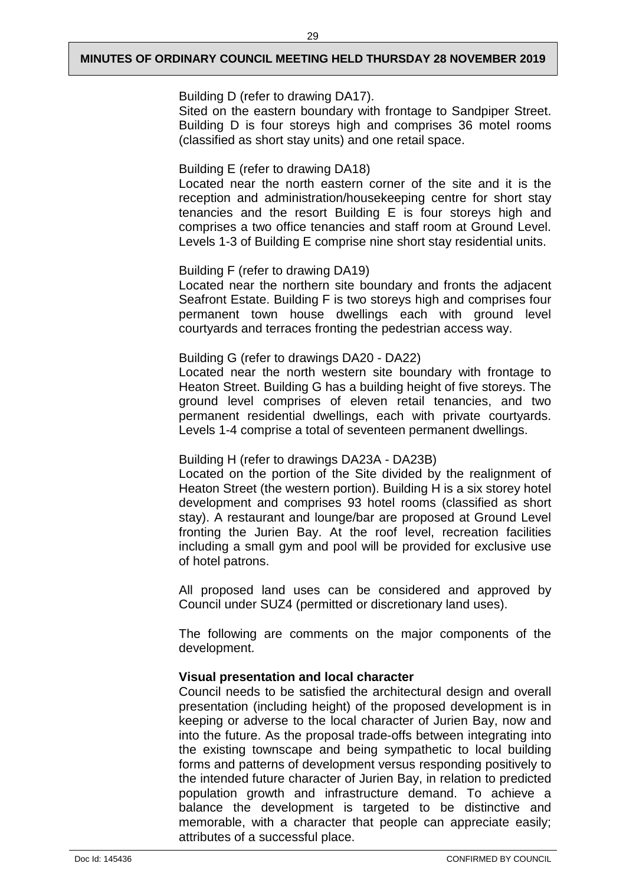Building D (refer to drawing DA17).
Sited on the eastern boundary with frontage to Sandpiper Street. Building D is four storeys high and comprises 36 motel rooms (classified as short stay units) and one retail space.

Building E (refer to drawing DA18)
Located near the north eastern corner of the site and it is the reception and administration/housekeeping centre for short stay tenancies and the resort Building E is four storeys high and comprises a two office tenancies and staff room at Ground Level. Levels 1-3 of Building E comprise nine short stay residential units.

Building F (refer to drawing DA19)
Located near the northern site boundary and fronts the adjacent Seafront Estate. Building F is two storeys high and comprises four permanent town house dwellings each with ground level courtyards and terraces fronting the pedestrian access way.

Building G (refer to drawings DA20 - DA22)
Located near the north western site boundary with frontage to Heaton Street. Building G has a building height of five storeys. The ground level comprises of eleven retail tenancies, and two permanent residential dwellings, each with private courtyards. Levels 1-4 comprise a total of seventeen permanent dwellings.

Building H (refer to drawings DA23A - DA23B)
Located on the portion of the Site divided by the realignment of Heaton Street (the western portion). Building H is a six storey hotel development and comprises 93 hotel rooms (classified as short stay). A restaurant and lounge/bar are proposed at Ground Level fronting the Jurien Bay. At the roof level, recreation facilities including a small gym and pool will be provided for exclusive use of hotel patrons.

All proposed land uses can be considered and approved by Council under SUZ4 (permitted or discretionary land uses).

The following are comments on the major components of the development.

**Visual presentation and local character**
Council needs to be satisfied the architectural design and overall presentation (including height) of the proposed development is in keeping or adverse to the local character of Jurien Bay, now and into the future. As the proposal trade-offs between integrating into the existing townscape and being sympathetic to local building forms and patterns of development versus responding positively to the intended future character of Jurien Bay, in relation to predicted population growth and infrastructure demand. To achieve a balance the development is targeted to be distinctive and memorable, with a character that people can appreciate easily; attributes of a successful place.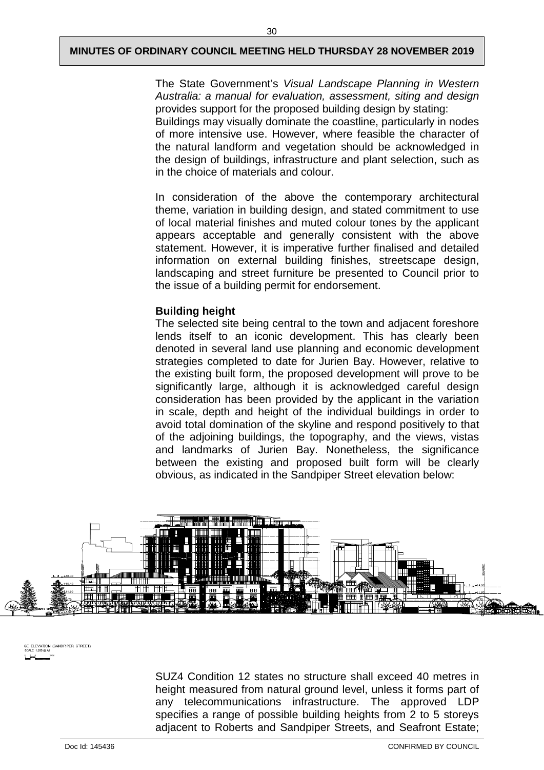The State Government's *Visual Landscape Planning in Western Australia: a manual for evaluation, assessment, siting and design* provides support for the proposed building design by stating:
Buildings may visually dominate the coastline, particularly in nodes of more intensive use. However, where feasible the character of the natural landform and vegetation should be acknowledged in the design of buildings, infrastructure and plant selection, such as in the choice of materials and colour.

In consideration of the above the contemporary architectural theme, variation in building design, and stated commitment to use of local material finishes and muted colour tones by the applicant appears acceptable and generally consistent with the above statement. However, it is imperative further finalised and detailed information on external building finishes, streetscape design, landscaping and street furniture be presented to Council prior to the issue of a building permit for endorsement.

**Building height**
The selected site being central to the town and adjacent foreshore lends itself to an iconic development. This has clearly been denoted in several land use planning and economic development strategies completed to date for Jurien Bay. However, relative to the existing built form, the proposed development will prove to be significantly large, although it is acknowledged careful design consideration has been provided by the applicant in the variation in scale, depth and height of the individual buildings in order to avoid total domination of the skyline and respond positively to that of the adjoining buildings, the topography, and the views, vistas and landmarks of Jurien Bay. Nonetheless, the significance between the existing and proposed built form will be clearly obvious, as indicated in the Sandpiper Street elevation below:

SE ELEVATION (SANDPIPER STREET)
SCALE 1:200 @ A1

SUZ4 Condition 12 states no structure shall exceed 40 metres in height measured from natural ground level, unless it forms part of any telecommunications infrastructure. The approved LDP specifies a range of possible building heights from 2 to 5 storeys adjacent to Roberts and Sandpiper Streets, and Seafront Estate;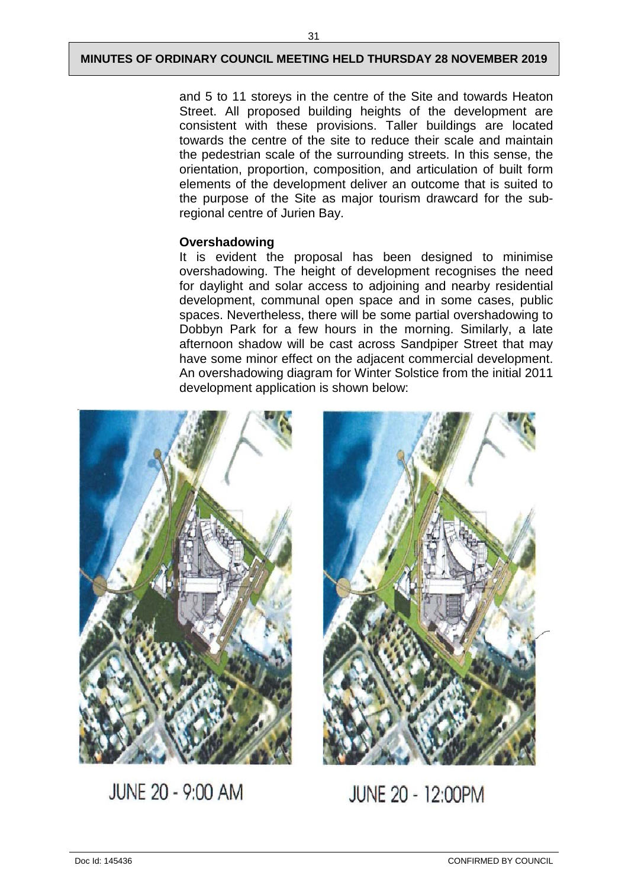and 5 to 11 storeys in the centre of the Site and towards Heaton Street. All proposed building heights of the development are consistent with these provisions. Taller buildings are located towards the centre of the site to reduce their scale and maintain the pedestrian scale of the surrounding streets. In this sense, the orientation, proportion, composition, and articulation of built form elements of the development deliver an outcome that is suited to the purpose of the Site as major tourism drawcard for the sub-regional centre of Jurien Bay.

**Overshadowing**

It is evident the proposal has been designed to minimise overshadowing. The height of development recognises the need for daylight and solar access to adjoining and nearby residential development, communal open space and in some cases, public spaces. Nevertheless, there will be some partial overshadowing to Dobbyn Park for a few hours in the morning. Similarly, a late afternoon shadow will be cast across Sandpiper Street that may have some minor effect on the adjacent commercial development. An overshadowing diagram for Winter Solstice from the initial 2011 development application is shown below:

JUNE 20 - 9:00 AM

JUNE 20 - 12:00PM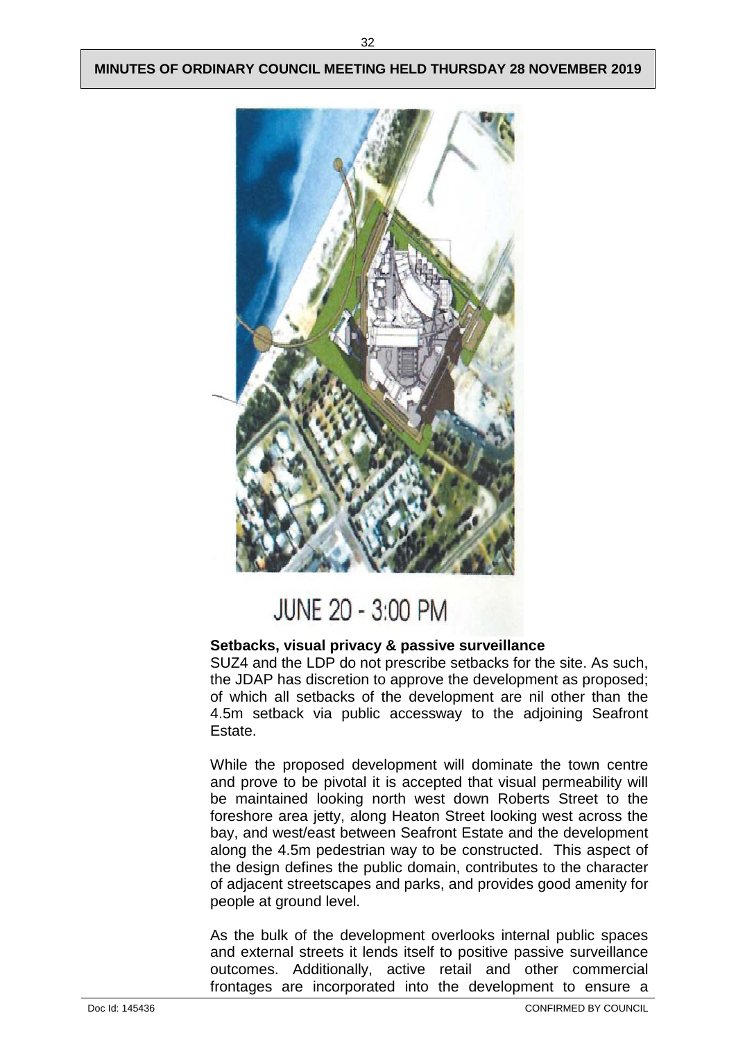JUNE 20 - 3:00 PM

**Setbacks, visual privacy & passive surveillance**

SUZ4 and the LDP do not prescribe setbacks for the site. As such, the JDAP has discretion to approve the development as proposed; of which all setbacks of the development are nil other than the 4.5m setback via public accessway to the adjoining Seafront Estate.

While the proposed development will dominate the town centre and prove to be pivotal it is accepted that visual permeability will be maintained looking north west down Roberts Street to the foreshore area jetty, along Heaton Street looking west across the bay, and west/east between Seafront Estate and the development along the 4.5m pedestrian way to be constructed. This aspect of the design defines the public domain, contributes to the character of adjacent streetscapes and parks, and provides good amenity for people at ground level.

As the bulk of the development overlooks internal public spaces and external streets it lends itself to positive passive surveillance outcomes. Additionally, active retail and other commercial frontages are incorporated into the development to ensure a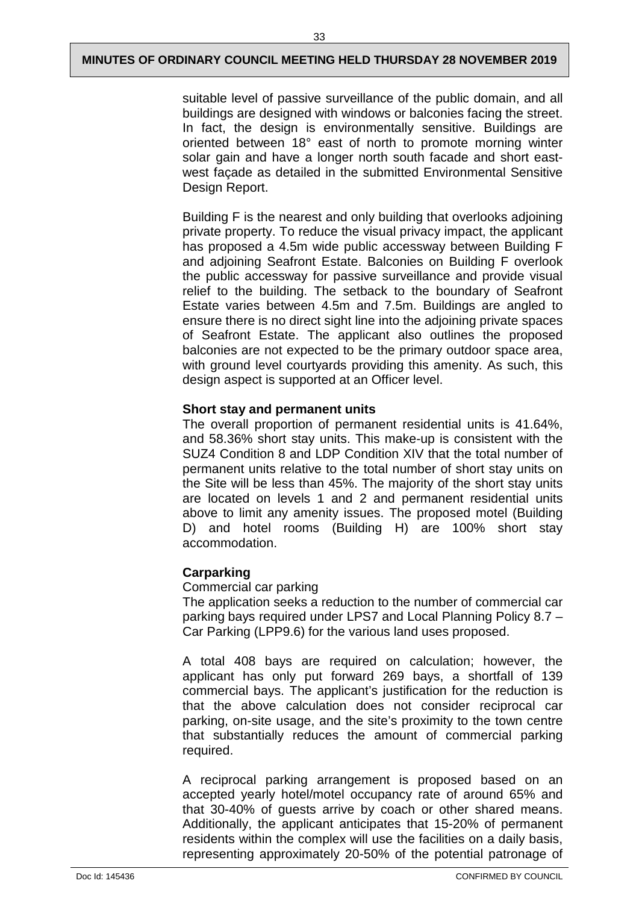suitable level of passive surveillance of the public domain, and all buildings are designed with windows or balconies facing the street. In fact, the design is environmentally sensitive. Buildings are oriented between 18° east of north to promote morning winter solar gain and have a longer north south facade and short east-west façade as detailed in the submitted Environmental Sensitive Design Report.

Building F is the nearest and only building that overlooks adjoining private property. To reduce the visual privacy impact, the applicant has proposed a 4.5m wide public accessway between Building F and adjoining Seafront Estate. Balconies on Building F overlook the public accessway for passive surveillance and provide visual relief to the building. The setback to the boundary of Seafront Estate varies between 4.5m and 7.5m. Buildings are angled to ensure there is no direct sight line into the adjoining private spaces of Seafront Estate. The applicant also outlines the proposed balconies are not expected to be the primary outdoor space area, with ground level courtyards providing this amenity. As such, this design aspect is supported at an Officer level.

**Short stay and permanent units**

The overall proportion of permanent residential units is 41.64%, and 58.36% short stay units. This make-up is consistent with the SUZ4 Condition 8 and LDP Condition XIV that the total number of permanent units relative to the total number of short stay units on the Site will be less than 45%. The majority of the short stay units are located on levels 1 and 2 and permanent residential units above to limit any amenity issues. The proposed motel (Building D) and hotel rooms (Building H) are 100% short stay accommodation.

**Carparking**

Commercial car parking

The application seeks a reduction to the number of commercial car parking bays required under LPS7 and Local Planning Policy 8.7 – Car Parking (LPP9.6) for the various land uses proposed.

A total 408 bays are required on calculation; however, the applicant has only put forward 269 bays, a shortfall of 139 commercial bays. The applicant's justification for the reduction is that the above calculation does not consider reciprocal car parking, on-site usage, and the site's proximity to the town centre that substantially reduces the amount of commercial parking required.

A reciprocal parking arrangement is proposed based on an accepted yearly hotel/motel occupancy rate of around 65% and that 30-40% of guests arrive by coach or other shared means. Additionally, the applicant anticipates that 15-20% of permanent residents within the complex will use the facilities on a daily basis, representing approximately 20-50% of the potential patronage of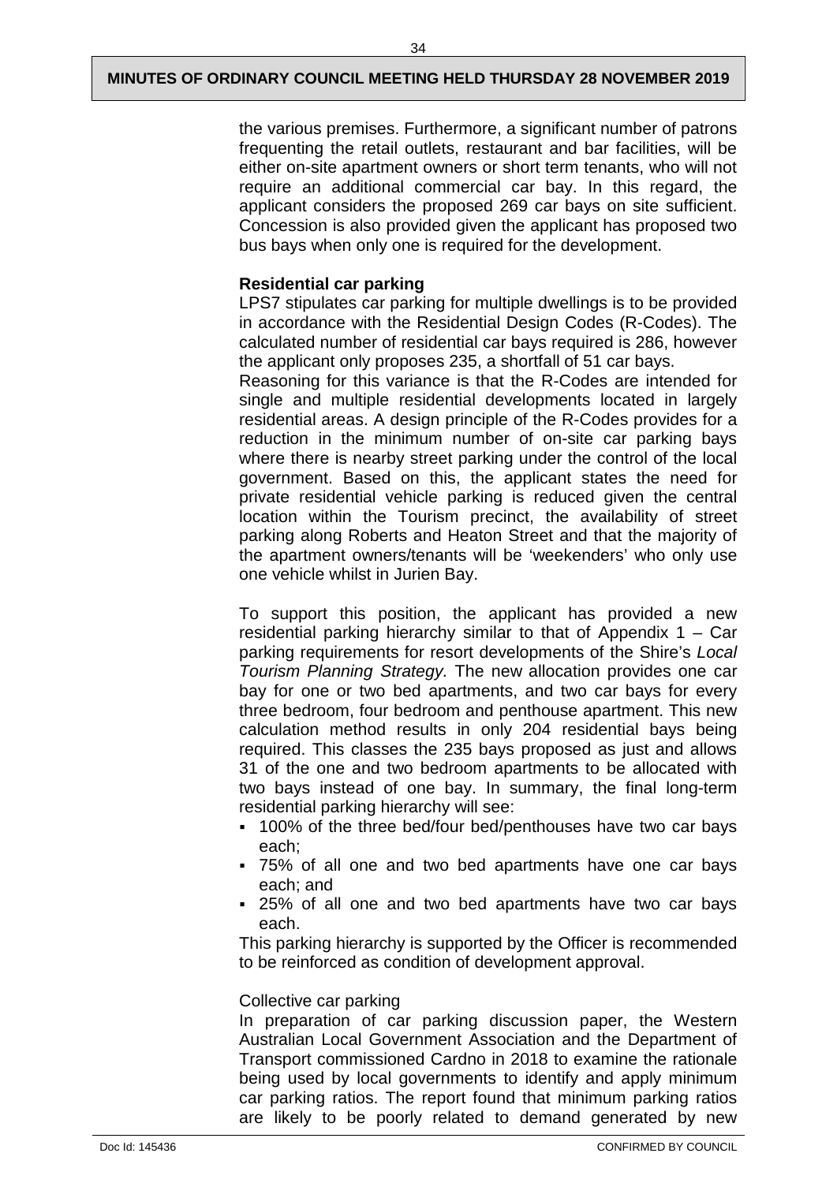the various premises. Furthermore, a significant number of patrons frequenting the retail outlets, restaurant and bar facilities, will be either on-site apartment owners or short term tenants, who will not require an additional commercial car bay. In this regard, the applicant considers the proposed 269 car bays on site sufficient. Concession is also provided given the applicant has proposed two bus bays when only one is required for the development.

**Residential car parking**

LPS7 stipulates car parking for multiple dwellings is to be provided in accordance with the Residential Design Codes (R-Codes). The calculated number of residential car bays required is 286, however the applicant only proposes 235, a shortfall of 51 car bays.

Reasoning for this variance is that the R-Codes are intended for single and multiple residential developments located in largely residential areas. A design principle of the R-Codes provides for a reduction in the minimum number of on-site car parking bays where there is nearby street parking under the control of the local government. Based on this, the applicant states the need for private residential vehicle parking is reduced given the central location within the Tourism precinct, the availability of street parking along Roberts and Heaton Street and that the majority of the apartment owners/tenants will be 'weekenders' who only use one vehicle whilst in Jurien Bay.

To support this position, the applicant has provided a new residential parking hierarchy similar to that of Appendix 1 – Car parking requirements for resort developments of the Shire's *Local Tourism Planning Strategy.* The new allocation provides one car bay for one or two bed apartments, and two car bays for every three bedroom, four bedroom and penthouse apartment. This new calculation method results in only 204 residential bays being required. This classes the 235 bays proposed as just and allows 31 of the one and two bedroom apartments to be allocated with two bays instead of one bay. In summary, the final long-term residential parking hierarchy will see:

- 100% of the three bed/four bed/penthouses have two car bays each;
- 75% of all one and two bed apartments have one car bays each; and
- 25% of all one and two bed apartments have two car bays each.

This parking hierarchy is supported by the Officer is recommended to be reinforced as condition of development approval.

Collective car parking

In preparation of car parking discussion paper, the Western Australian Local Government Association and the Department of Transport commissioned Cardno in 2018 to examine the rationale being used by local governments to identify and apply minimum car parking ratios. The report found that minimum parking ratios are likely to be poorly related to demand generated by new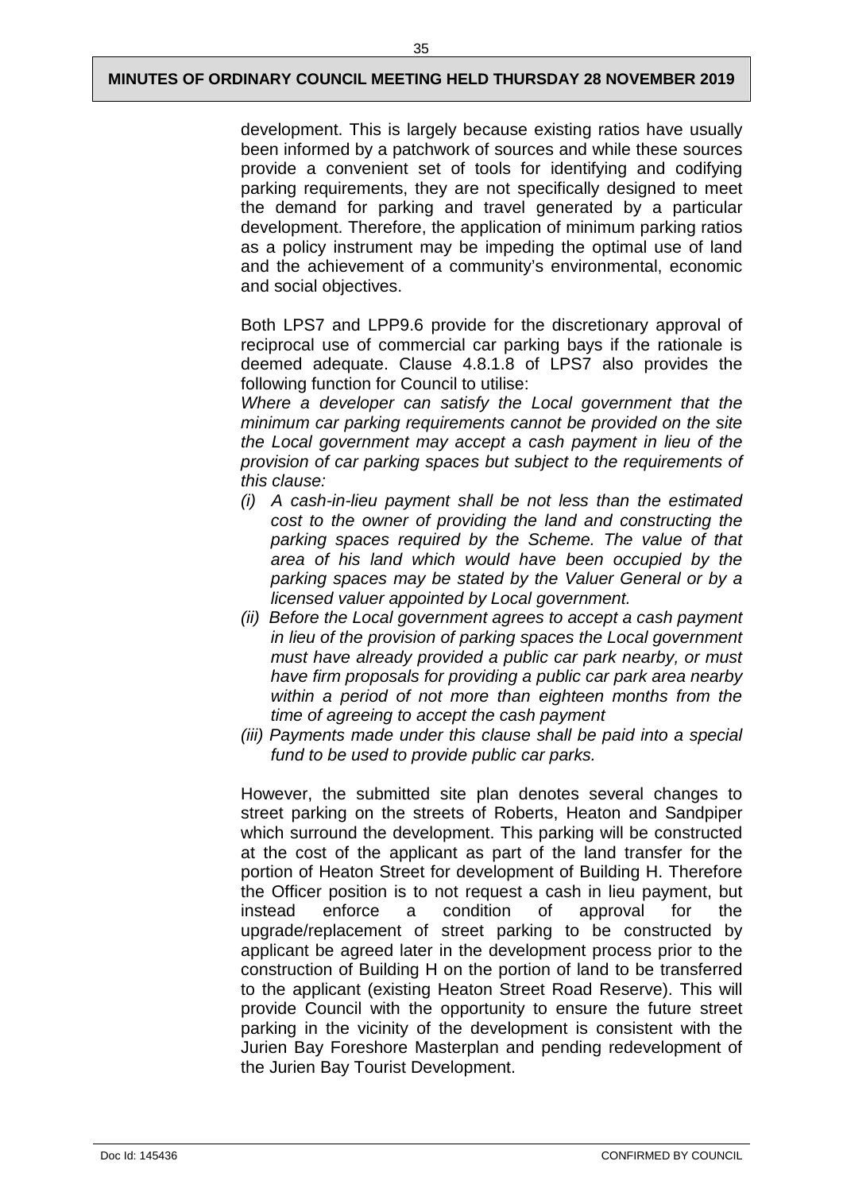development. This is largely because existing ratios have usually been informed by a patchwork of sources and while these sources provide a convenient set of tools for identifying and codifying parking requirements, they are not specifically designed to meet the demand for parking and travel generated by a particular development. Therefore, the application of minimum parking ratios as a policy instrument may be impeding the optimal use of land and the achievement of a community's environmental, economic and social objectives.

Both LPS7 and LPP9.6 provide for the discretionary approval of reciprocal use of commercial car parking bays if the rationale is deemed adequate. Clause 4.8.1.8 of LPS7 also provides the following function for Council to utilise:

*Where a developer can satisfy the Local government that the minimum car parking requirements cannot be provided on the site the Local government may accept a cash payment in lieu of the provision of car parking spaces but subject to the requirements of this clause:*

- *(i) A cash-in-lieu payment shall be not less than the estimated cost to the owner of providing the land and constructing the parking spaces required by the Scheme. The value of that area of his land which would have been occupied by the parking spaces may be stated by the Valuer General or by a licensed valuer appointed by Local government.*
- *(ii) Before the Local government agrees to accept a cash payment in lieu of the provision of parking spaces the Local government must have already provided a public car park nearby, or must have firm proposals for providing a public car park area nearby within a period of not more than eighteen months from the time of agreeing to accept the cash payment*
- *(iii) Payments made under this clause shall be paid into a special fund to be used to provide public car parks.*

However, the submitted site plan denotes several changes to street parking on the streets of Roberts, Heaton and Sandpiper which surround the development. This parking will be constructed at the cost of the applicant as part of the land transfer for the portion of Heaton Street for development of Building H. Therefore the Officer position is to not request a cash in lieu payment, but instead enforce a condition of approval for the upgrade/replacement of street parking to be constructed by applicant be agreed later in the development process prior to the construction of Building H on the portion of land to be transferred to the applicant (existing Heaton Street Road Reserve). This will provide Council with the opportunity to ensure the future street parking in the vicinity of the development is consistent with the Jurien Bay Foreshore Masterplan and pending redevelopment of the Jurien Bay Tourist Development.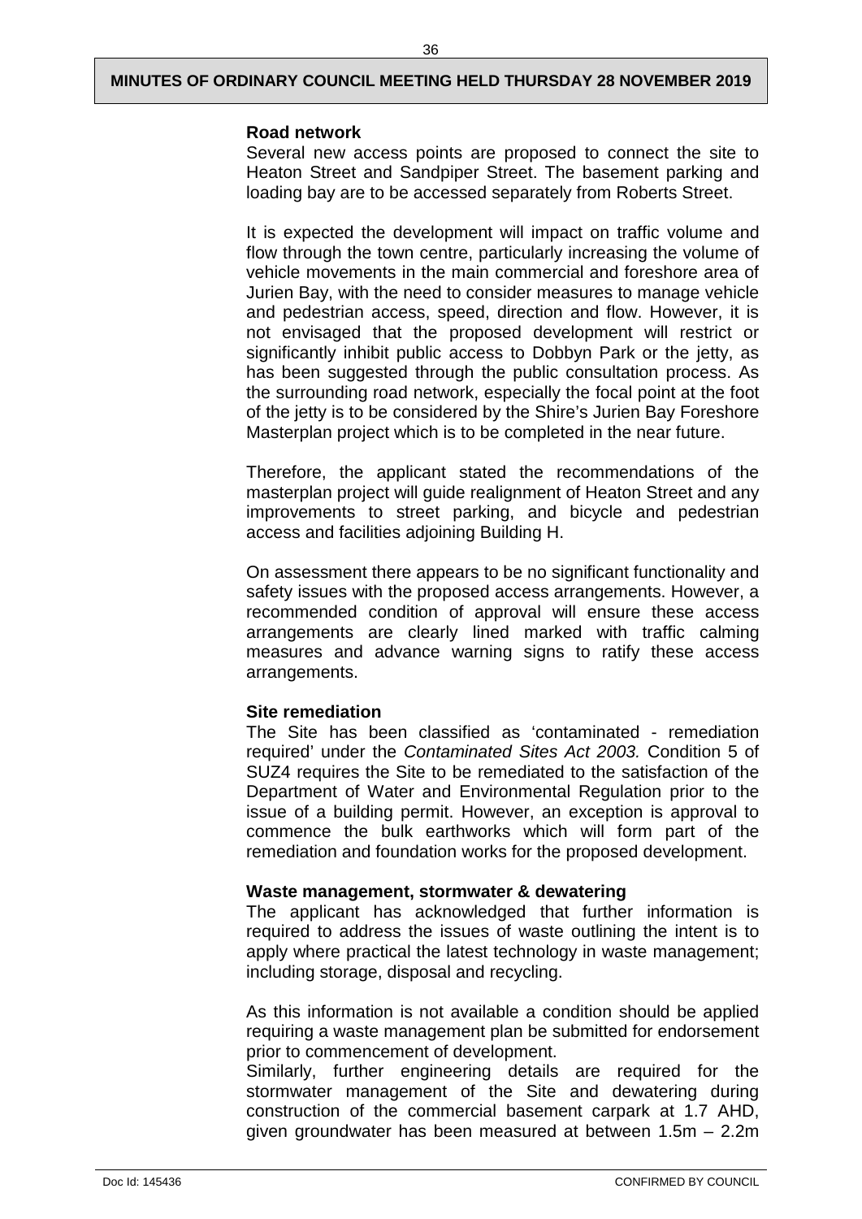**Road network**

Several new access points are proposed to connect the site to Heaton Street and Sandpiper Street. The basement parking and loading bay are to be accessed separately from Roberts Street.

It is expected the development will impact on traffic volume and flow through the town centre, particularly increasing the volume of vehicle movements in the main commercial and foreshore area of Jurien Bay, with the need to consider measures to manage vehicle and pedestrian access, speed, direction and flow. However, it is not envisaged that the proposed development will restrict or significantly inhibit public access to Dobbyn Park or the jetty, as has been suggested through the public consultation process. As the surrounding road network, especially the focal point at the foot of the jetty is to be considered by the Shire's Jurien Bay Foreshore Masterplan project which is to be completed in the near future.

Therefore, the applicant stated the recommendations of the masterplan project will guide realignment of Heaton Street and any improvements to street parking, and bicycle and pedestrian access and facilities adjoining Building H.

On assessment there appears to be no significant functionality and safety issues with the proposed access arrangements. However, a recommended condition of approval will ensure these access arrangements are clearly lined marked with traffic calming measures and advance warning signs to ratify these access arrangements.

**Site remediation**

The Site has been classified as 'contaminated - remediation required' under the *Contaminated Sites Act 2003.* Condition 5 of SUZ4 requires the Site to be remediated to the satisfaction of the Department of Water and Environmental Regulation prior to the issue of a building permit. However, an exception is approval to commence the bulk earthworks which will form part of the remediation and foundation works for the proposed development.

**Waste management, stormwater & dewatering**

The applicant has acknowledged that further information is required to address the issues of waste outlining the intent is to apply where practical the latest technology in waste management; including storage, disposal and recycling.

As this information is not available a condition should be applied requiring a waste management plan be submitted for endorsement prior to commencement of development.
Similarly, further engineering details are required for the stormwater management of the Site and dewatering during construction of the commercial basement carpark at 1.7 AHD, given groundwater has been measured at between 1.5m – 2.2m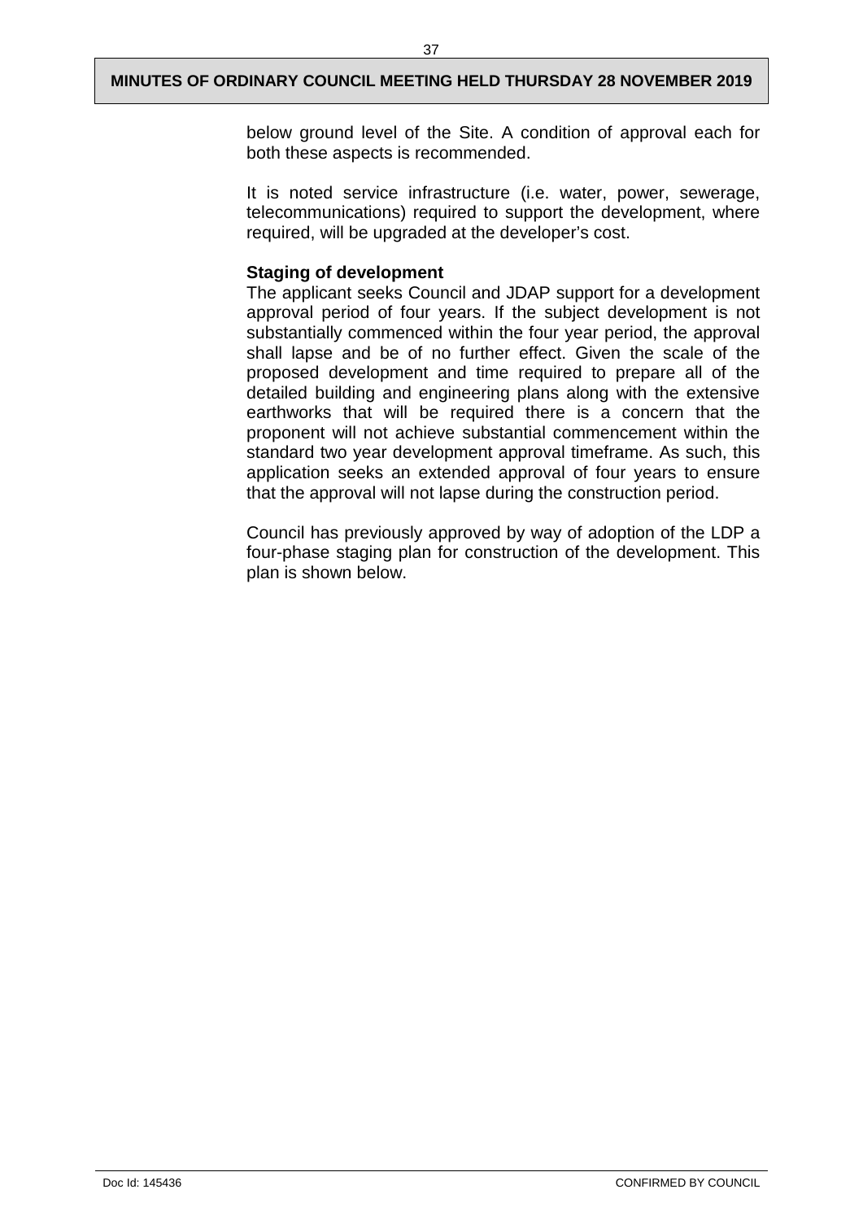below ground level of the Site. A condition of approval each for both these aspects is recommended.

It is noted service infrastructure (i.e. water, power, sewerage, telecommunications) required to support the development, where required, will be upgraded at the developer's cost.

**Staging of development**

The applicant seeks Council and JDAP support for a development approval period of four years. If the subject development is not substantially commenced within the four year period, the approval shall lapse and be of no further effect. Given the scale of the proposed development and time required to prepare all of the detailed building and engineering plans along with the extensive earthworks that will be required there is a concern that the proponent will not achieve substantial commencement within the standard two year development approval timeframe. As such, this application seeks an extended approval of four years to ensure that the approval will not lapse during the construction period.

Council has previously approved by way of adoption of the LDP a four-phase staging plan for construction of the development. This plan is shown below.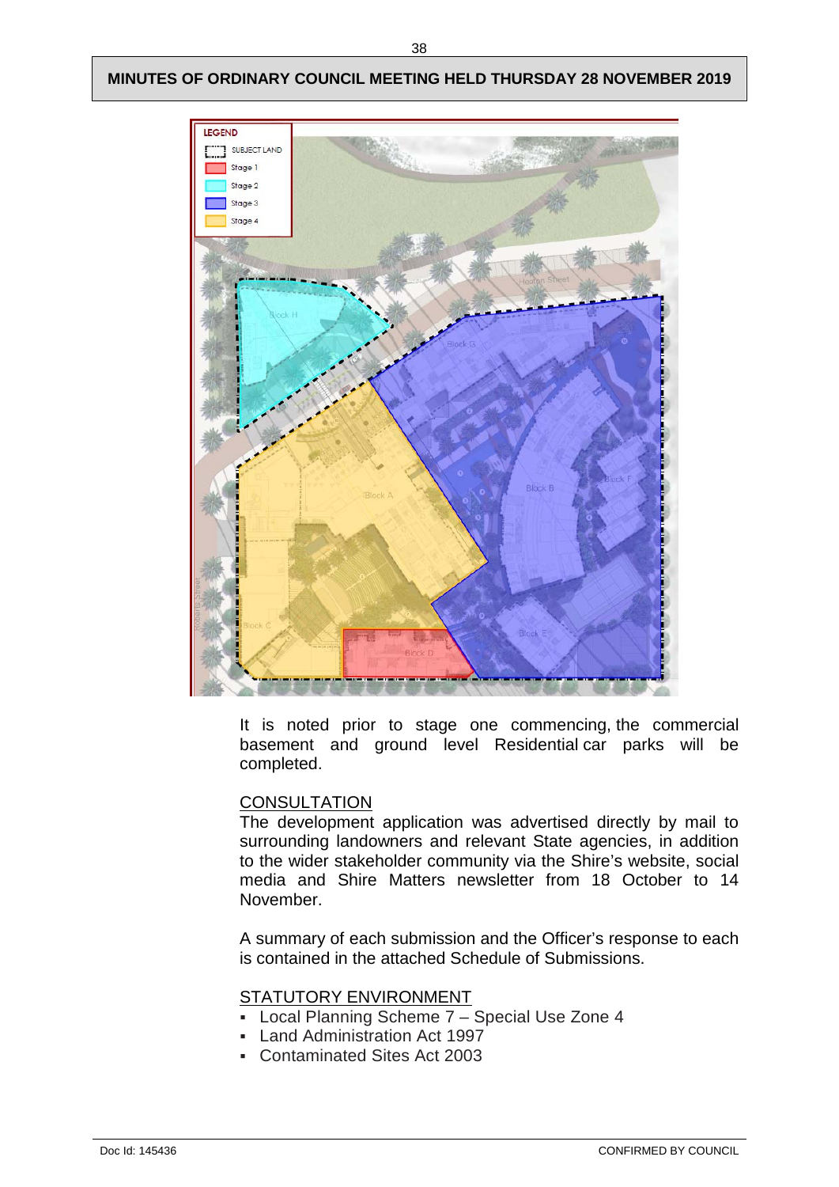It is noted prior to stage one commencing, the commercial basement and ground level Residential car parks will be completed.

CONSULTATION

The development application was advertised directly by mail to surrounding landowners and relevant State agencies, in addition to the wider stakeholder community via the Shire's website, social media and Shire Matters newsletter from 18 October to 14 November.

A summary of each submission and the Officer's response to each is contained in the attached Schedule of Submissions.

STATUTORY ENVIRONMENT

- Local Planning Scheme 7 – Special Use Zone 4
- Land Administration Act 1997
- Contaminated Sites Act 2003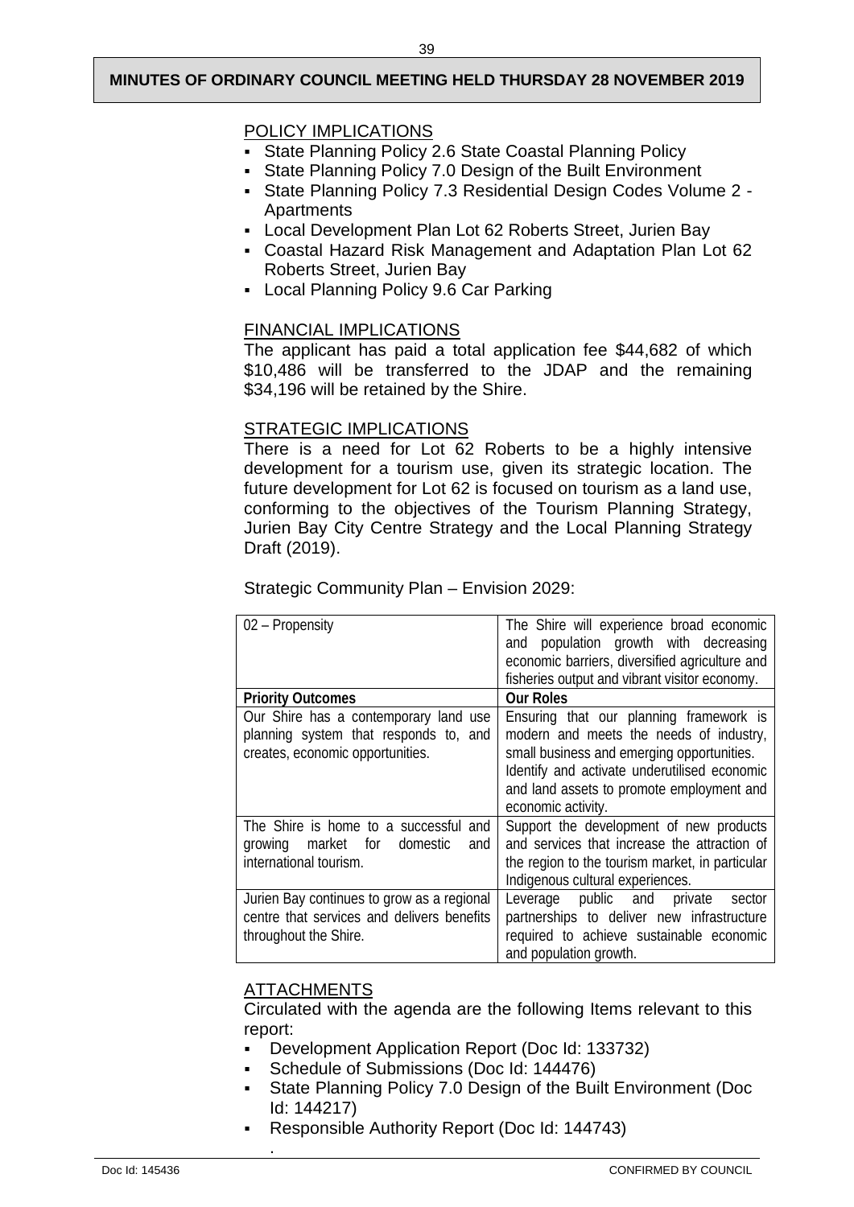## POLICY IMPLICATIONS

- State Planning Policy 2.6 State Coastal Planning Policy
- State Planning Policy 7.0 Design of the Built Environment
- State Planning Policy 7.3 Residential Design Codes Volume 2 - Apartments
- Local Development Plan Lot 62 Roberts Street, Jurien Bay
- Coastal Hazard Risk Management and Adaptation Plan Lot 62 Roberts Street, Jurien Bay
- Local Planning Policy 9.6 Car Parking

## FINANCIAL IMPLICATIONS

The applicant has paid a total application fee $44,682 of which $10,486 will be transferred to the JDAP and the remaining $34,196 will be retained by the Shire.

## STRATEGIC IMPLICATIONS

There is a need for Lot 62 Roberts to be a highly intensive development for a tourism use, given its strategic location. The future development for Lot 62 is focused on tourism as a land use, conforming to the objectives of the Tourism Planning Strategy, Jurien Bay City Centre Strategy and the Local Planning Strategy Draft (2019).

Strategic Community Plan – Envision 2029:

| 02 – Propensity | The Shire will experience broad economic and population growth with decreasing economic barriers, diversified agriculture and fisheries output and vibrant visitor economy. |
|---|---|
| **Priority Outcomes** | **Our Roles** |
| Our Shire has a contemporary land use planning system that responds to, and creates, economic opportunities. | Ensuring that our planning framework is modern and meets the needs of industry, small business and emerging opportunities. Identify and activate underutilised economic and land assets to promote employment and economic activity. |
| The Shire is home to a successful and growing market for domestic and international tourism. | Support the development of new products and services that increase the attraction of the region to the tourism market, in particular Indigenous cultural experiences. |
| Jurien Bay continues to grow as a regional centre that services and delivers benefits throughout the Shire. | Leverage public and private sector partnerships to deliver new infrastructure required to achieve sustainable economic and population growth. |

## ATTACHMENTS

Circulated with the agenda are the following Items relevant to this report:

- Development Application Report (Doc Id: 133732)
- Schedule of Submissions (Doc Id: 144476)
- State Planning Policy 7.0 Design of the Built Environment (Doc Id: 144217)
- Responsible Authority Report (Doc Id: 144743)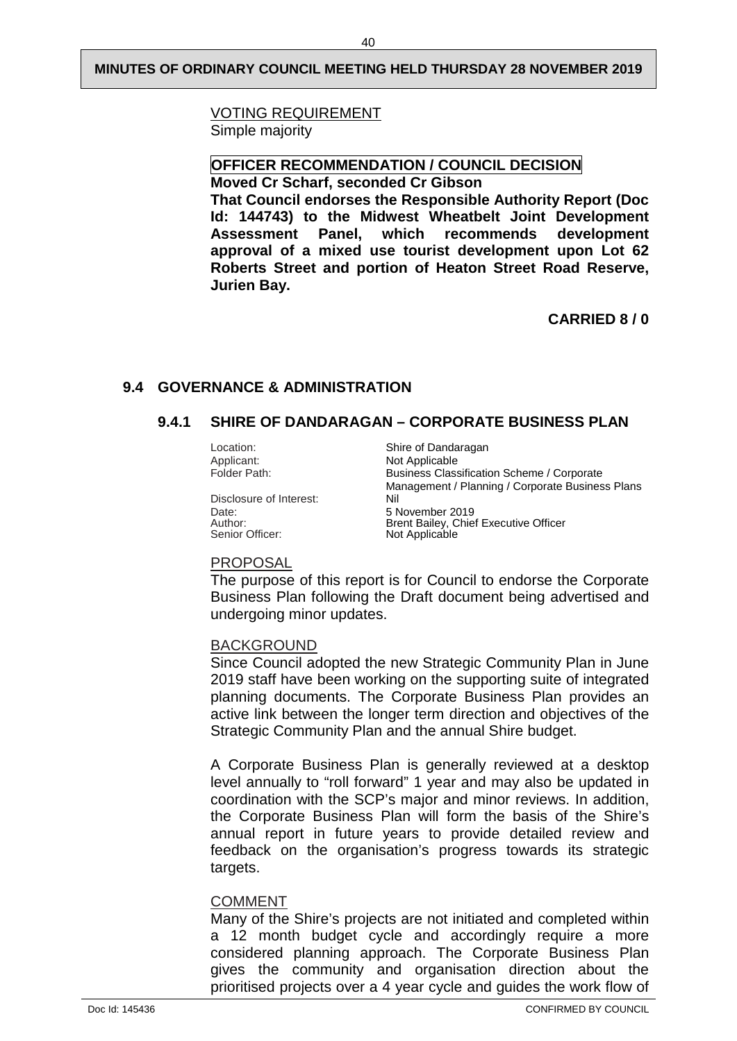VOTING REQUIREMENT

Simple majority

**OFFICER RECOMMENDATION / COUNCIL DECISION**

**Moved Cr Scharf, seconded Cr Gibson**

**That Council endorses the Responsible Authority Report (Doc Id: 144743) to the Midwest Wheatbelt Joint Development Assessment Panel, which recommends development approval of a mixed use tourist development upon Lot 62 Roberts Street and portion of Heaton Street Road Reserve, Jurien Bay.**

**CARRIED 8 / 0**

## 9.4 GOVERNANCE & ADMINISTRATION

### 9.4.1 SHIRE OF DANDARAGAN – CORPORATE BUSINESS PLAN

| | |
|---|---|
| Location: | Shire of Dandaragan |
| Applicant: | Not Applicable |
| Folder Path: | Business Classification Scheme / Corporate Management / Planning / Corporate Business Plans |
| Disclosure of Interest: | Nil |
| Date: | 5 November 2019 |
| Author: | Brent Bailey, Chief Executive Officer |
| Senior Officer: | Not Applicable |

PROPOSAL

The purpose of this report is for Council to endorse the Corporate Business Plan following the Draft document being advertised and undergoing minor updates.

BACKGROUND

Since Council adopted the new Strategic Community Plan in June 2019 staff have been working on the supporting suite of integrated planning documents. The Corporate Business Plan provides an active link between the longer term direction and objectives of the Strategic Community Plan and the annual Shire budget.

A Corporate Business Plan is generally reviewed at a desktop level annually to "roll forward" 1 year and may also be updated in coordination with the SCP's major and minor reviews. In addition, the Corporate Business Plan will form the basis of the Shire's annual report in future years to provide detailed review and feedback on the organisation's progress towards its strategic targets.

COMMENT

Many of the Shire's projects are not initiated and completed within a 12 month budget cycle and accordingly require a more considered planning approach. The Corporate Business Plan gives the community and organisation direction about the prioritised projects over a 4 year cycle and guides the work flow of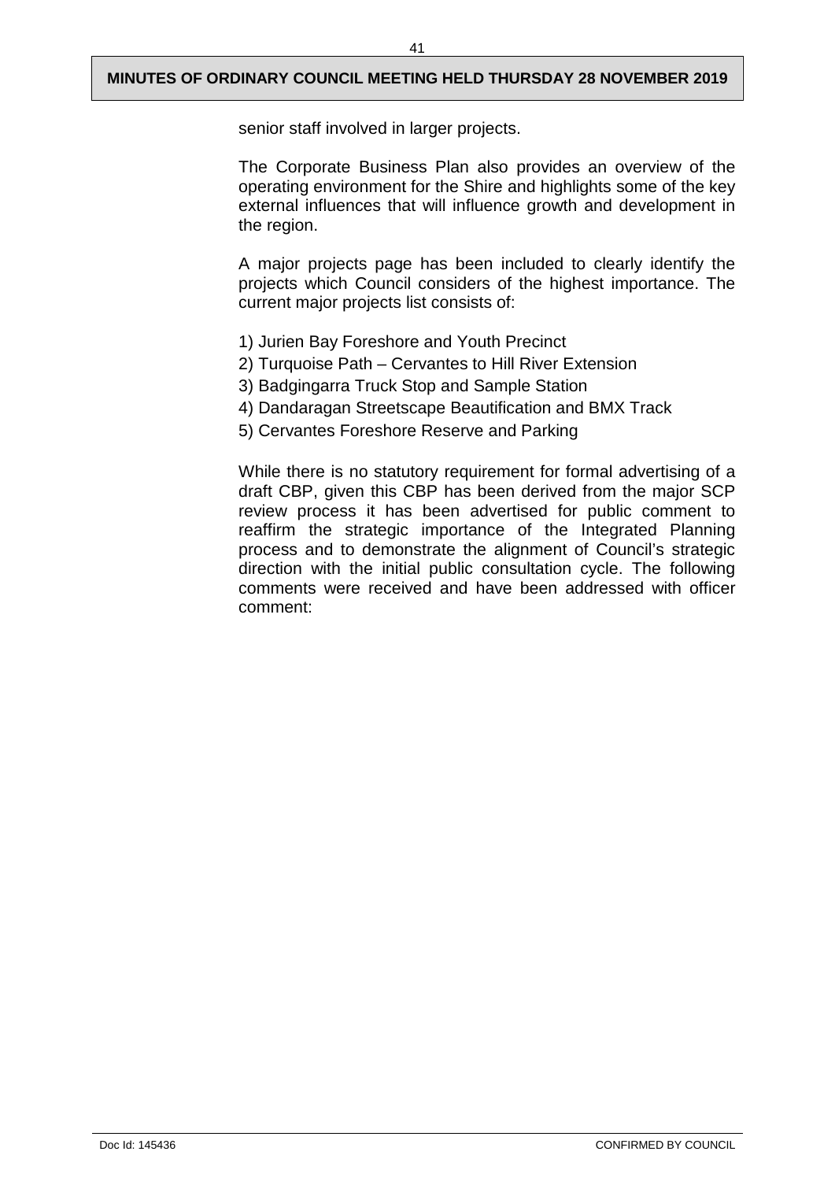senior staff involved in larger projects.

The Corporate Business Plan also provides an overview of the operating environment for the Shire and highlights some of the key external influences that will influence growth and development in the region.

A major projects page has been included to clearly identify the projects which Council considers of the highest importance. The current major projects list consists of:

1) Jurien Bay Foreshore and Youth Precinct
2) Turquoise Path – Cervantes to Hill River Extension
3) Badgingarra Truck Stop and Sample Station
4) Dandaragan Streetscape Beautification and BMX Track
5) Cervantes Foreshore Reserve and Parking

While there is no statutory requirement for formal advertising of a draft CBP, given this CBP has been derived from the major SCP review process it has been advertised for public comment to reaffirm the strategic importance of the Integrated Planning process and to demonstrate the alignment of Council's strategic direction with the initial public consultation cycle. The following comments were received and have been addressed with officer comment: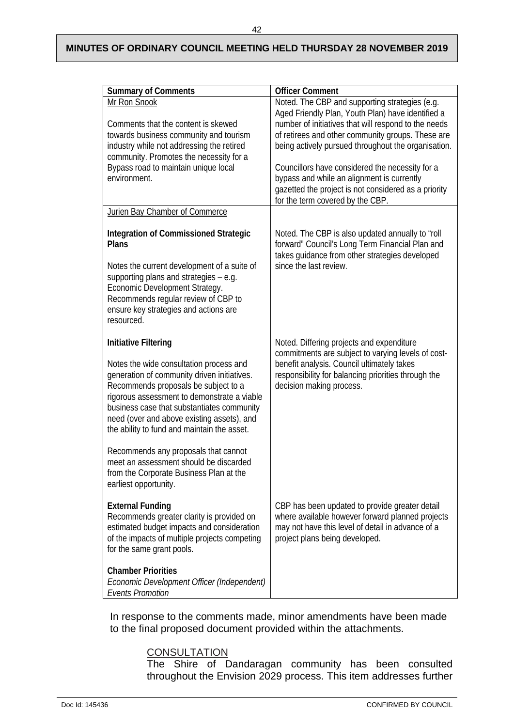| Summary of Comments | Officer Comment |
|---|---|
| Mr Ron Snook<br><br>Comments that the content is skewed towards business community and tourism industry while not addressing the retired community. Promotes the necessity for a Bypass road to maintain unique local environment. | Noted. The CBP and supporting strategies (e.g. Aged Friendly Plan, Youth Plan) have identified a number of initiatives that will respond to the needs of retirees and other community groups. These are being actively pursued throughout the organisation.<br><br>Councillors have considered the necessity for a bypass and while an alignment is currently gazetted the project is not considered as a priority for the term covered by the CBP. |
| Jurien Bay Chamber of Commerce<br><br>**Integration of Commissioned Strategic Plans**<br><br>Notes the current development of a suite of supporting plans and strategies – e.g. Economic Development Strategy. Recommends regular review of CBP to ensure key strategies and actions are resourced.<br><br>**Initiative Filtering**<br><br>Notes the wide consultation process and generation of community driven initiatives. Recommends proposals be subject to a rigorous assessment to demonstrate a viable business case that substantiates community need (over and above existing assets), and the ability to fund and maintain the asset.<br><br>Recommends any proposals that cannot meet an assessment should be discarded from the Corporate Business Plan at the earliest opportunity.<br><br>**External Funding**<br>Recommends greater clarity is provided on estimated budget impacts and consideration of the impacts of multiple projects competing for the same grant pools.<br><br>**Chamber Priorities**<br>*Economic Development Officer (Independent)*<br>*Events Promotion* | Noted. The CBP is also updated annually to "roll forward" Council's Long Term Financial Plan and takes guidance from other strategies developed since the last review.<br><br>Noted. Differing projects and expenditure commitments are subject to varying levels of cost-benefit analysis. Council ultimately takes responsibility for balancing priorities through the decision making process.<br><br>CBP has been updated to provide greater detail where available however forward planned projects may not have this level of detail in advance of a project plans being developed. |

In response to the comments made, minor amendments have been made to the final proposed document provided within the attachments.

CONSULTATION

The Shire of Dandaragan community has been consulted throughout the Envision 2029 process. This item addresses further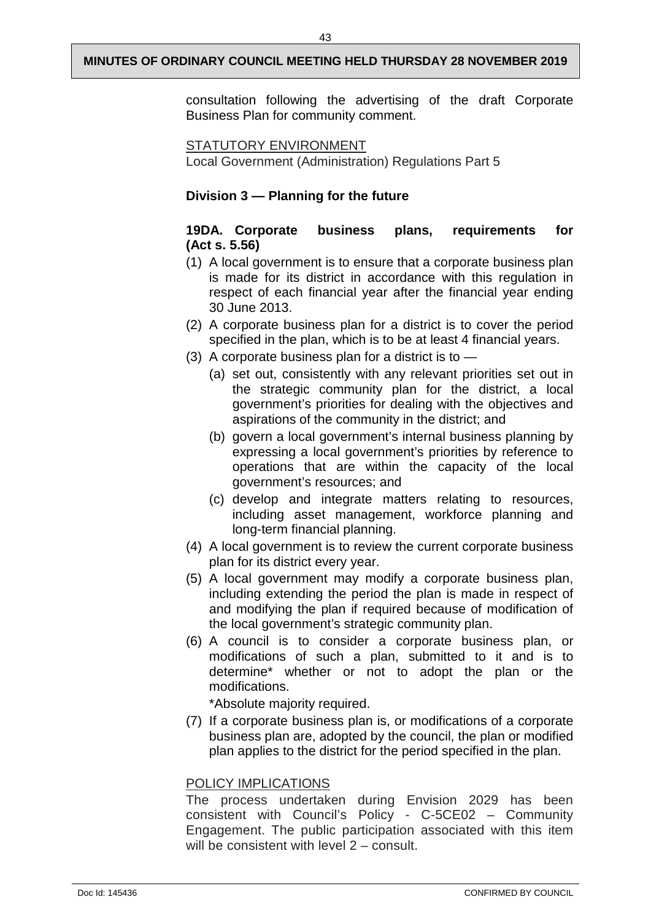consultation following the advertising of the draft Corporate Business Plan for community comment.

STATUTORY ENVIRONMENT
Local Government (Administration) Regulations Part 5

**Division 3 — Planning for the future**

**19DA. Corporate business plans, requirements for (Act s. 5.56)**

(1) A local government is to ensure that a corporate business plan is made for its district in accordance with this regulation in respect of each financial year after the financial year ending 30 June 2013.

(2) A corporate business plan for a district is to cover the period specified in the plan, which is to be at least 4 financial years.

(3) A corporate business plan for a district is to —

   (a) set out, consistently with any relevant priorities set out in the strategic community plan for the district, a local government's priorities for dealing with the objectives and aspirations of the community in the district; and

   (b) govern a local government's internal business planning by expressing a local government's priorities by reference to operations that are within the capacity of the local government's resources; and

   (c) develop and integrate matters relating to resources, including asset management, workforce planning and long-term financial planning.

(4) A local government is to review the current corporate business plan for its district every year.

(5) A local government may modify a corporate business plan, including extending the period the plan is made in respect of and modifying the plan if required because of modification of the local government's strategic community plan.

(6) A council is to consider a corporate business plan, or modifications of such a plan, submitted to it and is to determine* whether or not to adopt the plan or the modifications.

   *Absolute majority required.

(7) If a corporate business plan is, or modifications of a corporate business plan are, adopted by the council, the plan or modified plan applies to the district for the period specified in the plan.

POLICY IMPLICATIONS
The process undertaken during Envision 2029 has been consistent with Council's Policy - C-5CE02 – Community Engagement. The public participation associated with this item will be consistent with level 2 – consult.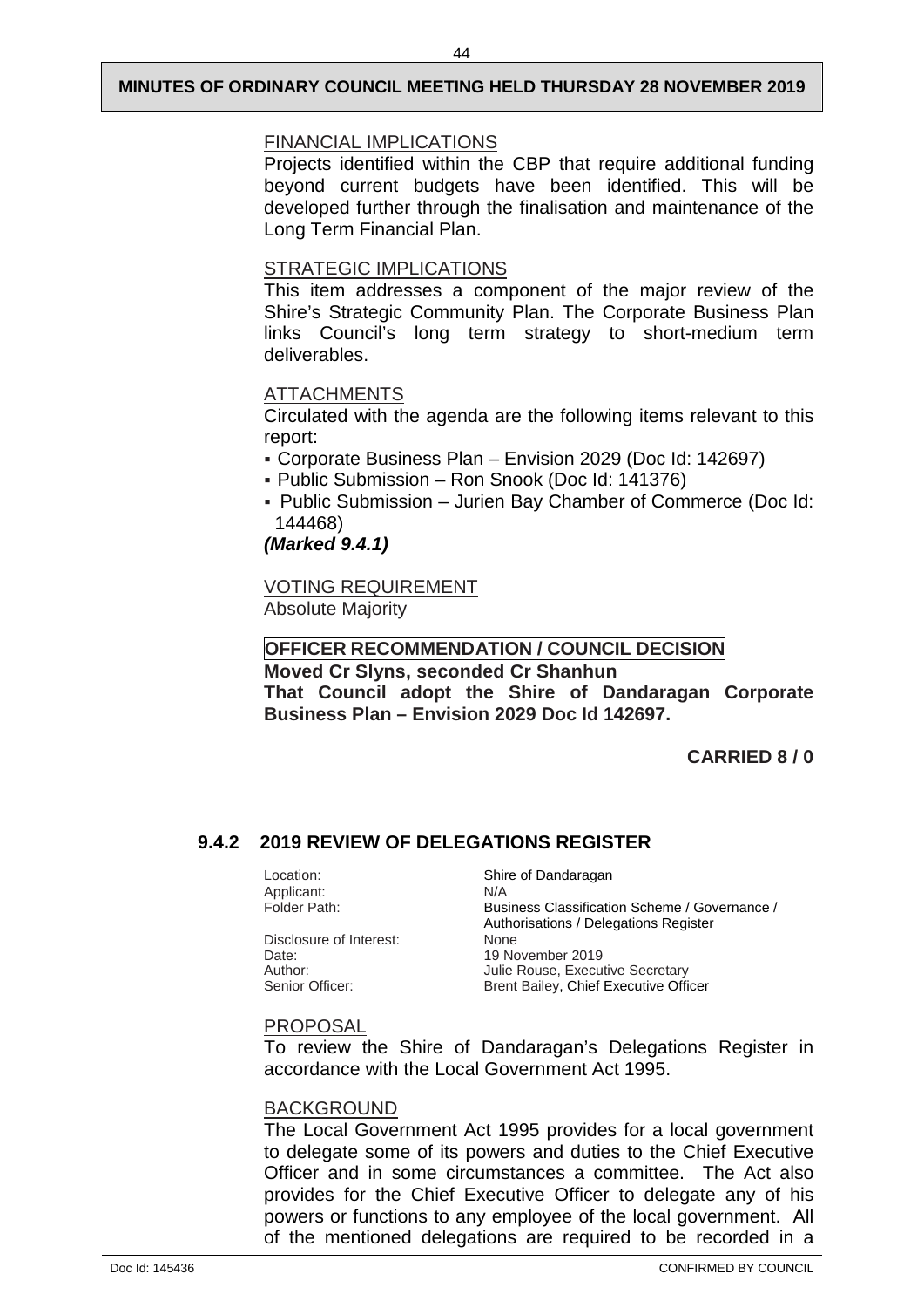FINANCIAL IMPLICATIONS

Projects identified within the CBP that require additional funding beyond current budgets have been identified. This will be developed further through the finalisation and maintenance of the Long Term Financial Plan.

STRATEGIC IMPLICATIONS

This item addresses a component of the major review of the Shire's Strategic Community Plan. The Corporate Business Plan links Council's long term strategy to short-medium term deliverables.

ATTACHMENTS

Circulated with the agenda are the following items relevant to this report:

- Corporate Business Plan – Envision 2029 (Doc Id: 142697)
- Public Submission – Ron Snook (Doc Id: 141376)
- Public Submission – Jurien Bay Chamber of Commerce (Doc Id: 144468)

***(Marked 9.4.1)***

VOTING REQUIREMENT

Absolute Majority

**OFFICER RECOMMENDATION / COUNCIL DECISION**

**Moved Cr Slyns, seconded Cr Shanhun**

**That Council adopt the Shire of Dandaragan Corporate Business Plan – Envision 2029 Doc Id 142697.**

**CARRIED 8 / 0**

## 9.4.2 2019 REVIEW OF DELEGATIONS REGISTER

| | |
|---|---|
| Location: | Shire of Dandaragan |
| Applicant: | N/A |
| Folder Path: | Business Classification Scheme / Governance / Authorisations / Delegations Register |
| Disclosure of Interest: | None |
| Date: | 19 November 2019 |
| Author: | Julie Rouse, Executive Secretary |
| Senior Officer: | Brent Bailey, Chief Executive Officer |

PROPOSAL

To review the Shire of Dandaragan's Delegations Register in accordance with the Local Government Act 1995.

BACKGROUND

The Local Government Act 1995 provides for a local government to delegate some of its powers and duties to the Chief Executive Officer and in some circumstances a committee. The Act also provides for the Chief Executive Officer to delegate any of his powers or functions to any employee of the local government. All of the mentioned delegations are required to be recorded in a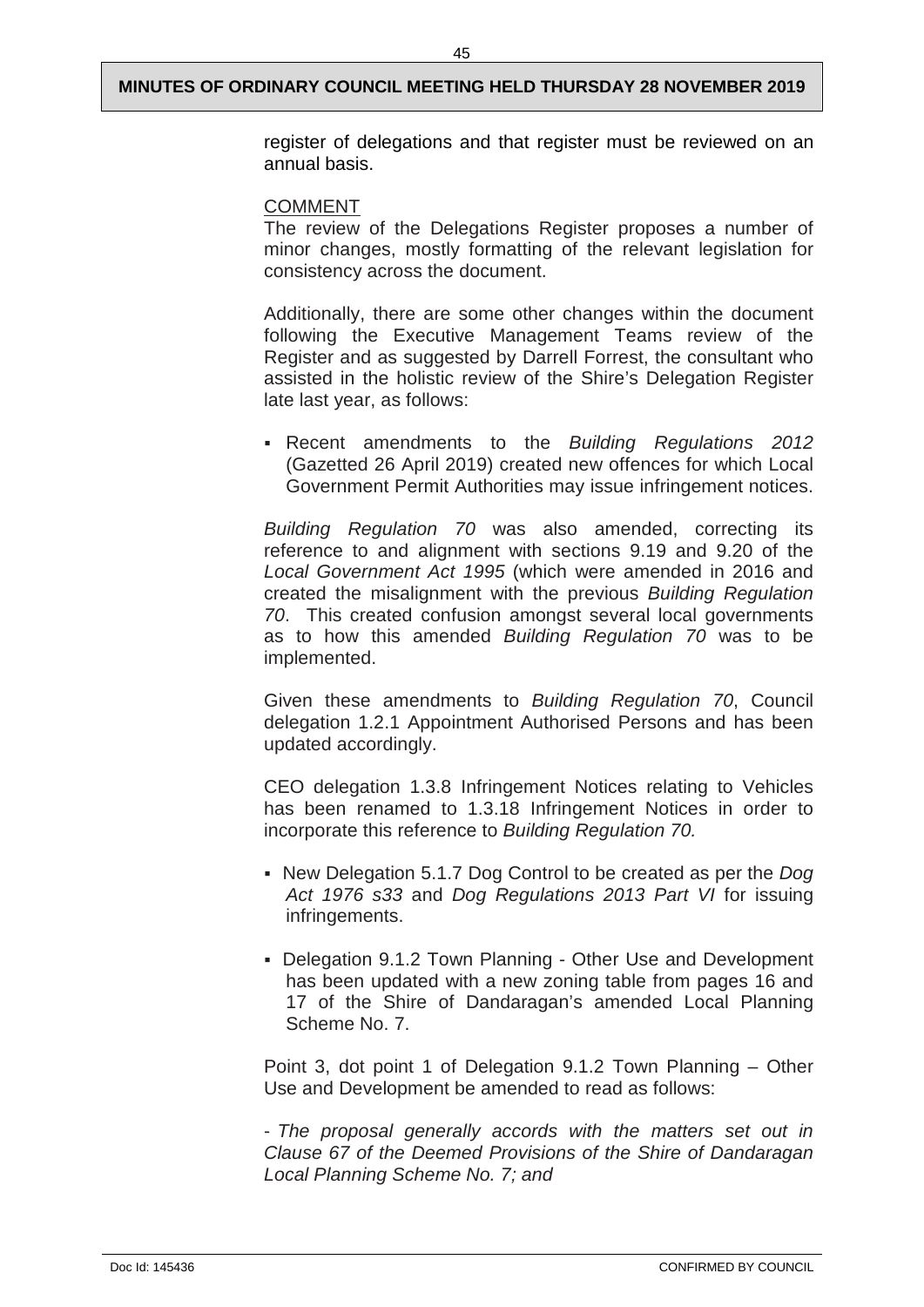register of delegations and that register must be reviewed on an annual basis.

COMMENT

The review of the Delegations Register proposes a number of minor changes, mostly formatting of the relevant legislation for consistency across the document.

Additionally, there are some other changes within the document following the Executive Management Teams review of the Register and as suggested by Darrell Forrest, the consultant who assisted in the holistic review of the Shire's Delegation Register late last year, as follows:

- Recent amendments to the *Building Regulations 2012* (Gazetted 26 April 2019) created new offences for which Local Government Permit Authorities may issue infringement notices.

*Building Regulation 70* was also amended, correcting its reference to and alignment with sections 9.19 and 9.20 of the *Local Government Act 1995* (which were amended in 2016 and created the misalignment with the previous *Building Regulation 70*. This created confusion amongst several local governments as to how this amended *Building Regulation 70* was to be implemented.

Given these amendments to *Building Regulation 70*, Council delegation 1.2.1 Appointment Authorised Persons and has been updated accordingly.

CEO delegation 1.3.8 Infringement Notices relating to Vehicles has been renamed to 1.3.18 Infringement Notices in order to incorporate this reference to *Building Regulation 70.*

- New Delegation 5.1.7 Dog Control to be created as per the *Dog Act 1976 s33* and *Dog Regulations 2013 Part VI* for issuing infringements.
- Delegation 9.1.2 Town Planning - Other Use and Development has been updated with a new zoning table from pages 16 and 17 of the Shire of Dandaragan's amended Local Planning Scheme No. 7.

Point 3, dot point 1 of Delegation 9.1.2 Town Planning – Other Use and Development be amended to read as follows:

- *The proposal generally accords with the matters set out in Clause 67 of the Deemed Provisions of the Shire of Dandaragan Local Planning Scheme No. 7; and*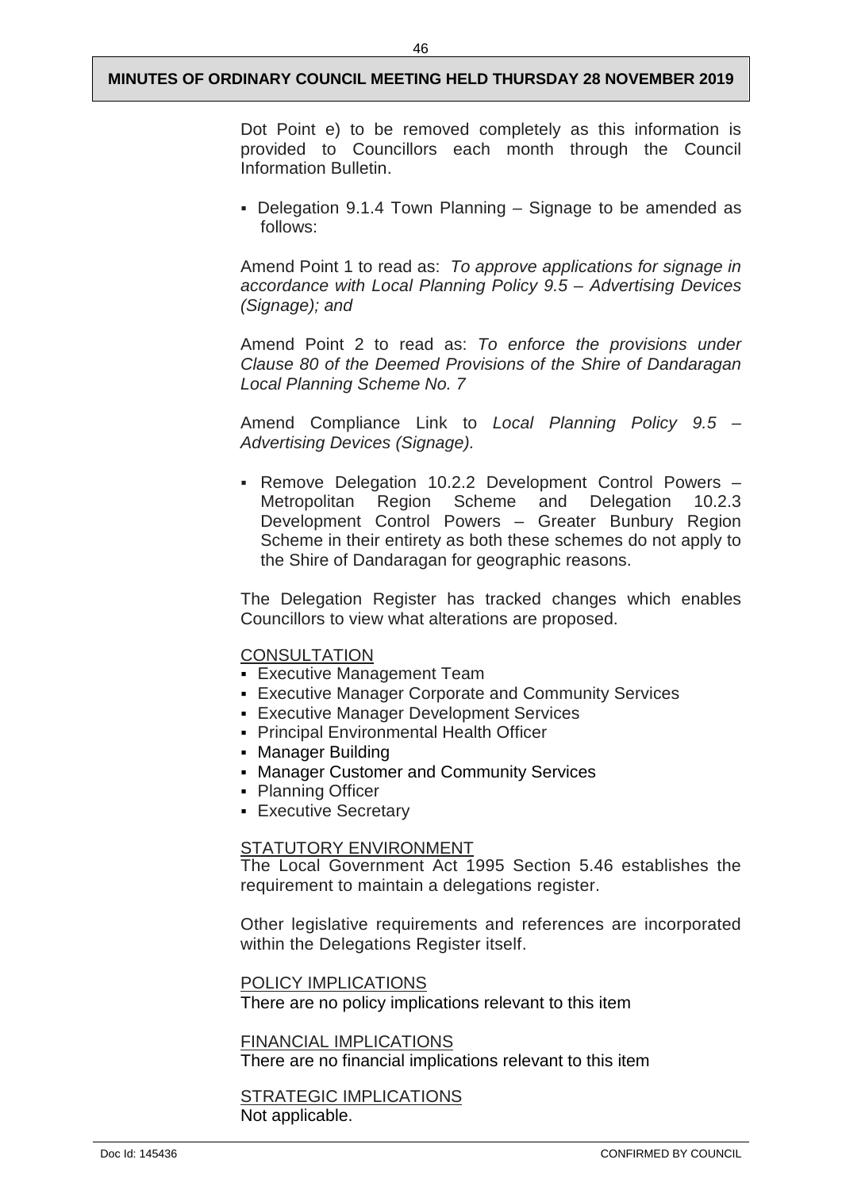Dot Point e) to be removed completely as this information is provided to Councillors each month through the Council Information Bulletin.

- Delegation 9.1.4 Town Planning – Signage to be amended as follows:

Amend Point 1 to read as: *To approve applications for signage in accordance with Local Planning Policy 9.5 – Advertising Devices (Signage); and*

Amend Point 2 to read as: *To enforce the provisions under Clause 80 of the Deemed Provisions of the Shire of Dandaragan Local Planning Scheme No. 7*

Amend Compliance Link to *Local Planning Policy 9.5 – Advertising Devices (Signage).*

- Remove Delegation 10.2.2 Development Control Powers – Metropolitan Region Scheme and Delegation 10.2.3 Development Control Powers – Greater Bunbury Region Scheme in their entirety as both these schemes do not apply to the Shire of Dandaragan for geographic reasons.

The Delegation Register has tracked changes which enables Councillors to view what alterations are proposed.

CONSULTATION

- Executive Management Team
- Executive Manager Corporate and Community Services
- Executive Manager Development Services
- Principal Environmental Health Officer
- Manager Building
- Manager Customer and Community Services
- Planning Officer
- Executive Secretary

STATUTORY ENVIRONMENT

The Local Government Act 1995 Section 5.46 establishes the requirement to maintain a delegations register.

Other legislative requirements and references are incorporated within the Delegations Register itself.

POLICY IMPLICATIONS

There are no policy implications relevant to this item

FINANCIAL IMPLICATIONS

There are no financial implications relevant to this item

STRATEGIC IMPLICATIONS

Not applicable.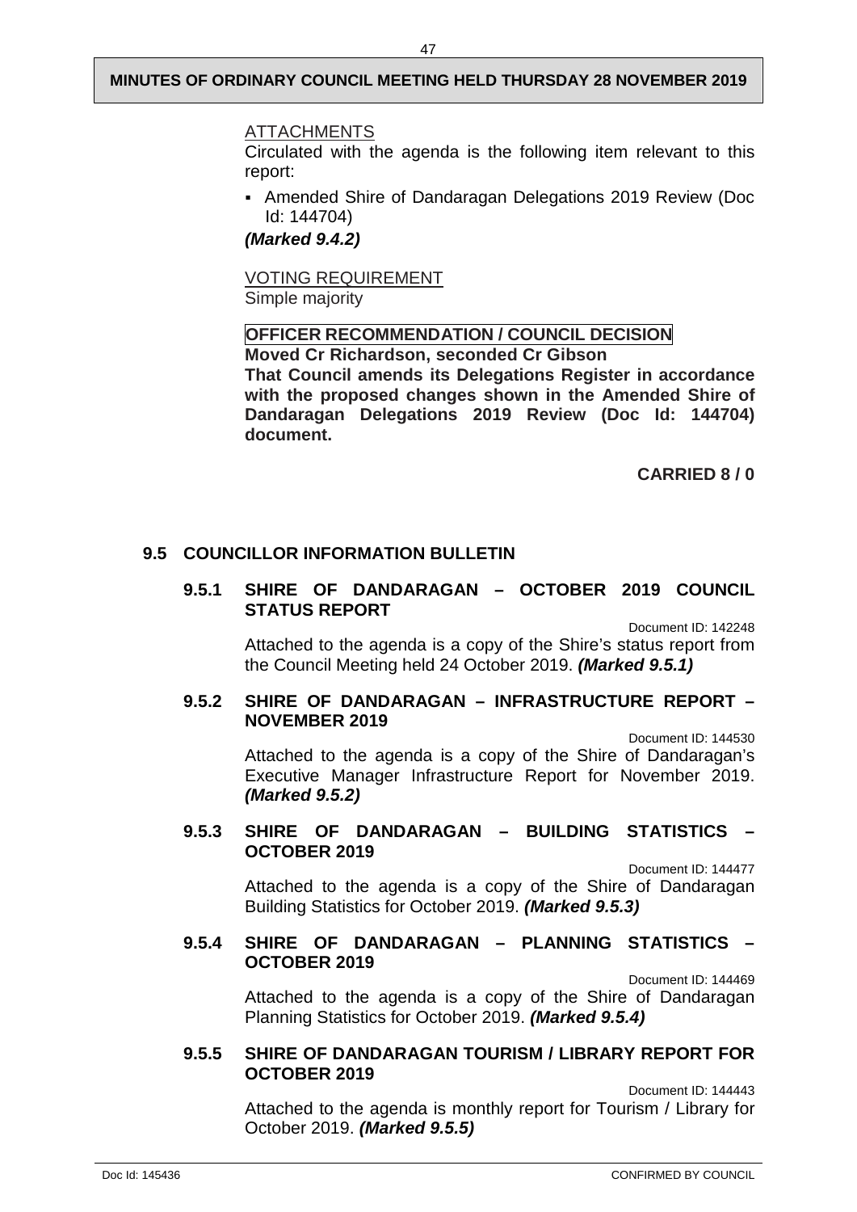ATTACHMENTS

Circulated with the agenda is the following item relevant to this report:

- Amended Shire of Dandaragan Delegations 2019 Review (Doc Id: 144704)

***(Marked 9.4.2)***

VOTING REQUIREMENT

Simple majority

**OFFICER RECOMMENDATION / COUNCIL DECISION**

**Moved Cr Richardson, seconded Cr Gibson**

**That Council amends its Delegations Register in accordance with the proposed changes shown in the Amended Shire of Dandaragan Delegations 2019 Review (Doc Id: 144704) document.**

**CARRIED 8 / 0**

## 9.5 COUNCILLOR INFORMATION BULLETIN

### 9.5.1 SHIRE OF DANDARAGAN – OCTOBER 2019 COUNCIL STATUS REPORT

Document ID: 142248

Attached to the agenda is a copy of the Shire's status report from the Council Meeting held 24 October 2019. ***(Marked 9.5.1)***

### 9.5.2 SHIRE OF DANDARAGAN – INFRASTRUCTURE REPORT – NOVEMBER 2019

Document ID: 144530

Attached to the agenda is a copy of the Shire of Dandaragan's Executive Manager Infrastructure Report for November 2019. ***(Marked 9.5.2)***

### 9.5.3 SHIRE OF DANDARAGAN – BUILDING STATISTICS – OCTOBER 2019

Document ID: 144477

Attached to the agenda is a copy of the Shire of Dandaragan Building Statistics for October 2019. ***(Marked 9.5.3)***

### 9.5.4 SHIRE OF DANDARAGAN – PLANNING STATISTICS – OCTOBER 2019

Document ID: 144469

Attached to the agenda is a copy of the Shire of Dandaragan Planning Statistics for October 2019. ***(Marked 9.5.4)***

### 9.5.5 SHIRE OF DANDARAGAN TOURISM / LIBRARY REPORT FOR OCTOBER 2019

Document ID: 144443

Attached to the agenda is monthly report for Tourism / Library for October 2019. ***(Marked 9.5.5)***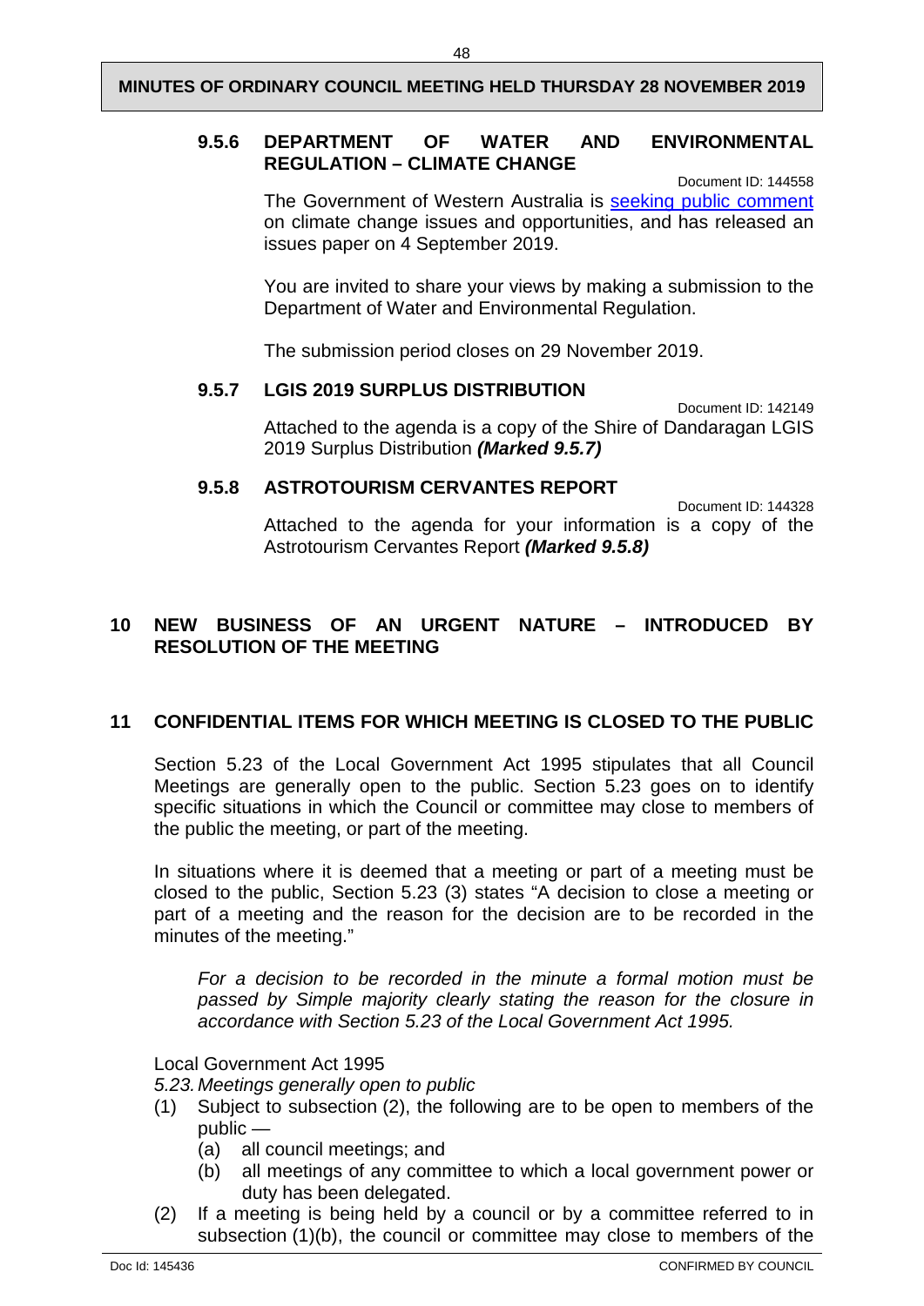### 9.5.6 DEPARTMENT OF WATER AND ENVIRONMENTAL REGULATION – CLIMATE CHANGE

Document ID: 144558

The Government of Western Australia is seeking public comment on climate change issues and opportunities, and has released an issues paper on 4 September 2019.

You are invited to share your views by making a submission to the Department of Water and Environmental Regulation.

The submission period closes on 29 November 2019.

### 9.5.7 LGIS 2019 SURPLUS DISTRIBUTION

Document ID: 142149

Attached to the agenda is a copy of the Shire of Dandaragan LGIS 2019 Surplus Distribution ***(Marked 9.5.7)***

### 9.5.8 ASTROTOURISM CERVANTES REPORT

Document ID: 144328

Attached to the agenda for your information is a copy of the Astrotourism Cervantes Report ***(Marked 9.5.8)***

## 10 NEW BUSINESS OF AN URGENT NATURE – INTRODUCED BY RESOLUTION OF THE MEETING

## 11 CONFIDENTIAL ITEMS FOR WHICH MEETING IS CLOSED TO THE PUBLIC

Section 5.23 of the Local Government Act 1995 stipulates that all Council Meetings are generally open to the public. Section 5.23 goes on to identify specific situations in which the Council or committee may close to members of the public the meeting, or part of the meeting.

In situations where it is deemed that a meeting or part of a meeting must be closed to the public, Section 5.23 (3) states "A decision to close a meeting or part of a meeting and the reason for the decision are to be recorded in the minutes of the meeting."

*For a decision to be recorded in the minute a formal motion must be passed by Simple majority clearly stating the reason for the closure in accordance with Section 5.23 of the Local Government Act 1995.*

Local Government Act 1995

*5.23. Meetings generally open to public*

(1) Subject to subsection (2), the following are to be open to members of the public —
  - (a) all council meetings; and
  - (b) all meetings of any committee to which a local government power or duty has been delegated.

(2) If a meeting is being held by a council or by a committee referred to in subsection (1)(b), the council or committee may close to members of the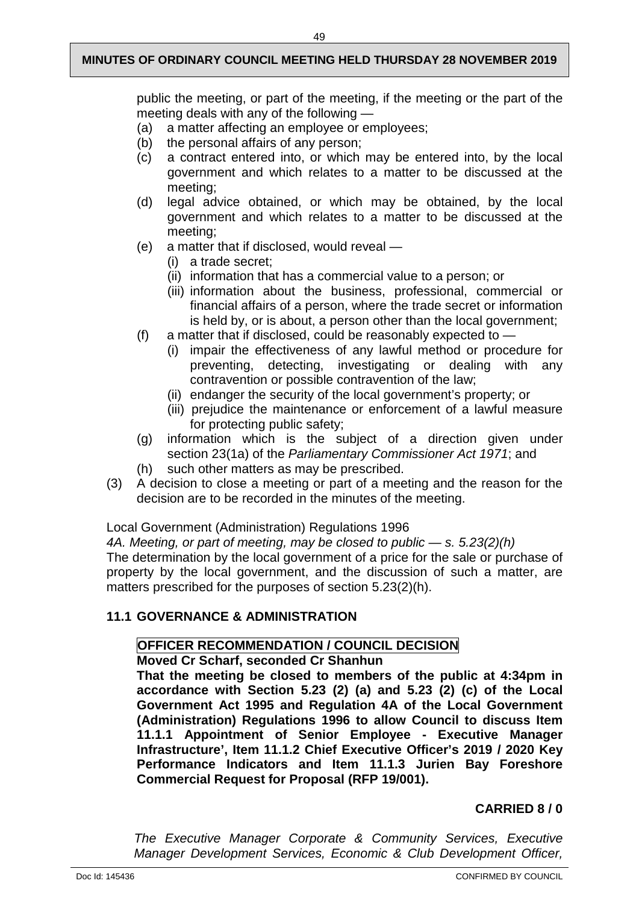public the meeting, or part of the meeting, if the meeting or the part of the meeting deals with any of the following —

(a) a matter affecting an employee or employees;
(b) the personal affairs of any person;
(c) a contract entered into, or which may be entered into, by the local government and which relates to a matter to be discussed at the meeting;
(d) legal advice obtained, or which may be obtained, by the local government and which relates to a matter to be discussed at the meeting;
(e) a matter that if disclosed, would reveal —
  (i) a trade secret;
  (ii) information that has a commercial value to a person; or
  (iii) information about the business, professional, commercial or financial affairs of a person, where the trade secret or information is held by, or is about, a person other than the local government;
(f) a matter that if disclosed, could be reasonably expected to —
  (i) impair the effectiveness of any lawful method or procedure for preventing, detecting, investigating or dealing with any contravention or possible contravention of the law;
  (ii) endanger the security of the local government's property; or
  (iii) prejudice the maintenance or enforcement of a lawful measure for protecting public safety;
(g) information which is the subject of a direction given under section 23(1a) of the *Parliamentary Commissioner Act 1971*; and
(h) such other matters as may be prescribed.

(3) A decision to close a meeting or part of a meeting and the reason for the decision are to be recorded in the minutes of the meeting.

Local Government (Administration) Regulations 1996

*4A. Meeting, or part of meeting, may be closed to public — s. 5.23(2)(h)*

The determination by the local government of a price for the sale or purchase of property by the local government, and the discussion of such a matter, are matters prescribed for the purposes of section 5.23(2)(h).

## 11.1 GOVERNANCE & ADMINISTRATION

**OFFICER RECOMMENDATION / COUNCIL DECISION**

**Moved Cr Scharf, seconded Cr Shanhun**

**That the meeting be closed to members of the public at 4:34pm in accordance with Section 5.23 (2) (a) and 5.23 (2) (c) of the Local Government Act 1995 and Regulation 4A of the Local Government (Administration) Regulations 1996 to allow Council to discuss Item 11.1.1 Appointment of Senior Employee - Executive Manager Infrastructure', Item 11.1.2 Chief Executive Officer's 2019 / 2020 Key Performance Indicators and Item 11.1.3 Jurien Bay Foreshore Commercial Request for Proposal (RFP 19/001).**

**CARRIED 8 / 0**

*The Executive Manager Corporate & Community Services, Executive Manager Development Services, Economic & Club Development Officer,*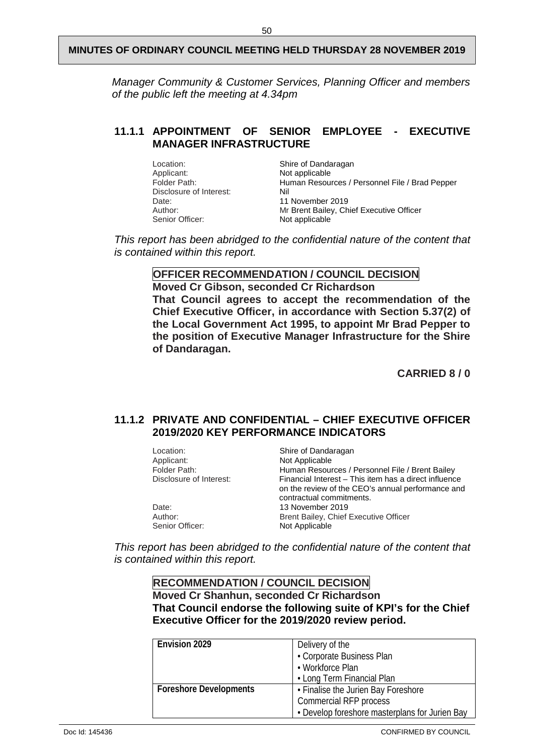*Manager Community & Customer Services, Planning Officer and members of the public left the meeting at 4.34pm*

## 11.1.1 APPOINTMENT OF SENIOR EMPLOYEE - EXECUTIVE MANAGER INFRASTRUCTURE

| | |
|---|---|
| Location: | Shire of Dandaragan |
| Applicant: | Not applicable |
| Folder Path: | Human Resources / Personnel File / Brad Pepper |
| Disclosure of Interest: | Nil |
| Date: | 11 November 2019 |
| Author: | Mr Brent Bailey, Chief Executive Officer |
| Senior Officer: | Not applicable |

*This report has been abridged to the confidential nature of the content that is contained within this report.*

**OFFICER RECOMMENDATION / COUNCIL DECISION**

**Moved Cr Gibson, seconded Cr Richardson**

**That Council agrees to accept the recommendation of the Chief Executive Officer, in accordance with Section 5.37(2) of the Local Government Act 1995, to appoint Mr Brad Pepper to the position of Executive Manager Infrastructure for the Shire of Dandaragan.**

**CARRIED 8 / 0**

## 11.1.2 PRIVATE AND CONFIDENTIAL – CHIEF EXECUTIVE OFFICER 2019/2020 KEY PERFORMANCE INDICATORS

| | |
|---|---|
| Location: | Shire of Dandaragan |
| Applicant: | Not Applicable |
| Folder Path: | Human Resources / Personnel File / Brent Bailey |
| Disclosure of Interest: | Financial Interest – This item has a direct influence on the review of the CEO's annual performance and contractual commitments. |
| Date: | 13 November 2019 |
| Author: | Brent Bailey, Chief Executive Officer |
| Senior Officer: | Not Applicable |

*This report has been abridged to the confidential nature of the content that is contained within this report.*

**RECOMMENDATION / COUNCIL DECISION**

**Moved Cr Shanhun, seconded Cr Richardson**

**That Council endorse the following suite of KPI's for the Chief Executive Officer for the 2019/2020 review period.**

| **Envision 2029** | Delivery of the<br>• Corporate Business Plan<br>• Workforce Plan<br>• Long Term Financial Plan |
|---|---|
| **Foreshore Developments** | • Finalise the Jurien Bay Foreshore Commercial RFP process<br>• Develop foreshore masterplans for Jurien Bay |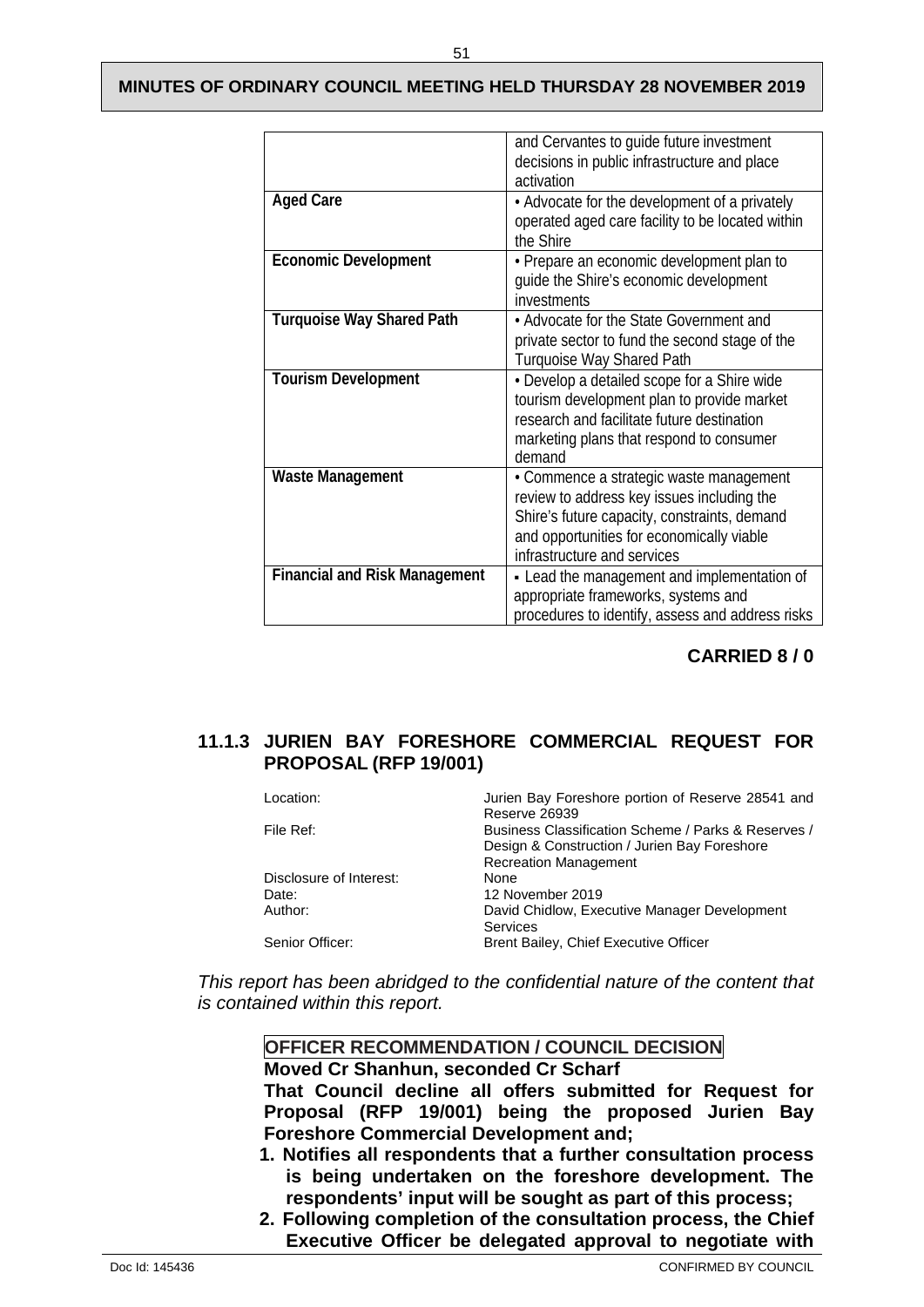|  |  |
|---|---|
|  | and Cervantes to guide future investment decisions in public infrastructure and place activation |
| **Aged Care** | • Advocate for the development of a privately operated aged care facility to be located within the Shire |
| **Economic Development** | • Prepare an economic development plan to guide the Shire's economic development investments |
| **Turquoise Way Shared Path** | • Advocate for the State Government and private sector to fund the second stage of the Turquoise Way Shared Path |
| **Tourism Development** | • Develop a detailed scope for a Shire wide tourism development plan to provide market research and facilitate future destination marketing plans that respond to consumer demand |
| **Waste Management** | • Commence a strategic waste management review to address key issues including the Shire's future capacity, constraints, demand and opportunities for economically viable infrastructure and services |
| **Financial and Risk Management** | ▪ Lead the management and implementation of appropriate frameworks, systems and procedures to identify, assess and address risks |

**CARRIED 8 / 0**

### 11.1.3 JURIEN BAY FORESHORE COMMERCIAL REQUEST FOR PROPOSAL (RFP 19/001)

|  |  |
|---|---|
| Location: | Jurien Bay Foreshore portion of Reserve 28541 and Reserve 26939 |
| File Ref: | Business Classification Scheme / Parks & Reserves / Design & Construction / Jurien Bay Foreshore Recreation Management |
| Disclosure of Interest: | None |
| Date: | 12 November 2019 |
| Author: | David Chidlow, Executive Manager Development Services |
| Senior Officer: | Brent Bailey, Chief Executive Officer |

*This report has been abridged to the confidential nature of the content that is contained within this report.*

**OFFICER RECOMMENDATION / COUNCIL DECISION**

**Moved Cr Shanhun, seconded Cr Scharf**

**That Council decline all offers submitted for Request for Proposal (RFP 19/001) being the proposed Jurien Bay Foreshore Commercial Development and;**

1. **Notifies all respondents that a further consultation process is being undertaken on the foreshore development. The respondents' input will be sought as part of this process;**
2. **Following completion of the consultation process, the Chief Executive Officer be delegated approval to negotiate with**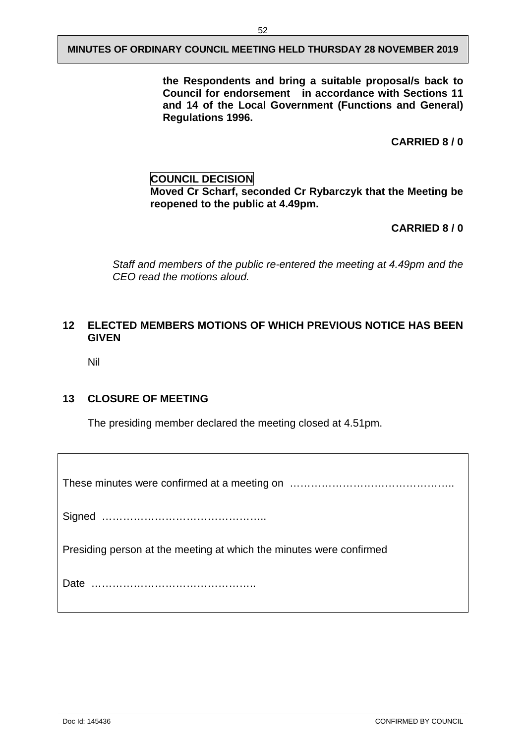**the Respondents and bring a suitable proposal/s back to Council for endorsement in accordance with Sections 11 and 14 of the Local Government (Functions and General) Regulations 1996.**

**CARRIED 8 / 0**

**COUNCIL DECISION**
**Moved Cr Scharf, seconded Cr Rybarczyk that the Meeting be reopened to the public at 4.49pm.**

**CARRIED 8 / 0**

*Staff and members of the public re-entered the meeting at 4.49pm and the CEO read the motions aloud.*

## 12 ELECTED MEMBERS MOTIONS OF WHICH PREVIOUS NOTICE HAS BEEN GIVEN

Nil

## 13 CLOSURE OF MEETING

The presiding member declared the meeting closed at 4.51pm.

These minutes were confirmed at a meeting on ………………………………………..

Signed ………………………………………..

Presiding person at the meeting at which the minutes were confirmed

Date ………………………………………..